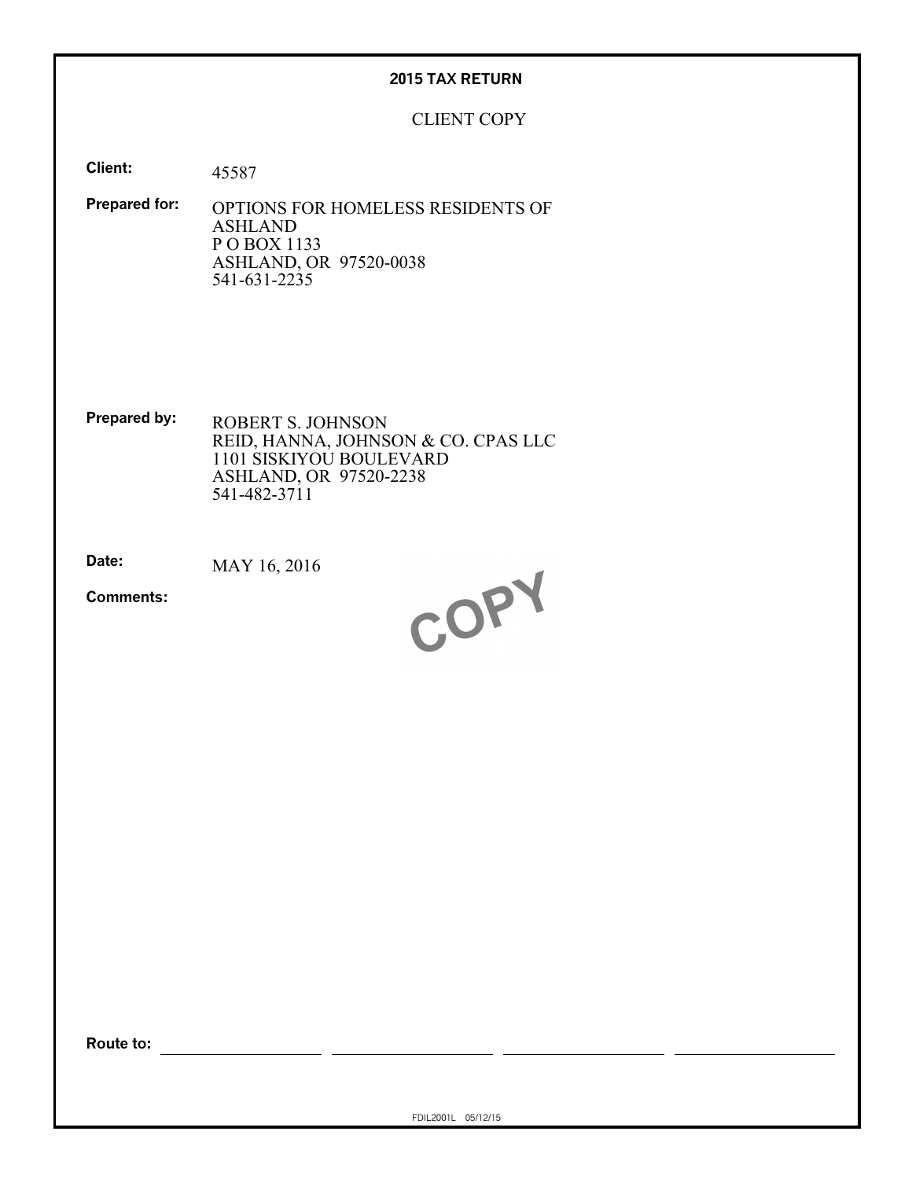# 2015 TAX RETURN

CLIENT COPY

**Client:** 45587

**Prepared for:**
OPTIONS FOR HOMELESS RESIDENTS OF ASHLAND
P O BOX 1133
ASHLAND, OR 97520-0038
541-631-2235

**Prepared by:**
ROBERT S. JOHNSON
REID, HANNA, JOHNSON & CO. CPAS LLC
1101 SISKIYOU BOULEVARD
ASHLAND, OR 97520-2238
541-482-3711

**Date:** MAY 16, 2016

**Comments:**

COPY

**Route to:**

FDIL2001L 05/12/15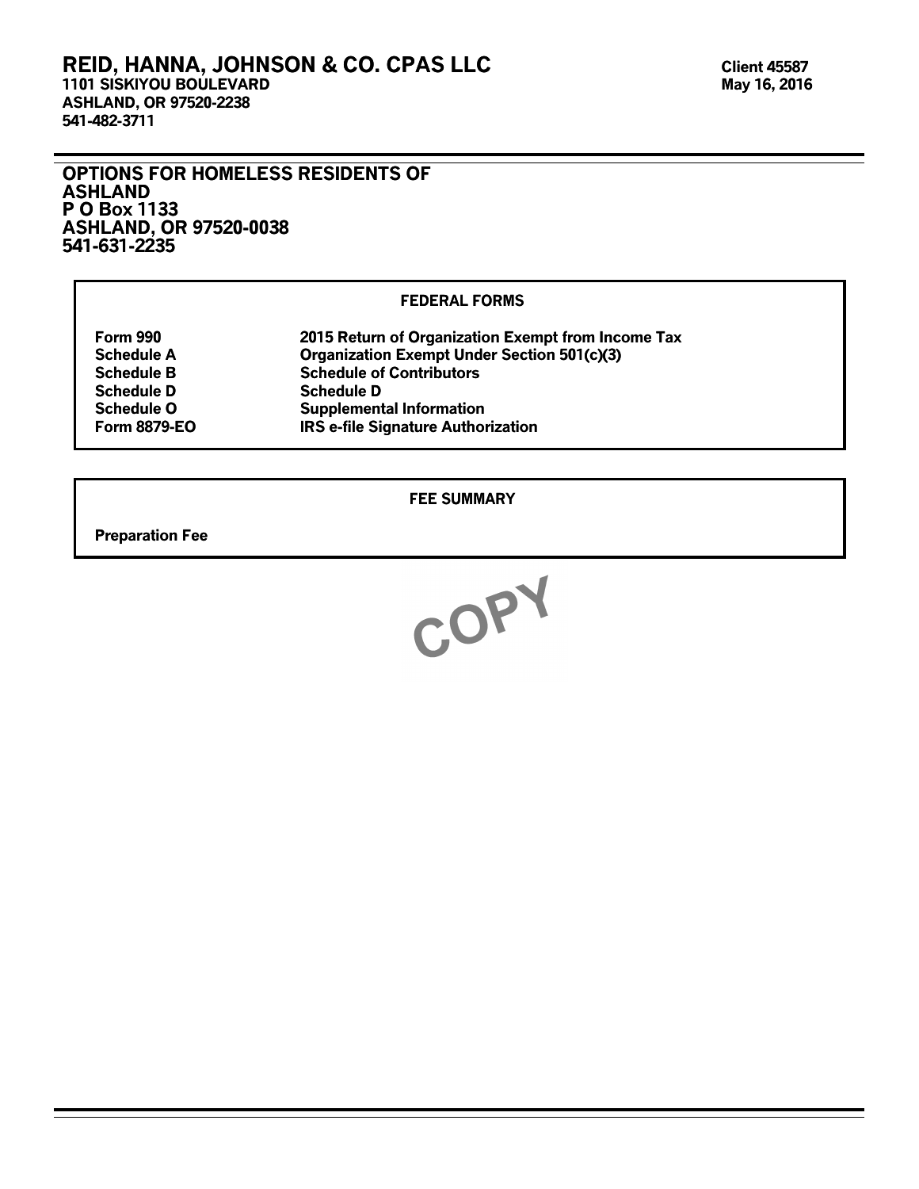**REID, HANNA, JOHNSON & CO. CPAS LLC**
**1101 SISKIYOU BOULEVARD**
**ASHLAND, OR 97520-2238**
**541-482-3711**

**Client 45587**
**May 16, 2016**

**OPTIONS FOR HOMELESS RESIDENTS OF ASHLAND**
**P O Box 1133**
**ASHLAND, OR 97520-0038**
**541-631-2235**

## FEDERAL FORMS

| | |
|---|---|
| **Form 990** | **2015 Return of Organization Exempt from Income Tax** |
| **Schedule A** | **Organization Exempt Under Section 501(c)(3)** |
| **Schedule B** | **Schedule of Contributors** |
| **Schedule D** | **Schedule D** |
| **Schedule O** | **Supplemental Information** |
| **Form 8879-EO** | **IRS e-file Signature Authorization** |

## FEE SUMMARY

**Preparation Fee**

COPY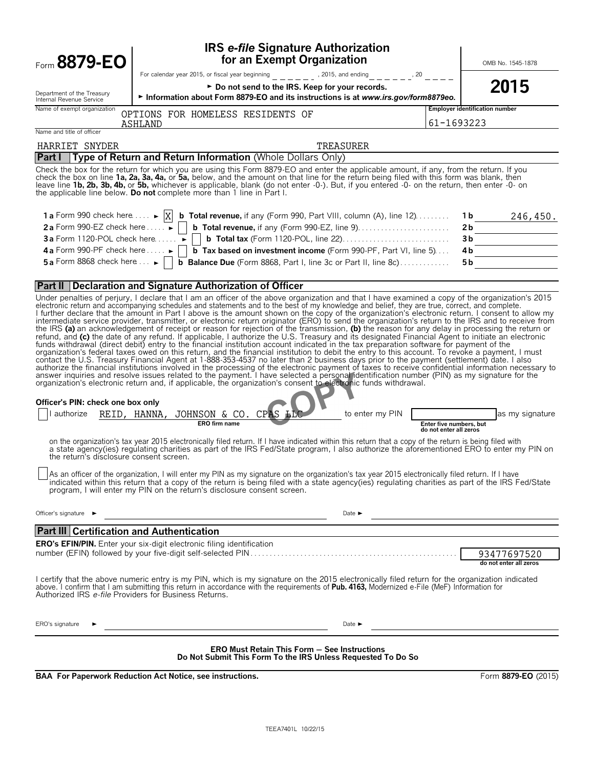# Form 8879-EO

## IRS *e-file* Signature Authorization for an Exempt Organization

OMB No. 1545-1878

**2015**

For calendar year 2015, or fiscal year beginning ______, 2015, and ending ______, 20 ____

► Do not send to the IRS. Keep for your records.

► Information about Form 8879-EO and its instructions is at *www.irs.gov/form8879eo.*

Department of the Treasury
Internal Revenue Service

Name of exempt organization: OPTIONS FOR HOMELESS RESIDENTS OF ASHLAND

Employer identification number: 61-1693223

Name and title of officer: HARRIET SNYDER TREASURER

### Part I Type of Return and Return Information (Whole Dollars Only)

Check the box for the return for which you are using this Form 8879-EO and enter the applicable amount, if any, from the return. If you check the box on line **1a, 2a, 3a, 4a,** or **5a,** below, and the amount on that line for the return being filed with this form was blank, then leave line **1b, 2b, 3b, 4b,** or **5b,** whichever is applicable, blank (do not enter -0-). But, if you entered -0- on the return, then enter -0- on the applicable line below. **Do not** complete more than 1 line in Part I.

| | | | |
|---|---|---|---|
| **1a** Form 990 check here ► [X] | **b Total revenue,** if any (Form 990, Part VIII, column (A), line 12) | **1b** | 246,450. |
| **2a** Form 990-EZ check here ► [ ] | **b Total revenue,** if any (Form 990-EZ, line 9) | **2b** | |
| **3a** Form 1120-POL check here ► [ ] | **b Total tax** (Form 1120-POL, line 22) | **3b** | |
| **4a** Form 990-PF check here ► [ ] | **b Tax based on investment income** (Form 990-PF, Part VI, line 5) | **4b** | |
| **5a** Form 8868 check here ► [ ] | **b Balance Due** (Form 8868, Part I, line 3c or Part II, line 8c) | **5b** | |

### Part II Declaration and Signature Authorization of Officer

Under penalties of perjury, I declare that I am an officer of the above organization and that I have examined a copy of the organization's 2015 electronic return and accompanying schedules and statements and to the best of my knowledge and belief, they are true, correct, and complete. I further declare that the amount in Part I above is the amount shown on the copy of the organization's electronic return. I consent to allow my intermediate service provider, transmitter, or electronic return originator (ERO) to send the organization's return to the IRS and to receive from the IRS **(a)** an acknowledgement of receipt or reason for rejection of the transmission, **(b)** the reason for any delay in processing the return or refund, and **(c)** the date of any refund. If applicable, I authorize the U.S. Treasury and its designated Financial Agent to initiate an electronic funds withdrawal (direct debit) entry to the financial institution account indicated in the tax preparation software for payment of the organization's federal taxes owed on this return, and the financial institution to debit the entry to this account. To revoke a payment, I must contact the U.S. Treasury Financial Agent at 1-888-353-4537 no later than 2 business days prior to the payment (settlement) date. I also authorize the financial institutions involved in the processing of the electronic payment of taxes to receive confidential information necessary to answer inquiries and resolve issues related to the payment. I have selected a personal identification number (PIN) as my signature for the organization's electronic return and, if applicable, the organization's consent to electronic funds withdrawal.

COPY

**Officer's PIN: check one box only**

[ ] I authorize REID, HANNA, JOHNSON & CO. CPAS LLC (**ERO firm name**) to enter my PIN ______ (**Enter five numbers, but do not enter all zeros**) as my signature on the organization's tax year 2015 electronically filed return. If I have indicated within this return that a copy of the return is being filed with a state agency(ies) regulating charities as part of the IRS Fed/State program, I also authorize the aforementioned ERO to enter my PIN on the return's disclosure consent screen.

[ ] As an officer of the organization, I will enter my PIN as my signature on the organization's tax year 2015 electronically filed return. If I have indicated within this return that a copy of the return is being filed with a state agency(ies) regulating charities as part of the IRS Fed/State program, I will enter my PIN on the return's disclosure consent screen.

Officer's signature ► ______________________ Date ► ______________

### Part III Certification and Authentication

**ERO's EFIN/PIN.** Enter your six-digit electronic filing identification number (EFIN) followed by your five-digit self-selected PIN: 93477697520 (**do not enter all zeros**)

I certify that the above numeric entry is my PIN, which is my signature on the 2015 electronically filed return for the organization indicated above. I confirm that I am submitting this return in accordance with the requirements of **Pub. 4163,** Modernized e-File (MeF) Information for Authorized IRS *e-file* Providers for Business Returns.

ERO's signature ► ______________________ Date ► ______________

**ERO Must Retain This Form — See Instructions**
**Do Not Submit This Form To the IRS Unless Requested To Do So**

**BAA For Paperwork Reduction Act Notice, see instructions.** Form **8879-EO** (2015)

TEEA7401L 10/22/15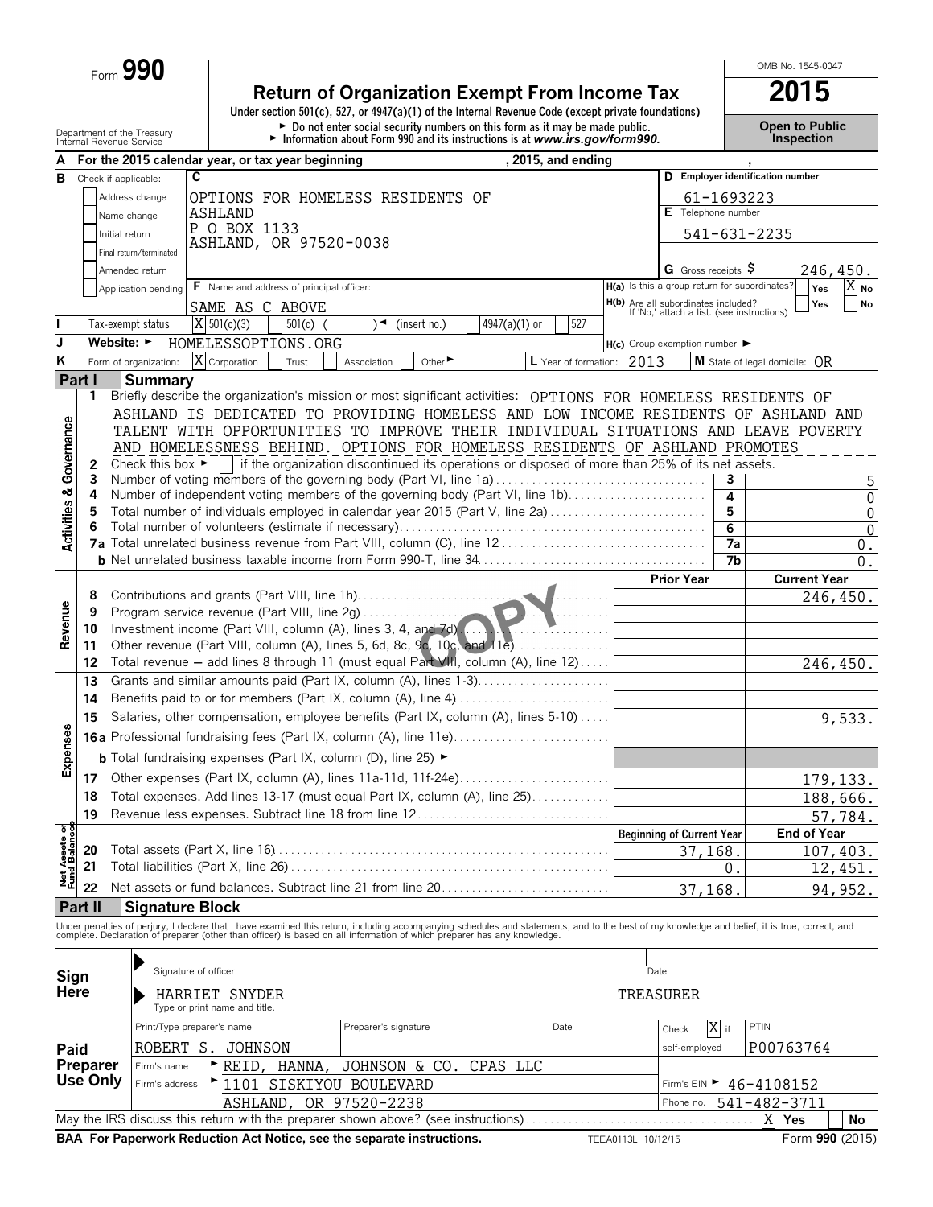Form **990**

# Return of Organization Exempt From Income Tax

**Under section 501(c), 527, or 4947(a)(1) of the Internal Revenue Code (except private foundations)**

► Do not enter social security numbers on this form as it may be made public.
► Information about Form 990 and its instructions is at *www.irs.gov/form990.*

Department of the Treasury
Internal Revenue Service

OMB No. 1545-0047

**2015**

**Open to Public Inspection**

**A** For the 2015 calendar year, or tax year beginning , 2015, and ending ,

**B** Check if applicable:
- Address change
- Name change
- Initial return
- Final return/terminated
- Amended return
- Application pending

**C** OPTIONS FOR HOMELESS RESIDENTS OF ASHLAND
P O BOX 1133
ASHLAND, OR 97520-0038

**D** Employer identification number: 61-1693223

**E** Telephone number: 541-631-2235

**G** Gross receipts $ 246,450.

**F** Name and address of principal officer: SAME AS C ABOVE

**H(a)** Is this a group return for subordinates? Yes [ ] No [X]

**H(b)** Are all subordinates included? Yes [ ] No [ ]
If 'No,' attach a list. (see instructions)

**I** Tax-exempt status: [X] 501(c)(3) [ ] 501(c) ( ) ◄ (insert no.) [ ] 4947(a)(1) or [ ] 527

**J** Website: ► HOMELESSOPTIONS.ORG

**H(c)** Group exemption number ►

**K** Form of organization: [X] Corporation [ ] Trust [ ] Association [ ] Other ►

**L** Year of formation: 2013

**M** State of legal domicile: OR

## Part I Summary

**Activities & Governance**

1 Briefly describe the organization's mission or most significant activities: OPTIONS FOR HOMELESS RESIDENTS OF ASHLAND IS DEDICATED TO PROVIDING HOMELESS AND LOW INCOME RESIDENTS OF ASHLAND AND TALENT WITH OPPORTUNITIES TO IMPROVE THEIR INDIVIDUAL SITUATIONS AND LEAVE POVERTY AND HOMELESSNESS BEHIND. OPTIONS FOR HOMELESS RESIDENTS OF ASHLAND PROMOTES

2 Check this box ► [ ] if the organization discontinued its operations or disposed of more than 25% of its net assets.

| | | | |
|---|---|---|---|
| 3 | Number of voting members of the governing body (Part VI, line 1a) | 3 | 5 |
| 4 | Number of independent voting members of the governing body (Part VI, line 1b) | 4 | 0 |
| 5 | Total number of individuals employed in calendar year 2015 (Part V, line 2a) | 5 | 0 |
| 6 | Total number of volunteers (estimate if necessary) | 6 | 0 |
| 7a | Total unrelated business revenue from Part VIII, column (C), line 12 | 7a | 0. |
| b | Net unrelated business taxable income from Form 990-T, line 34 | 7b | 0. |

| | | Prior Year | Current Year |
|---|---|---|---|
| **Revenue** | | | |
| 8 | Contributions and grants (Part VIII, line 1h) | | 246,450. |
| 9 | Program service revenue (Part VIII, line 2g) | | |
| 10 | Investment income (Part VIII, column (A), lines 3, 4, and 7d) | | |
| 11 | Other revenue (Part VIII, column (A), lines 5, 6d, 8c, 9c, 10c, and 11e) | | |
| 12 | Total revenue – add lines 8 through 11 (must equal Part VIII, column (A), line 12) | | 246,450. |
| **Expenses** | | | |
| 13 | Grants and similar amounts paid (Part IX, column (A), lines 1-3) | | |
| 14 | Benefits paid to or for members (Part IX, column (A), line 4) | | |
| 15 | Salaries, other compensation, employee benefits (Part IX, column (A), lines 5-10) | | 9,533. |
| 16a | Professional fundraising fees (Part IX, column (A), line 11e) | | |
| b | Total fundraising expenses (Part IX, column (D), line 25) ► | | |
| 17 | Other expenses (Part IX, column (A), lines 11a-11d, 11f-24e) | | 179,133. |
| 18 | Total expenses. Add lines 13-17 (must equal Part IX, column (A), line 25) | | 188,666. |
| 19 | Revenue less expenses. Subtract line 18 from line 12 | | 57,784. |

| | | Beginning of Current Year | End of Year |
|---|---|---|---|
| **Net Assets or Fund Balances** | | | |
| 20 | Total assets (Part X, line 16) | 37,168. | 107,403. |
| 21 | Total liabilities (Part X, line 26) | 0. | 12,451. |
| 22 | Net assets or fund balances. Subtract line 21 from line 20 | 37,168. | 94,952. |

## Part II Signature Block

Under penalties of perjury, I declare that I have examined this return, including accompanying schedules and statements, and to the best of my knowledge and belief, it is true, correct, and complete. Declaration of preparer (other than officer) is based on all information of which preparer has any knowledge.

**Sign Here**

Signature of officer — Date

HARRIET SNYDER — TREASURER
Type or print name and title.

**Paid Preparer Use Only**

| Print/Type preparer's name | Preparer's signature | Date | Check [X] if self-employed | PTIN |
|---|---|---|---|---|
| ROBERT S. JOHNSON | | | | P00763764 |

Firm's name ► REID, HANNA, JOHNSON & CO. CPAS LLC
Firm's address ► 1101 SISKIYOU BOULEVARD, ASHLAND, OR 97520-2238
Firm's EIN ► 46-4108152
Phone no. 541-482-3711

May the IRS discuss this return with the preparer shown above? (see instructions) [X] Yes [ ] No

**BAA For Paperwork Reduction Act Notice, see the separate instructions.** TEEA0113L 10/12/15 Form **990** (2015)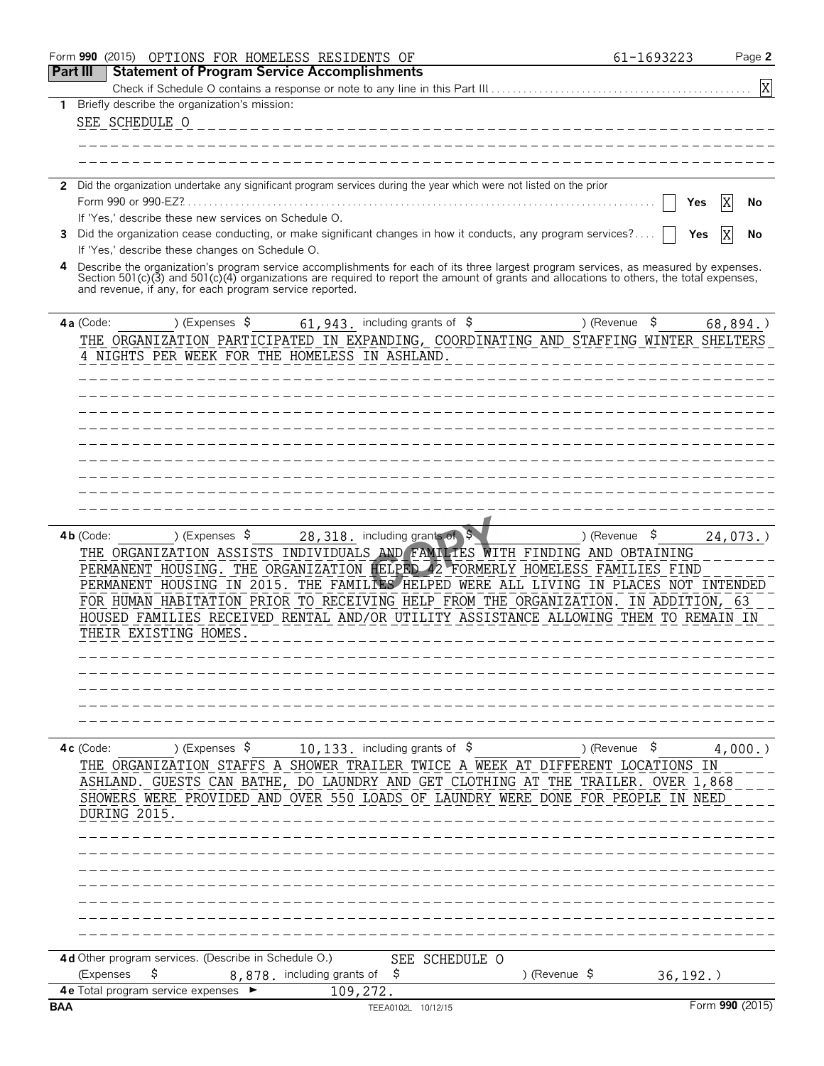Form **990** (2015) OPTIONS FOR HOMELESS RESIDENTS OF 61-1693223 Page **2**

## Part III Statement of Program Service Accomplishments

Check if Schedule O contains a response or note to any line in this Part III . . . . . . . [X]

**1** Briefly describe the organization's mission:

SEE SCHEDULE O

**2** Did the organization undertake any significant program services during the year which were not listed on the prior Form 990 or 990-EZ? . . . . . [ ] Yes [X] No

If 'Yes,' describe these new services on Schedule O.

**3** Did the organization cease conducting, or make significant changes in how it conducts, any program services? . . . . [ ] Yes [X] No

If 'Yes,' describe these changes on Schedule O.

**4** Describe the organization's program service accomplishments for each of its three largest program services, as measured by expenses. Section 501(c)(3) and 501(c)(4) organizations are required to report the amount of grants and allocations to others, the total expenses, and revenue, if any, for each program service reported.

**4a** (Code: ) (Expenses $ 61,943. including grants of $ ) (Revenue $ 68,894.)

THE ORGANIZATION PARTICIPATED IN EXPANDING, COORDINATING AND STAFFING WINTER SHELTERS 4 NIGHTS PER WEEK FOR THE HOMELESS IN ASHLAND.

**4b** (Code: ) (Expenses $ 28,318. including grants of $ ) (Revenue $ 24,073.)

THE ORGANIZATION ASSISTS INDIVIDUALS AND FAMILIES WITH FINDING AND OBTAINING PERMANENT HOUSING. THE ORGANIZATION HELPED 42 FORMERLY HOMELESS FAMILIES FIND PERMANENT HOUSING IN 2015. THE FAMILIES HELPED WERE ALL LIVING IN PLACES NOT INTENDED FOR HUMAN HABITATION PRIOR TO RECEIVING HELP FROM THE ORGANIZATION. IN ADDITION, 63 HOUSED FAMILIES RECEIVED RENTAL AND/OR UTILITY ASSISTANCE ALLOWING THEM TO REMAIN IN THEIR EXISTING HOMES.

**4c** (Code: ) (Expenses $ 10,133. including grants of $ ) (Revenue $ 4,000.)

THE ORGANIZATION STAFFS A SHOWER TRAILER TWICE A WEEK AT DIFFERENT LOCATIONS IN ASHLAND. GUESTS CAN BATHE, DO LAUNDRY AND GET CLOTHING AT THE TRAILER. OVER 1,868 SHOWERS WERE PROVIDED AND OVER 550 LOADS OF LAUNDRY WERE DONE FOR PEOPLE IN NEED DURING 2015.

**4d** Other program services. (Describe in Schedule O.) SEE SCHEDULE O

(Expenses $ 8,878. including grants of $ ) (Revenue $ 36,192.)

**4e** Total program service expenses ► 109,272.

BAA TEEA0102L 10/12/15 Form **990** (2015)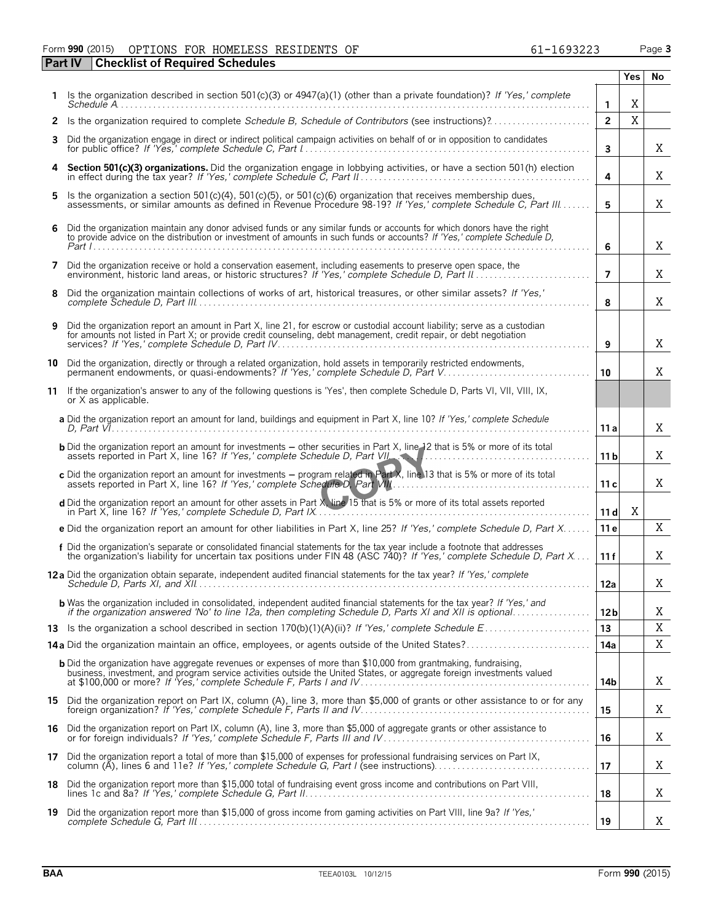Form **990** (2015) OPTIONS FOR HOMELESS RESIDENTS OF 61-1693223

## Part IV Checklist of Required Schedules

| | | | Yes | No |
|---|---|---|---|---|
| **1** | Is the organization described in section 501(c)(3) or 4947(a)(1) (other than a private foundation)? *If 'Yes,' complete Schedule A* | 1 | X | |
| **2** | Is the organization required to complete *Schedule B, Schedule of Contributors* (see instructions)? | 2 | X | |
| **3** | Did the organization engage in direct or indirect political campaign activities on behalf of or in opposition to candidates for public office? *If 'Yes,' complete Schedule C, Part I* | 3 | | X |
| **4** | **Section 501(c)(3) organizations.** Did the organization engage in lobbying activities, or have a section 501(h) election in effect during the tax year? *If 'Yes,' complete Schedule C, Part II* | 4 | | X |
| **5** | Is the organization a section 501(c)(4), 501(c)(5), or 501(c)(6) organization that receives membership dues, assessments, or similar amounts as defined in Revenue Procedure 98-19? *If 'Yes,' complete Schedule C, Part III* | 5 | | X |
| **6** | Did the organization maintain any donor advised funds or any similar funds or accounts for which donors have the right to provide advice on the distribution or investment of amounts in such funds or accounts? *If 'Yes,' complete Schedule D, Part I* | 6 | | X |
| **7** | Did the organization receive or hold a conservation easement, including easements to preserve open space, the environment, historic land areas, or historic structures? *If 'Yes,' complete Schedule D, Part II* | 7 | | X |
| **8** | Did the organization maintain collections of works of art, historical treasures, or other similar assets? *If 'Yes,' complete Schedule D, Part III* | 8 | | X |
| **9** | Did the organization report an amount in Part X, line 21, for escrow or custodial account liability; serve as a custodian for amounts not listed in Part X; or provide credit counseling, debt management, credit repair, or debt negotiation services? *If 'Yes,' complete Schedule D, Part IV* | 9 | | X |
| **10** | Did the organization, directly or through a related organization, hold assets in temporarily restricted endowments, permanent endowments, or quasi-endowments? *If 'Yes,' complete Schedule D, Part V* | 10 | | X |
| **11** | If the organization's answer to any of the following questions is 'Yes', then complete Schedule D, Parts VI, VII, VIII, IX, or X as applicable. | | | |
| | **a** Did the organization report an amount for land, buildings and equipment in Part X, line 10? *If 'Yes,' complete Schedule D, Part VI* | 11a | | X |
| | **b** Did the organization report an amount for investments – other securities in Part X, line 12 that is 5% or more of its total assets reported in Part X, line 16? *If 'Yes,' complete Schedule D, Part VII* | 11b | | X |
| | **c** Did the organization report an amount for investments – program related in Part X, line 13 that is 5% or more of its total assets reported in Part X, line 16? *If 'Yes,' complete Schedule D, Part VIII* | 11c | | X |
| | **d** Did the organization report an amount for other assets in Part X, line 15 that is 5% or more of its total assets reported in Part X, line 16? *If 'Yes,' complete Schedule D, Part IX* | 11d | X | |
| | **e** Did the organization report an amount for other liabilities in Part X, line 25? *If 'Yes,' complete Schedule D, Part X* | 11e | | X |
| | **f** Did the organization's separate or consolidated financial statements for the tax year include a footnote that addresses the organization's liability for uncertain tax positions under FIN 48 (ASC 740)? *If 'Yes,' complete Schedule D, Part X* | 11f | | X |
| **12a** | Did the organization obtain separate, independent audited financial statements for the tax year? *If 'Yes,' complete Schedule D, Parts XI, and XII* | 12a | | X |
| | **b** Was the organization included in consolidated, independent audited financial statements for the tax year? *If 'Yes,' and if the organization answered 'No' to line 12a, then completing Schedule D, Parts XI and XII is optional* | 12b | | X |
| **13** | Is the organization a school described in section 170(b)(1)(A)(ii)? *If 'Yes,' complete Schedule E* | 13 | | X |
| **14a** | Did the organization maintain an office, employees, or agents outside of the United States? | 14a | | X |
| | **b** Did the organization have aggregate revenues or expenses of more than $10,000 from grantmaking, fundraising, business, investment, and program service activities outside the United States, or aggregate foreign investments valued at $100,000 or more? *If 'Yes,' complete Schedule F, Parts I and IV* | 14b | | X |
| **15** | Did the organization report on Part IX, column (A), line 3, more than $5,000 of grants or other assistance to or for any foreign organization? *If 'Yes,' complete Schedule F, Parts II and IV* | 15 | | X |
| **16** | Did the organization report on Part IX, column (A), line 3, more than $5,000 of aggregate grants or other assistance to or for foreign individuals? *If 'Yes,' complete Schedule F, Parts III and IV* | 16 | | X |
| **17** | Did the organization report a total of more than $15,000 of expenses for professional fundraising services on Part IX, column (A), lines 6 and 11e? *If 'Yes,' complete Schedule G, Part I* (see instructions) | 17 | | X |
| **18** | Did the organization report more than $15,000 total of fundraising event gross income and contributions on Part VIII, lines 1c and 8a? *If 'Yes,' complete Schedule G, Part II* | 18 | | X |
| **19** | Did the organization report more than $15,000 of gross income from gaming activities on Part VIII, line 9a? *If 'Yes,' complete Schedule G, Part III* | 19 | | X |

BAA TEEA0103L 10/12/15 Form **990** (2015)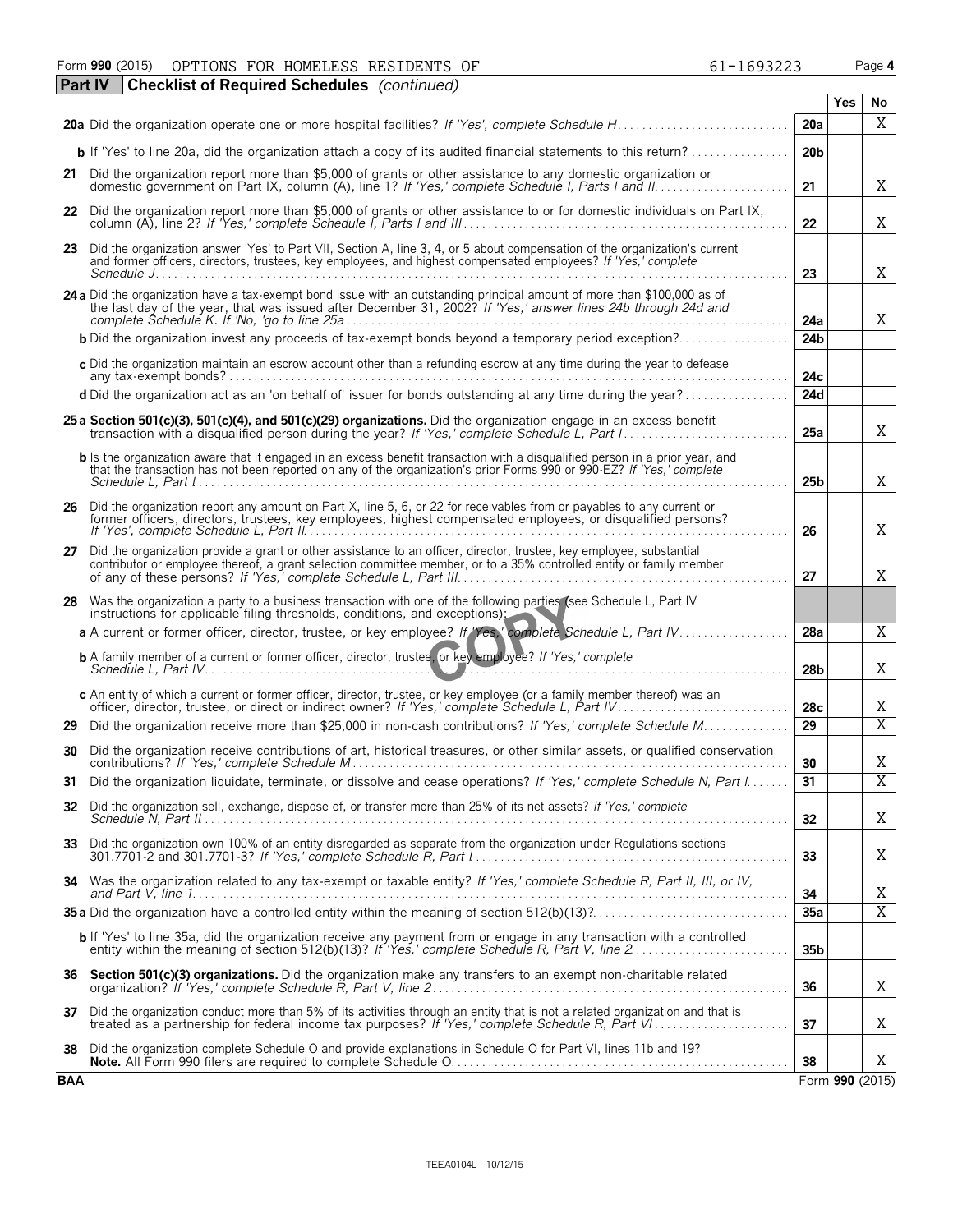Form **990** (2015) OPTIONS FOR HOMELESS RESIDENTS OF 61-1693223 Page **4**

**Part IV** **Checklist of Required Schedules** *(continued)*

| | | | Yes | No |
|---|---|---|---|---|
| **20a** | Did the organization operate one or more hospital facilities? *If 'Yes', complete Schedule H* | 20a | | X |
| **b** | If 'Yes' to line 20a, did the organization attach a copy of its audited financial statements to this return? | 20b | | |
| **21** | Did the organization report more than $5,000 of grants or other assistance to any domestic organization or domestic government on Part IX, column (A), line 1? *If 'Yes,' complete Schedule I, Parts I and II* | 21 | | X |
| **22** | Did the organization report more than $5,000 of grants or other assistance to or for domestic individuals on Part IX, column (A), line 2? *If 'Yes,' complete Schedule I, Parts I and III* | 22 | | X |
| **23** | Did the organization answer 'Yes' to Part VII, Section A, line 3, 4, or 5 about compensation of the organization's current and former officers, directors, trustees, key employees, and highest compensated employees? *If 'Yes,' complete Schedule J* | 23 | | X |
| **24a** | Did the organization have a tax-exempt bond issue with an outstanding principal amount of more than $100,000 as of the last day of the year, that was issued after December 31, 2002? *If 'Yes,' answer lines 24b through 24d and complete Schedule K. If 'No,' go to line 25a* | 24a | | X |
| **b** | Did the organization invest any proceeds of tax-exempt bonds beyond a temporary period exception? | 24b | | |
| **c** | Did the organization maintain an escrow account other than a refunding escrow at any time during the year to defease any tax-exempt bonds? | 24c | | |
| **d** | Did the organization act as an 'on behalf of' issuer for bonds outstanding at any time during the year? | 24d | | |
| **25a** | **Section 501(c)(3), 501(c)(4), and 501(c)(29) organizations.** Did the organization engage in an excess benefit transaction with a disqualified person during the year? *If 'Yes,' complete Schedule L, Part I* | 25a | | X |
| **b** | Is the organization aware that it engaged in an excess benefit transaction with a disqualified person in a prior year, and that the transaction has not been reported on any of the organization's prior Forms 990 or 990-EZ? *If 'Yes,' complete Schedule L, Part I* | 25b | | X |
| **26** | Did the organization report any amount on Part X, line 5, 6, or 22 for receivables from or payables to any current or former officers, directors, trustees, key employees, highest compensated employees, or disqualified persons? *If 'Yes,' complete Schedule L, Part II* | 26 | | X |
| **27** | Did the organization provide a grant or other assistance to an officer, director, trustee, key employee, substantial contributor or employee thereof, a grant selection committee member, or to a 35% controlled entity or family member of any of these persons? *If 'Yes,' complete Schedule L, Part III* | 27 | | X |
| **28** | Was the organization a party to a business transaction with one of the following parties (see Schedule L, Part IV instructions for applicable filing thresholds, conditions, and exceptions): | | | |
| **a** | A current or former officer, director, trustee, or key employee? *If 'Yes,' complete Schedule L, Part IV* | 28a | | X |
| **b** | A family member of a current or former officer, director, trustee, or key employee? *If 'Yes,' complete Schedule L, Part IV* | 28b | | X |
| **c** | An entity of which a current or former officer, director, trustee, or key employee (or a family member thereof) was an officer, director, trustee, or direct or indirect owner? *If 'Yes,' complete Schedule L, Part IV* | 28c | | X |
| **29** | Did the organization receive more than $25,000 in non-cash contributions? *If 'Yes,' complete Schedule M* | 29 | | X |
| **30** | Did the organization receive contributions of art, historical treasures, or other similar assets, or qualified conservation contributions? *If 'Yes,' complete Schedule M* | 30 | | X |
| **31** | Did the organization liquidate, terminate, or dissolve and cease operations? *If 'Yes,' complete Schedule N, Part I* | 31 | | X |
| **32** | Did the organization sell, exchange, dispose of, or transfer more than 25% of its net assets? *If 'Yes,' complete Schedule N, Part II* | 32 | | X |
| **33** | Did the organization own 100% of an entity disregarded as separate from the organization under Regulations sections 301.7701-2 and 301.7701-3? *If 'Yes,' complete Schedule R, Part I* | 33 | | X |
| **34** | Was the organization related to any tax-exempt or taxable entity? *If 'Yes,' complete Schedule R, Part II, III, or IV, and Part V, line 1* | 34 | | X |
| **35a** | Did the organization have a controlled entity within the meaning of section 512(b)(13)? | 35a | | X |
| **b** | If 'Yes' to line 35a, did the organization receive any payment from or engage in any transaction with a controlled entity within the meaning of section 512(b)(13)? *If 'Yes,' complete Schedule R, Part V, line 2* | 35b | | |
| **36** | **Section 501(c)(3) organizations.** Did the organization make any transfers to an exempt non-charitable related organization? *If 'Yes,' complete Schedule R, Part V, line 2* | 36 | | X |
| **37** | Did the organization conduct more than 5% of its activities through an entity that is not a related organization and that is treated as a partnership for federal income tax purposes? *If 'Yes,' complete Schedule R, Part VI* | 37 | | X |
| **38** | Did the organization complete Schedule O and provide explanations in Schedule O for Part VI, lines 11b and 19? **Note.** All Form 990 filers are required to complete Schedule O. | 38 | | X |

**BAA** Form **990** (2015)

TEEA0104L 10/12/15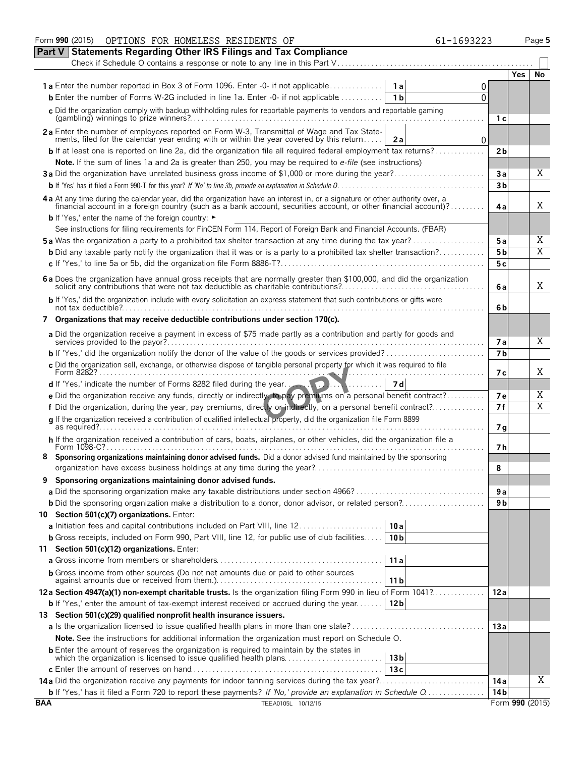Form **990** (2015) OPTIONS FOR HOMELESS RESIDENTS OF 61-1693223 Page **5**

## Part V Statements Regarding Other IRS Filings and Tax Compliance

Check if Schedule O contains a response or note to any line in this Part V . . . . . . ☐

| | | | | Yes | No |
|---|---|---|---|---|---|
| **1a** Enter the number reported in Box 3 of Form 1096. Enter -0- if not applicable | 1a | 0 | | | |
| **b** Enter the number of Forms W-2G included in line 1a. Enter -0- if not applicable | 1b | 0 | | | |
| **c** Did the organization comply with backup withholding rules for reportable payments to vendors and reportable gaming (gambling) winnings to prize winners? | | | 1c | | |
| **2a** Enter the number of employees reported on Form W-3, Transmittal of Wage and Tax Statements, filed for the calendar year ending with or within the year covered by this return | 2a | 0 | | | |
| **b** If at least one is reported on line 2a, did the organization file all required federal employment tax returns? | | | 2b | | |
| **Note.** If the sum of lines 1a and 2a is greater than 250, you may be required to *e-file* (see instructions) | | | | | |
| **3a** Did the organization have unrelated business gross income of $1,000 or more during the year? | | | 3a | | X |
| **b** If 'Yes' has it filed a Form 990-T for this year? *If 'No' to line 3b, provide an explanation in Schedule O* | | | 3b | | |
| **4a** At any time during the calendar year, did the organization have an interest in, or a signature or other authority over, a financial account in a foreign country (such as a bank account, securities account, or other financial account)? | | | 4a | | X |
| **b** If 'Yes,' enter the name of the foreign country: ► | | | | | |
| See instructions for filing requirements for FinCEN Form 114, Report of Foreign Bank and Financial Accounts. (FBAR) | | | | | |
| **5a** Was the organization a party to a prohibited tax shelter transaction at any time during the tax year? | | | 5a | | X |
| **b** Did any taxable party notify the organization that it was or is a party to a prohibited tax shelter transaction? | | | 5b | | X |
| **c** If 'Yes,' to line 5a or 5b, did the organization file Form 8886-T? | | | 5c | | |
| **6a** Does the organization have annual gross receipts that are normally greater than $100,000, and did the organization solicit any contributions that were not tax deductible as charitable contributions? | | | 6a | | X |
| **b** If 'Yes,' did the organization include with every solicitation an express statement that such contributions or gifts were not tax deductible? | | | 6b | | |
| **7 Organizations that may receive deductible contributions under section 170(c).** | | | | | |
| **a** Did the organization receive a payment in excess of $75 made partly as a contribution and partly for goods and services provided to the payor? | | | 7a | | X |
| **b** If 'Yes,' did the organization notify the donor of the value of the goods or services provided? | | | 7b | | |
| **c** Did the organization sell, exchange, or otherwise dispose of tangible personal property for which it was required to file Form 8282? | | | 7c | | X |
| **d** If 'Yes,' indicate the number of Forms 8282 filed during the year | 7d | | | | |
| **e** Did the organization receive any funds, directly or indirectly, to pay premiums on a personal benefit contract? | | | 7e | | X |
| **f** Did the organization, during the year, pay premiums, directly or indirectly, on a personal benefit contract? | | | 7f | | X |
| **g** If the organization received a contribution of qualified intellectual property, did the organization file Form 8899 as required? | | | 7g | | |
| **h** If the organization received a contribution of cars, boats, airplanes, or other vehicles, did the organization file a Form 1098-C? | | | 7h | | |
| **8 Sponsoring organizations maintaining donor advised funds.** Did a donor advised fund maintained by the sponsoring organization have excess business holdings at any time during the year? | | | 8 | | |
| **9 Sponsoring organizations maintaining donor advised funds.** | | | | | |
| **a** Did the sponsoring organization make any taxable distributions under section 4966? | | | 9a | | |
| **b** Did the sponsoring organization make a distribution to a donor, donor advisor, or related person? | | | 9b | | |
| **10 Section 501(c)(7) organizations.** Enter: | | | | | |
| **a** Initiation fees and capital contributions included on Part VIII, line 12 | 10a | | | | |
| **b** Gross receipts, included on Form 990, Part VIII, line 12, for public use of club facilities | 10b | | | | |
| **11 Section 501(c)(12) organizations.** Enter: | | | | | |
| **a** Gross income from members or shareholders | 11a | | | | |
| **b** Gross income from other sources (Do not net amounts due or paid to other sources against amounts due or received from them.) | 11b | | | | |
| **12a Section 4947(a)(1) non-exempt charitable trusts.** Is the organization filing Form 990 in lieu of Form 1041? | | | 12a | | |
| **b** If 'Yes,' enter the amount of tax-exempt interest received or accrued during the year | 12b | | | | |
| **13 Section 501(c)(29) qualified nonprofit health insurance issuers.** | | | | | |
| **a** Is the organization licensed to issue qualified health plans in more than one state? | | | 13a | | |
| **Note.** See the instructions for additional information the organization must report on Schedule O. | | | | | |
| **b** Enter the amount of reserves the organization is required to maintain by the states in which the organization is licensed to issue qualified health plans | 13b | | | | |
| **c** Enter the amount of reserves on hand | 13c | | | | |
| **14a** Did the organization receive any payments for indoor tanning services during the tax year? | | | 14a | | X |
| **b** If 'Yes,' has it filed a Form 720 to report these payments? *If 'No,' provide an explanation in Schedule O* | | | 14b | | |

**BAA** TEEA0105L 10/12/15 Form **990** (2015)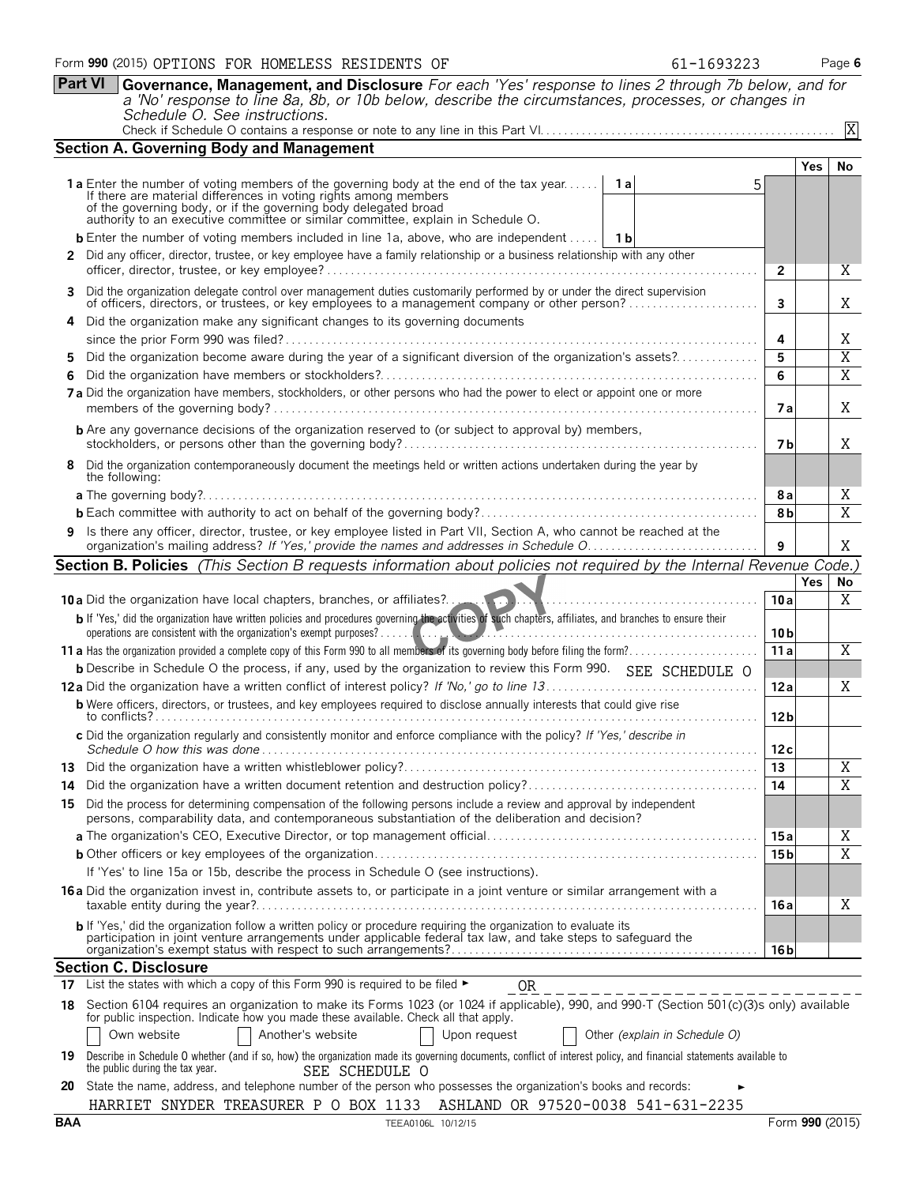Form **990** (2015) OPTIONS FOR HOMELESS RESIDENTS OF 61-1693223 Page **6**

**Part VI** **Governance, Management, and Disclosure** *For each 'Yes' response to lines 2 through 7b below, and for a 'No' response to line 8a, 8b, or 10b below, describe the circumstances, processes, or changes in Schedule O. See instructions.*

Check if Schedule O contains a response or note to any line in this Part VI. X

## Section A. Governing Body and Management

| | | | Yes | No |
|---|---|---|---|---|
| **1a** Enter the number of voting members of the governing body at the end of the tax year. If there are material differences in voting rights among members of the governing body, or if the governing body delegated broad authority to an executive committee or similar committee, explain in Schedule O. | 1a: 5 | | | |
| **b** Enter the number of voting members included in line 1a, above, who are independent | 1b: | | | |
| **2** Did any officer, director, trustee, or key employee have a family relationship or a business relationship with any other officer, director, trustee, or key employee? | | 2 | | X |
| **3** Did the organization delegate control over management duties customarily performed by or under the direct supervision of officers, directors, or trustees, or key employees to a management company or other person? | | 3 | | X |
| **4** Did the organization make any significant changes to its governing documents since the prior Form 990 was filed? | | 4 | | X |
| **5** Did the organization become aware during the year of a significant diversion of the organization's assets? | | 5 | | X |
| **6** Did the organization have members or stockholders? | | 6 | | X |
| **7a** Did the organization have members, stockholders, or other persons who had the power to elect or appoint one or more members of the governing body? | | 7a | | X |
| **b** Are any governance decisions of the organization reserved to (or subject to approval by) members, stockholders, or persons other than the governing body? | | 7b | | X |
| **8** Did the organization contemporaneously document the meetings held or written actions undertaken during the year by the following: | | | | |
| **a** The governing body? | | 8a | | X |
| **b** Each committee with authority to act on behalf of the governing body? | | 8b | | X |
| **9** Is there any officer, director, trustee, or key employee listed in Part VII, Section A, who cannot be reached at the organization's mailing address? *If 'Yes,' provide the names and addresses in Schedule O* | | 9 | | X |

## Section B. Policies *(This Section B requests information about policies not required by the Internal Revenue Code.)*

| | | Yes | No |
|---|---|---|---|
| **10a** Did the organization have local chapters, branches, or affiliates? | 10a | | X |
| **b** If 'Yes,' did the organization have written policies and procedures governing the activities of such chapters, affiliates, and branches to ensure their operations are consistent with the organization's exempt purposes? | 10b | | |
| **11a** Has the organization provided a complete copy of this Form 990 to all members of its governing body before filing the form? | 11a | | X |
| **b** Describe in Schedule O the process, if any, used by the organization to review this Form 990. SEE SCHEDULE O | | | |
| **12a** Did the organization have a written conflict of interest policy? *If 'No,' go to line 13* | 12a | | X |
| **b** Were officers, directors, or trustees, and key employees required to disclose annually interests that could give rise to conflicts? | 12b | | |
| **c** Did the organization regularly and consistently monitor and enforce compliance with the policy? *If 'Yes,' describe in Schedule O how this was done* | 12c | | |
| **13** Did the organization have a written whistleblower policy? | 13 | | X |
| **14** Did the organization have a written document retention and destruction policy? | 14 | | X |
| **15** Did the process for determining compensation of the following persons include a review and approval by independent persons, comparability data, and contemporaneous substantiation of the deliberation and decision? | | | |
| **a** The organization's CEO, Executive Director, or top management official | 15a | | X |
| **b** Other officers or key employees of the organization | 15b | | X |
| If 'Yes' to line 15a or 15b, describe the process in Schedule O (see instructions). | | | |
| **16a** Did the organization invest in, contribute assets to, or participate in a joint venture or similar arrangement with a taxable entity during the year? | 16a | | X |
| **b** If 'Yes,' did the organization follow a written policy or procedure requiring the organization to evaluate its participation in joint venture arrangements under applicable federal tax law, and take steps to safeguard the organization's exempt status with respect to such arrangements? | 16b | | |

## Section C. Disclosure

**17** List the states with which a copy of this Form 990 is required to be filed ► OR

**18** Section 6104 requires an organization to make its Forms 1023 (or 1024 if applicable), 990, and 990-T (Section 501(c)(3)s only) available for public inspection. Indicate how you made these available. Check all that apply.

☐ Own website ☐ Another's website ☐ Upon request ☐ Other *(explain in Schedule O)*

**19** Describe in Schedule O whether (and if so, how) the organization made its governing documents, conflict of interest policy, and financial statements available to the public during the tax year. SEE SCHEDULE O

**20** State the name, address, and telephone number of the person who possesses the organization's books and records: ►

HARRIET SNYDER TREASURER P O BOX 1133 ASHLAND OR 97520-0038 541-631-2235

BAA TEEA0106L 10/12/15 Form **990** (2015)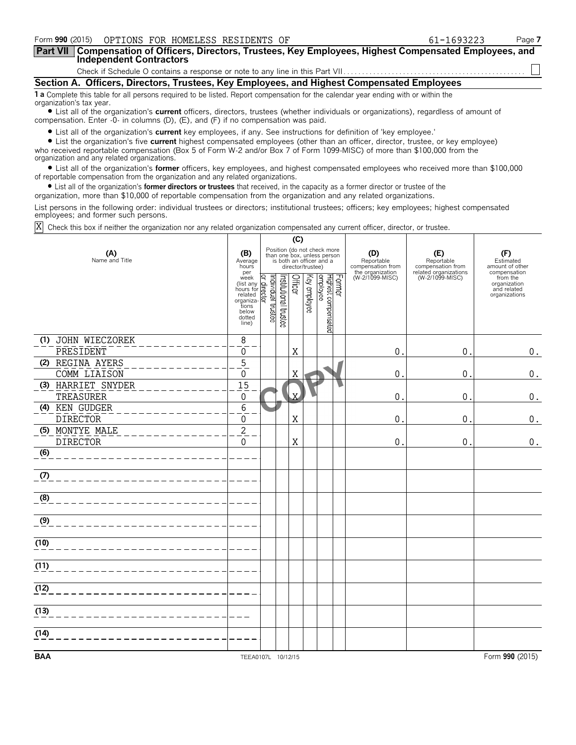Form **990** (2015) OPTIONS FOR HOMELESS RESIDENTS OF 61-1693223

**Part VII** **Compensation of Officers, Directors, Trustees, Key Employees, Highest Compensated Employees, and Independent Contractors**

Check if Schedule O contains a response or note to any line in this Part VII . . . . . . . . . . . . . . . . . . . . . . . . . . . . . . . . . . . . . . . . . . . . . . . . . ☐

## Section A. Officers, Directors, Trustees, Key Employees, and Highest Compensated Employees

**1 a** Complete this table for all persons required to be listed. Report compensation for the calendar year ending with or within the organization's tax year.

- List all of the organization's **current** officers, directors, trustees (whether individuals or organizations), regardless of amount of compensation. Enter -0- in columns (D), (E), and (F) if no compensation was paid.
- List all of the organization's **current** key employees, if any. See instructions for definition of 'key employee.'
- List the organization's five **current** highest compensated employees (other than an officer, director, trustee, or key employee) who received reportable compensation (Box 5 of Form W-2 and/or Box 7 of Form 1099-MISC) of more than $100,000 from the organization and any related organizations.
- List all of the organization's **former** officers, key employees, and highest compensated employees who received more than $100,000 of reportable compensation from the organization and any related organizations.
- List all of the organization's **former directors or trustees** that received, in the capacity as a former director or trustee of the organization, more than $10,000 of reportable compensation from the organization and any related organizations.

List persons in the following order: individual trustees or directors; institutional trustees; officers; key employees; highest compensated employees; and former such persons.

☒ Check this box if neither the organization nor any related organization compensated any current officer, director, or trustee.

| (A) Name and Title | (B) Average hours per week (list any hours for related organizations below dotted line) | (C) Position: Individual trustee or director | Institutional trustee | Officer | Key employee | Highest compensated employee | Former | (D) Reportable compensation from the organization (W-2/1099-MISC) | (E) Reportable compensation from related organizations (W-2/1099-MISC) | (F) Estimated amount of other compensation from the organization and related organizations |
|---|---|---|---|---|---|---|---|---|---|---|
| (1) JOHN WIECZOREK<br>PRESIDENT | 8<br>0 | | | X | | | | 0. | 0. | 0. |
| (2) REGINA AYERS<br>COMM LIAISON | 5<br>0 | | | X | | | | 0. | 0. | 0. |
| (3) HARRIET SNYDER<br>TREASURER | 15<br>0 | | | X | | | | 0. | 0. | 0. |
| (4) KEN GUDGER<br>DIRECTOR | 6<br>0 | | | X | | | | 0. | 0. | 0. |
| (5) MONTYE MALE<br>DIRECTOR | 2<br>0 | | | X | | | | 0. | 0. | 0. |
| (6) | | | | | | | | | | |
| (7) | | | | | | | | | | |
| (8) | | | | | | | | | | |
| (9) | | | | | | | | | | |
| (10) | | | | | | | | | | |
| (11) | | | | | | | | | | |
| (12) | | | | | | | | | | |
| (13) | | | | | | | | | | |
| (14) | | | | | | | | | | |

BAA TEEA0107L 10/12/15 Form **990** (2015)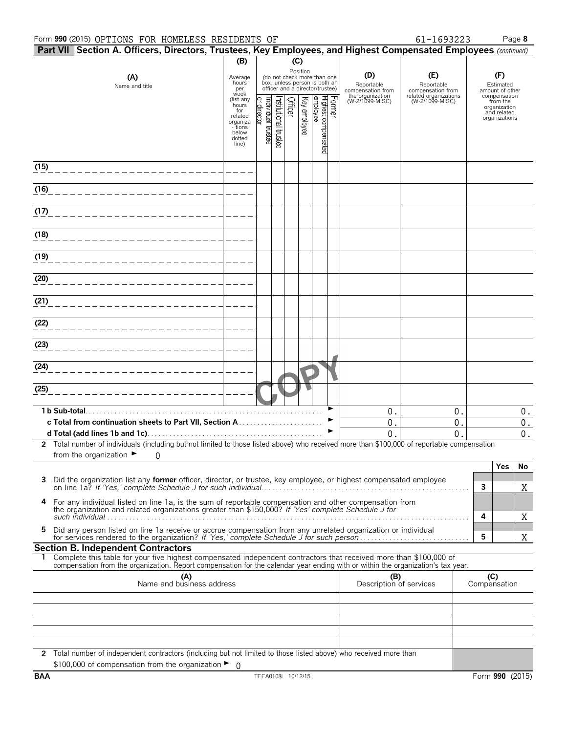Form **990** (2015) OPTIONS FOR HOMELESS RESIDENTS OF 61-1693223 Page **8**

**Part VII Section A. Officers, Directors, Trustees, Key Employees, and Highest Compensated Employees** *(continued)*

| (A) Name and title | (B) Average hours per week (list any hours for related organizations below dotted line) | (C) Position: Individual trustee or director | Institutional trustee | Officer | Key employee | Highest compensated employee | Former | (D) Reportable compensation from the organization (W-2/1099-MISC) | (E) Reportable compensation from related organizations (W-2/1099-MISC) | (F) Estimated amount of other compensation from the organization and related organizations |
|---|---|---|---|---|---|---|---|---|---|---|
| (15) | | | | | | | | | | |
| (16) | | | | | | | | | | |
| (17) | | | | | | | | | | |
| (18) | | | | | | | | | | |
| (19) | | | | | | | | | | |
| (20) | | | | | | | | | | |
| (21) | | | | | | | | | | |
| (22) | | | | | | | | | | |
| (23) | | | | | | | | | | |
| (24) | | | | | | | | | | |
| (25) | | | | | | | | | | |
| **1 b Sub-total** | | | | | | | | 0. | 0. | 0. |
| **c Total from continuation sheets to Part VII, Section A** | | | | | | | | 0. | 0. | 0. |
| **d Total (add lines 1b and 1c)** | | | | | | | | 0. | 0. | 0. |

**2** Total number of individuals (including but not limited to those listed above) who received more than $100,000 of reportable compensation from the organization ► 0

| | | Yes | No |
|---|---|---|---|
| **3** Did the organization list any **former** officer, director, or trustee, key employee, or highest compensated employee on line 1a? *If 'Yes,' complete Schedule J for such individual* | 3 | | X |
| **4** For any individual listed on line 1a, is the sum of reportable compensation and other compensation from the organization and related organizations greater than $150,000? *If 'Yes' complete Schedule J for such individual* | 4 | | X |
| **5** Did any person listed on line 1a receive or accrue compensation from any unrelated organization or individual for services rendered to the organization? *If 'Yes,' complete Schedule J for such person* | 5 | | X |

**Section B. Independent Contractors**

**1** Complete this table for your five highest compensated independent contractors that received more than $100,000 of compensation from the organization. Report compensation for the calendar year ending with or within the organization's tax year.

| (A) Name and business address | (B) Description of services | (C) Compensation |
|---|---|---|
| | | |
| | | |
| | | |
| | | |
| | | |

**2** Total number of independent contractors (including but not limited to those listed above) who received more than $100,000 of compensation from the organization ► 0

**BAA** TEEA0108L 10/12/15 Form **990** (2015)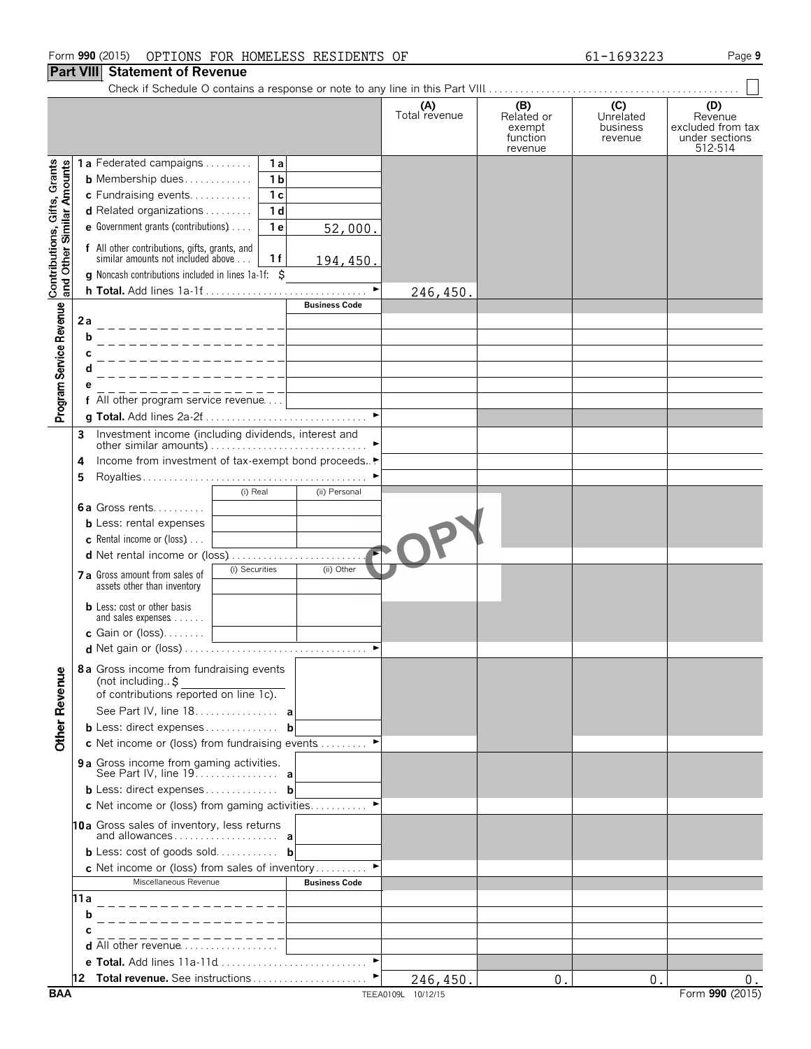Form **990** (2015) OPTIONS FOR HOMELESS RESIDENTS OF 61-1693223

## Part VIII Statement of Revenue

Check if Schedule O contains a response or note to any line in this Part VIII . . . ☐

| | | | (A) Total revenue | (B) Related or exempt function revenue | (C) Unrelated business revenue | (D) Revenue excluded from tax under sections 512-514 |
|---|---|---|---|---|---|---|
| **Contributions, Gifts, Grants and Other Similar Amounts** | | | | | | |
| 1a Federated campaigns | 1a | | | | | |
| b Membership dues | 1b | | | | | |
| c Fundraising events | 1c | | | | | |
| d Related organizations | 1d | | | | | |
| e Government grants (contributions) | 1e | 52,000. | | | | |
| f All other contributions, gifts, grants, and similar amounts not included above | 1f | 194,450. | | | | |
| g Noncash contributions included in lines 1a-1f: $ | | | | | | |
| h **Total.** Add lines 1a-1f | | | 246,450. | | | |
| **Program Service Revenue** | | Business Code | | | | |
| 2a | | | | | | |
| b | | | | | | |
| c | | | | | | |
| d | | | | | | |
| e | | | | | | |
| f All other program service revenue | | | | | | |
| g **Total.** Add lines 2a-2f | | | | | | |
| **Other Revenue** | | | | | | |
| 3 Investment income (including dividends, interest and other similar amounts) | | | | | | |
| 4 Income from investment of tax-exempt bond proceeds | | | | | | |
| 5 Royalties | | | | | | |
| | (i) Real | (ii) Personal | | | | |
| 6a Gross rents | | | | | | |
| b Less: rental expenses | | | | | | |
| c Rental income or (loss) | | | | | | |
| d Net rental income or (loss) | | | | | | |
| | (i) Securities | (ii) Other | | | | |
| 7a Gross amount from sales of assets other than inventory | | | | | | |
| b Less: cost or other basis and sales expenses | | | | | | |
| c Gain or (loss) | | | | | | |
| d Net gain or (loss) | | | | | | |
| 8a Gross income from fundraising events (not including $ of contributions reported on line 1c). See Part IV, line 18 | a | | | | | |
| b Less: direct expenses | b | | | | | |
| c Net income or (loss) from fundraising events | | | | | | |
| 9a Gross income from gaming activities. See Part IV, line 19 | a | | | | | |
| b Less: direct expenses | b | | | | | |
| c Net income or (loss) from gaming activities | | | | | | |
| 10a Gross sales of inventory, less returns and allowances | a | | | | | |
| b Less: cost of goods sold | b | | | | | |
| c Net income or (loss) from sales of inventory | | | | | | |
| Miscellaneous Revenue | | Business Code | | | | |
| 11a | | | | | | |
| b | | | | | | |
| c | | | | | | |
| d All other revenue | | | | | | |
| e **Total.** Add lines 11a-11d | | | | | | |
| 12 **Total revenue.** See instructions | | | 246,450. | 0. | 0. | 0. |

COPY

BAA TEEA0109L 10/12/15 Form **990** (2015)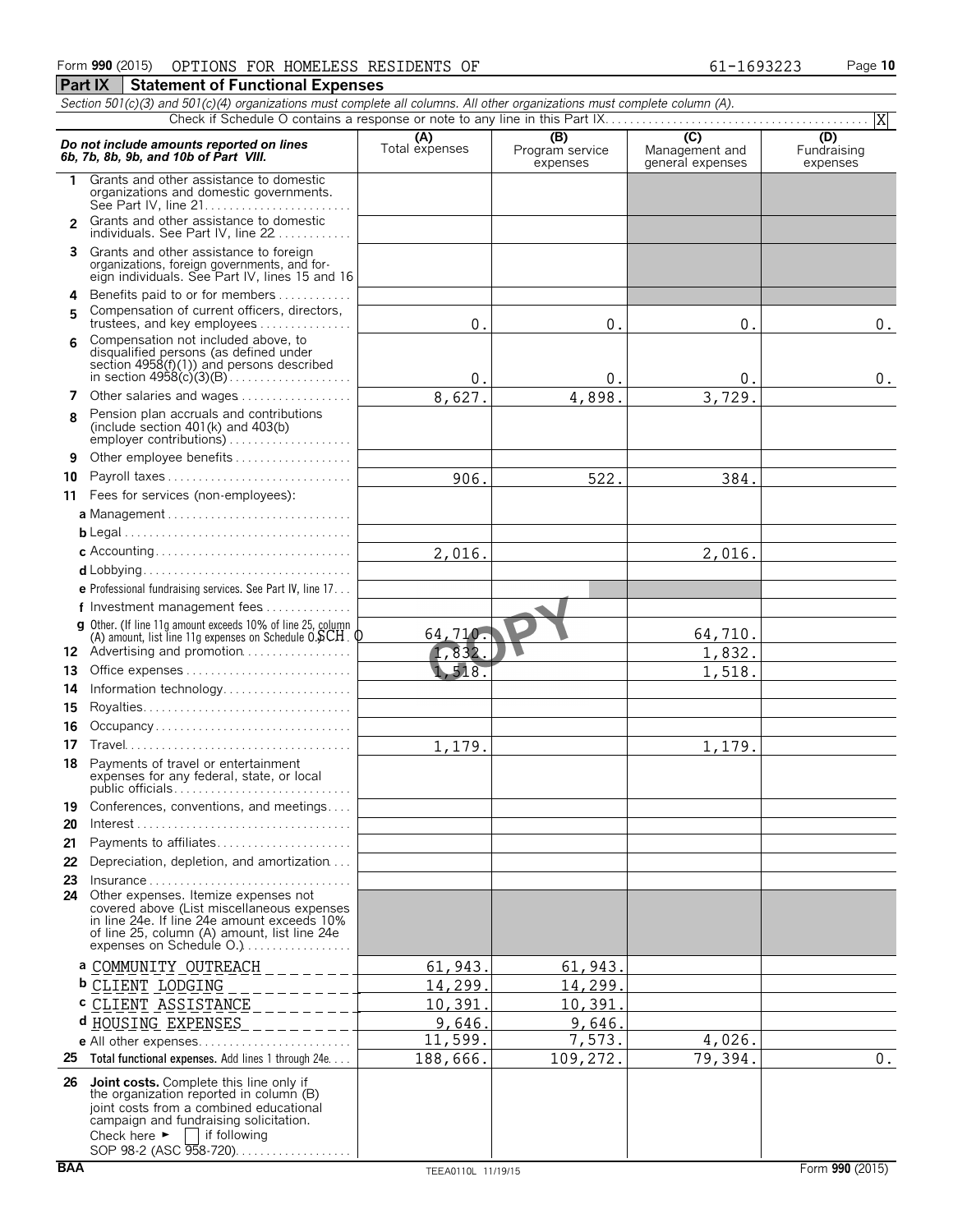Form **990** (2015) OPTIONS FOR HOMELESS RESIDENTS OF 61-1693223

## Part IX Statement of Functional Expenses

*Section 501(c)(3) and 501(c)(4) organizations must complete all columns. All other organizations must complete column (A).*

Check if Schedule O contains a response or note to any line in this Part IX . . . . . [X]

| *Do not include amounts reported on lines 6b, 7b, 8b, 9b, and 10b of Part VIII.* | (A) Total expenses | (B) Program service expenses | (C) Management and general expenses | (D) Fundraising expenses |
|---|---|---|---|---|
| **1** Grants and other assistance to domestic organizations and domestic governments. See Part IV, line 21 | | | | |
| **2** Grants and other assistance to domestic individuals. See Part IV, line 22 | | | | |
| **3** Grants and other assistance to foreign organizations, foreign governments, and foreign individuals. See Part IV, lines 15 and 16 | | | | |
| **4** Benefits paid to or for members | | | | |
| **5** Compensation of current officers, directors, trustees, and key employees | 0. | 0. | 0. | 0. |
| **6** Compensation not included above, to disqualified persons (as defined under section 4958(f)(1)) and persons described in section 4958(c)(3)(B) | 0. | 0. | 0. | 0. |
| **7** Other salaries and wages | 8,627. | 4,898. | 3,729. | |
| **8** Pension plan accruals and contributions (include section 401(k) and 403(b) employer contributions) | | | | |
| **9** Other employee benefits | | | | |
| **10** Payroll taxes | 906. | 522. | 384. | |
| **11** Fees for services (non-employees): | | | | |
| **a** Management | | | | |
| **b** Legal | | | | |
| **c** Accounting | 2,016. | | 2,016. | |
| **d** Lobbying | | | | |
| **e** Professional fundraising services. See Part IV, line 17 | | | | |
| **f** Investment management fees | | | | |
| **g** Other. (If line 11g amount exceeds 10% of line 25, column (A) amount, list line 11g expenses on Schedule O.) SCH. O | 64,710. | | 64,710. | |
| **12** Advertising and promotion | 1,832. | | 1,832. | |
| **13** Office expenses | 1,518. | | 1,518. | |
| **14** Information technology | | | | |
| **15** Royalties | | | | |
| **16** Occupancy | | | | |
| **17** Travel | 1,179. | | 1,179. | |
| **18** Payments of travel or entertainment expenses for any federal, state, or local public officials | | | | |
| **19** Conferences, conventions, and meetings | | | | |
| **20** Interest | | | | |
| **21** Payments to affiliates | | | | |
| **22** Depreciation, depletion, and amortization | | | | |
| **23** Insurance | | | | |
| **24** Other expenses. Itemize expenses not covered above (List miscellaneous expenses in line 24e. If line 24e amount exceeds 10% of line 25, column (A) amount, list line 24e expenses on Schedule O.) | | | | |
| **a** COMMUNITY OUTREACH | 61,943. | 61,943. | | |
| **b** CLIENT LODGING | 14,299. | 14,299. | | |
| **c** CLIENT ASSISTANCE | 10,391. | 10,391. | | |
| **d** HOUSING EXPENSES | 9,646. | 9,646. | | |
| **e** All other expenses | 11,599. | 7,573. | 4,026. | |
| **25 Total functional expenses.** Add lines 1 through 24e | 188,666. | 109,272. | 79,394. | 0. |
| **26 Joint costs.** Complete this line only if the organization reported in column (B) joint costs from a combined educational campaign and fundraising solicitation. Check here ► [ ] if following SOP 98-2 (ASC 958-720) | | | | |

BAA TEEA0110L 11/19/15 Form **990** (2015)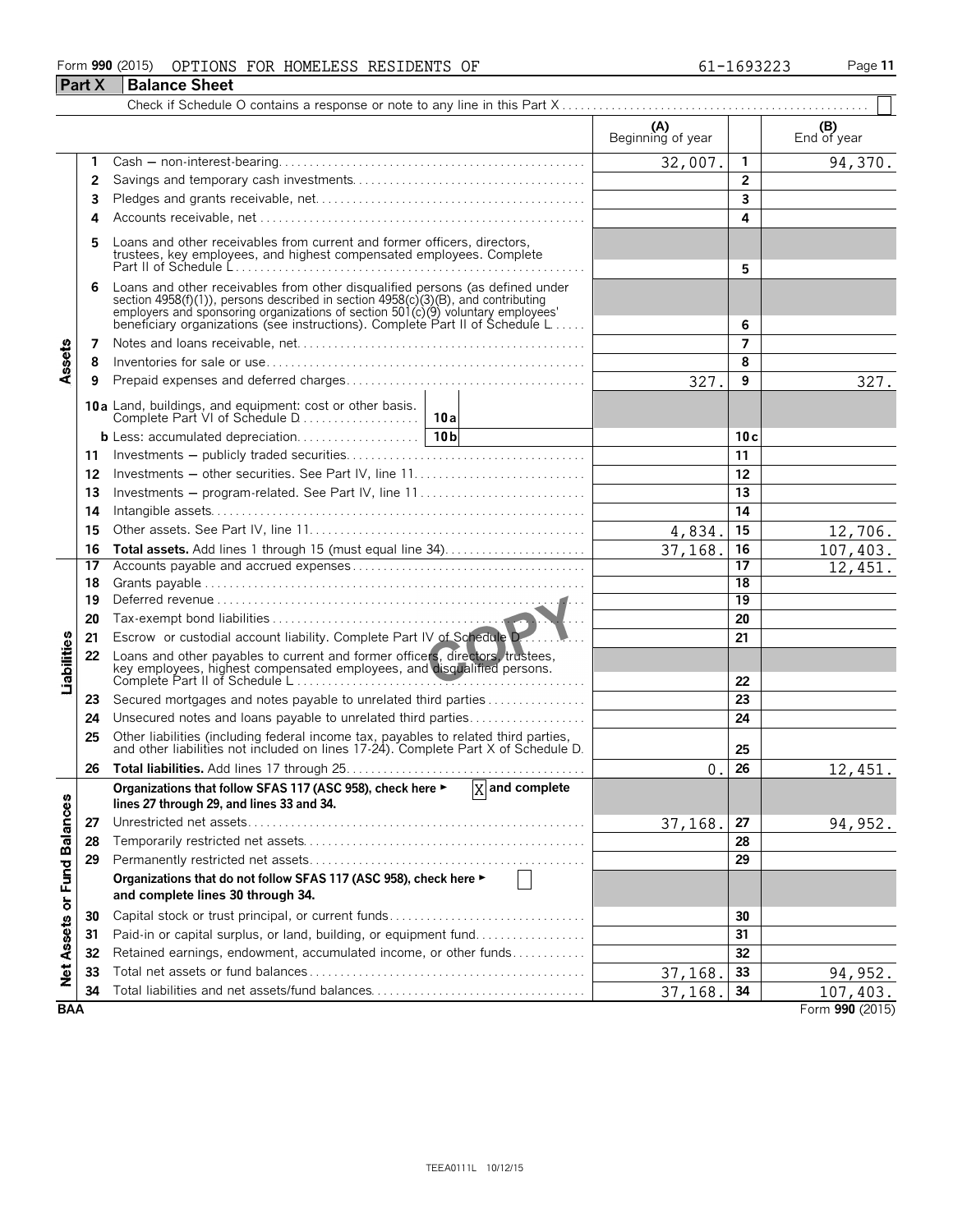Form **990** (2015) OPTIONS FOR HOMELESS RESIDENTS OF 61-1693223

## Part X Balance Sheet

Check if Schedule O contains a response or note to any line in this Part X . . . . ☐

| | | | (A) Beginning of year | | (B) End of year |
|---|---|---|---|---|---|
| **Assets** | 1 | Cash — non-interest-bearing | 32,007. | 1 | 94,370. |
| | 2 | Savings and temporary cash investments | | 2 | |
| | 3 | Pledges and grants receivable, net | | 3 | |
| | 4 | Accounts receivable, net | | 4 | |
| | 5 | Loans and other receivables from current and former officers, directors, trustees, key employees, and highest compensated employees. Complete Part II of Schedule L | | 5 | |
| | 6 | Loans and other receivables from other disqualified persons (as defined under section 4958(f)(1)), persons described in section 4958(c)(3)(B), and contributing employers and sponsoring organizations of section 501(c)(9) voluntary employees' beneficiary organizations (see instructions). Complete Part II of Schedule L | | 6 | |
| | 7 | Notes and loans receivable, net | | 7 | |
| | 8 | Inventories for sale or use | | 8 | |
| | 9 | Prepaid expenses and deferred charges | 327. | 9 | 327. |
| | 10a | Land, buildings, and equipment: cost or other basis. Complete Part VI of Schedule D — 10a | | | |
| | b | Less: accumulated depreciation — 10b | | 10c | |
| | 11 | Investments — publicly traded securities | | 11 | |
| | 12 | Investments — other securities. See Part IV, line 11 | | 12 | |
| | 13 | Investments — program-related. See Part IV, line 11 | | 13 | |
| | 14 | Intangible assets | | 14 | |
| | 15 | Other assets. See Part IV, line 11 | 4,834. | 15 | 12,706. |
| | 16 | **Total assets.** Add lines 1 through 15 (must equal line 34) | 37,168. | 16 | 107,403. |
| **Liabilities** | 17 | Accounts payable and accrued expenses | | 17 | 12,451. |
| | 18 | Grants payable | | 18 | |
| | 19 | Deferred revenue | | 19 | |
| | 20 | Tax-exempt bond liabilities | | 20 | |
| | 21 | Escrow or custodial account liability. Complete Part IV of Schedule D | | 21 | |
| | 22 | Loans and other payables to current and former officers, directors, trustees, key employees, highest compensated employees, and disqualified persons. Complete Part II of Schedule L | | 22 | |
| | 23 | Secured mortgages and notes payable to unrelated third parties | | 23 | |
| | 24 | Unsecured notes and loans payable to unrelated third parties | | 24 | |
| | 25 | Other liabilities (including federal income tax, payables to related third parties, and other liabilities not included on lines 17-24). Complete Part X of Schedule D | | 25 | |
| | 26 | **Total liabilities.** Add lines 17 through 25 | 0. | 26 | 12,451. |
| **Net Assets or Fund Balances** | | **Organizations that follow SFAS 117 (ASC 958), check here ► [X] and complete lines 27 through 29, and lines 33 and 34.** | | | |
| | 27 | Unrestricted net assets | 37,168. | 27 | 94,952. |
| | 28 | Temporarily restricted net assets | | 28 | |
| | 29 | Permanently restricted net assets | | 29 | |
| | | **Organizations that do not follow SFAS 117 (ASC 958), check here ► [ ] and complete lines 30 through 34.** | | | |
| | 30 | Capital stock or trust principal, or current funds | | 30 | |
| | 31 | Paid-in or capital surplus, or land, building, or equipment fund | | 31 | |
| | 32 | Retained earnings, endowment, accumulated income, or other funds | | 32 | |
| | 33 | Total net assets or fund balances | 37,168. | 33 | 94,952. |
| | 34 | Total liabilities and net assets/fund balances | 37,168. | 34 | 107,403. |

BAA Form **990** (2015)

TEEA0111L 10/12/15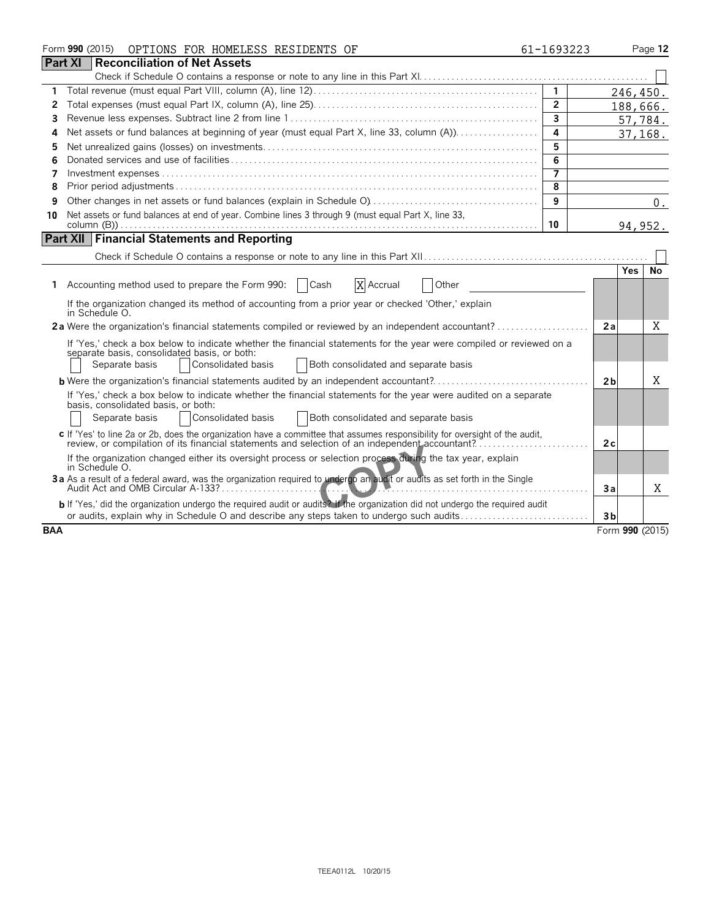Form **990** (2015) OPTIONS FOR HOMELESS RESIDENTS OF 61-1693223

## Part XI Reconciliation of Net Assets

Check if Schedule O contains a response or note to any line in this Part XI . . . . ☐

| | | Line | Amount |
|---|---|---|---|
| 1 | Total revenue (must equal Part VIII, column (A), line 12) | 1 | 246,450. |
| 2 | Total expenses (must equal Part IX, column (A), line 25) | 2 | 188,666. |
| 3 | Revenue less expenses. Subtract line 2 from line 1 | 3 | 57,784. |
| 4 | Net assets or fund balances at beginning of year (must equal Part X, line 33, column (A)) | 4 | 37,168. |
| 5 | Net unrealized gains (losses) on investments | 5 | |
| 6 | Donated services and use of facilities | 6 | |
| 7 | Investment expenses | 7 | |
| 8 | Prior period adjustments | 8 | |
| 9 | Other changes in net assets or fund balances (explain in Schedule O) | 9 | 0. |
| 10 | Net assets or fund balances at end of year. Combine lines 3 through 9 (must equal Part X, line 33, column (B)) | 10 | 94,952. |

## Part XII Financial Statements and Reporting

Check if Schedule O contains a response or note to any line in this Part XII . . . . ☐

| | | Line | Yes | No |
|---|---|---|---|---|
| 1 | Accounting method used to prepare the Form 990: ☐ Cash ☒ Accrual ☐ Other<br>If the organization changed its method of accounting from a prior year or checked 'Other,' explain in Schedule O. | | | |
| 2a | Were the organization's financial statements compiled or reviewed by an independent accountant?<br>If 'Yes,' check a box below to indicate whether the financial statements for the year were compiled or reviewed on a separate basis, consolidated basis, or both:<br>☐ Separate basis ☐ Consolidated basis ☐ Both consolidated and separate basis | 2a | | X |
| b | Were the organization's financial statements audited by an independent accountant?<br>If 'Yes,' check a box below to indicate whether the financial statements for the year were audited on a separate basis, consolidated basis, or both:<br>☐ Separate basis ☐ Consolidated basis ☐ Both consolidated and separate basis | 2b | | X |
| c | If 'Yes' to line 2a or 2b, does the organization have a committee that assumes responsibility for oversight of the audit, review, or compilation of its financial statements and selection of an independent accountant?<br>If the organization changed either its oversight process or selection process during the tax year, explain in Schedule O. | 2c | | |
| 3a | As a result of a federal award, was the organization required to undergo an audit or audits as set forth in the Single Audit Act and OMB Circular A-133? | 3a | | X |
| b | If 'Yes,' did the organization undergo the required audit or audits? If the organization did not undergo the required audit or audits, explain why in Schedule O and describe any steps taken to undergo such audits | 3b | | |

BAA Form **990** (2015)

TEEA0112L 10/20/15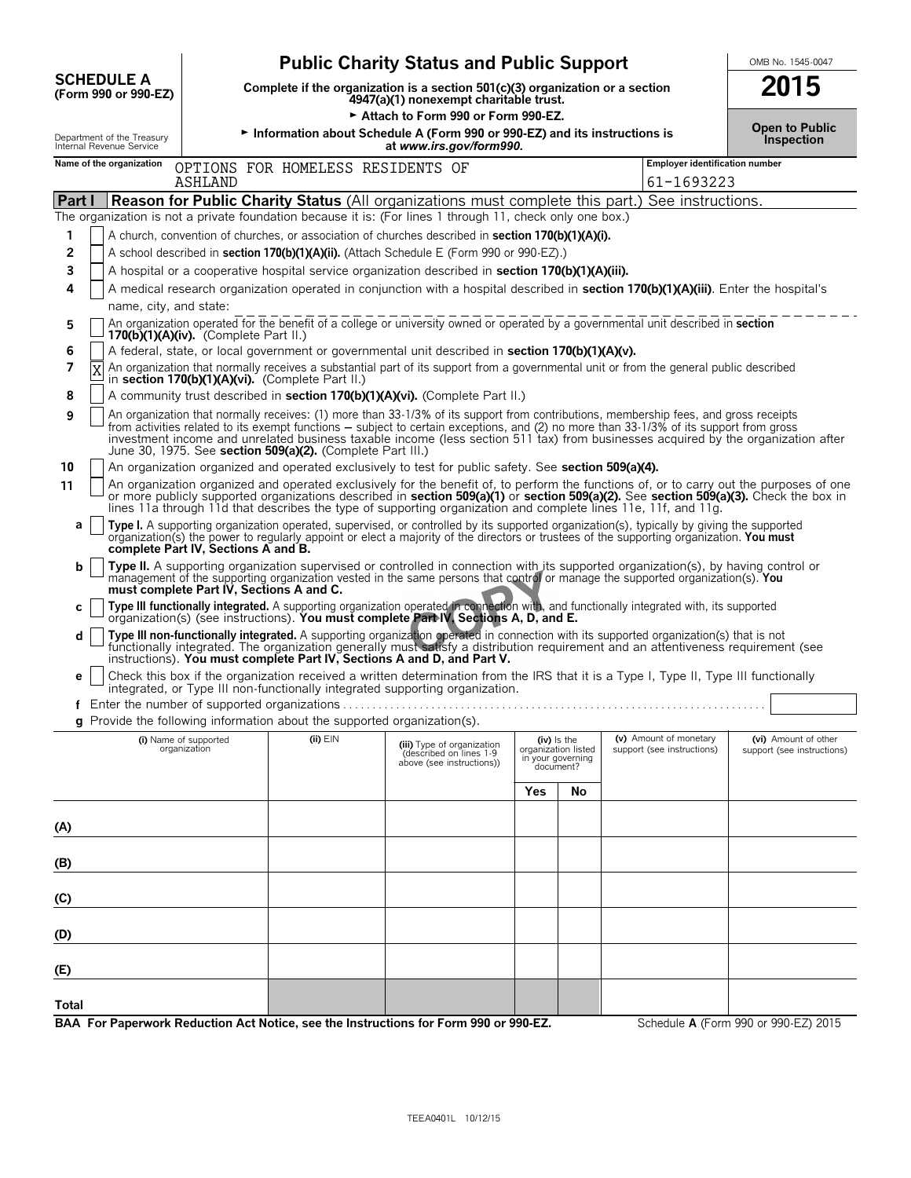**SCHEDULE A**
**(Form 990 or 990-EZ)**

Department of the Treasury
Internal Revenue Service

# Public Charity Status and Public Support

**Complete if the organization is a section 501(c)(3) organization or a section 4947(a)(1) nonexempt charitable trust.**

► **Attach to Form 990 or Form 990-EZ.**

► **Information about Schedule A (Form 990 or 990-EZ) and its instructions is at *www.irs.gov/form990*.**

OMB No. 1545-0047

**2015**

**Open to Public Inspection**

**Name of the organization** OPTIONS FOR HOMELESS RESIDENTS OF ASHLAND

**Employer identification number** 61-1693223

## Part I Reason for Public Charity Status (All organizations must complete this part.) See instructions.

The organization is not a private foundation because it is: (For lines 1 through 11, check only one box.)

1 [ ] A church, convention of churches, or association of churches described in **section 170(b)(1)(A)(i).**

2 [ ] A school described in **section 170(b)(1)(A)(ii).** (Attach Schedule E (Form 990 or 990-EZ).)

3 [ ] A hospital or a cooperative hospital service organization described in **section 170(b)(1)(A)(iii).**

4 [ ] A medical research organization operated in conjunction with a hospital described in **section 170(b)(1)(A)(iii)**. Enter the hospital's name, city, and state:

5 [ ] An organization operated for the benefit of a college or university owned or operated by a governmental unit described in **section 170(b)(1)(A)(iv).** (Complete Part II.)

6 [ ] A federal, state, or local government or governmental unit described in **section 170(b)(1)(A)(v).**

7 [X] An organization that normally receives a substantial part of its support from a governmental unit or from the general public described in **section 170(b)(1)(A)(vi).** (Complete Part II.)

8 [ ] A community trust described in **section 170(b)(1)(A)(vi).** (Complete Part II.)

9 [ ] An organization that normally receives: (1) more than 33-1/3% of its support from contributions, membership fees, and gross receipts from activities related to its exempt functions – subject to certain exceptions, and (2) no more than 33-1/3% of its support from gross investment income and unrelated business taxable income (less section 511 tax) from businesses acquired by the organization after June 30, 1975. See **section 509(a)(2).** (Complete Part III.)

10 [ ] An organization organized and operated exclusively to test for public safety. See **section 509(a)(4).**

11 [ ] An organization organized and operated exclusively for the benefit of, to perform the functions of, or to carry out the purposes of one or more publicly supported organizations described in **section 509(a)(1)** or **section 509(a)(2).** See **section 509(a)(3).** Check the box in lines 11a through 11d that describes the type of supporting organization and complete lines 11e, 11f, and 11g.

a [ ] **Type I.** A supporting organization operated, supervised, or controlled by its supported organization(s), typically by giving the supported organization(s) the power to regularly appoint or elect a majority of the directors or trustees of the supporting organization. **You must complete Part IV, Sections A and B.**

b [ ] **Type II.** A supporting organization supervised or controlled in connection with its supported organization(s), by having control or management of the supporting organization vested in the same persons that control or manage the supported organization(s). **You must complete Part IV, Sections A and C.**

c [ ] **Type III functionally integrated.** A supporting organization operated in connection with, and functionally integrated with, its supported organization(s) (see instructions). **You must complete Part IV, Sections A, D, and E.**

d [ ] **Type III non-functionally integrated.** A supporting organization operated in connection with its supported organization(s) that is not functionally integrated. The organization generally must satisfy a distribution requirement and an attentiveness requirement (see instructions). **You must complete Part IV, Sections A and D, and Part V.**

e [ ] Check this box if the organization received a written determination from the IRS that it is a Type I, Type II, Type III functionally integrated, or Type III non-functionally integrated supporting organization.

f Enter the number of supported organizations

g Provide the following information about the supported organization(s).

| (i) Name of supported organization | (ii) EIN | (iii) Type of organization (described on lines 1-9 above (see instructions)) | (iv) Is the organization listed in your governing document? | | (v) Amount of monetary support (see instructions) | (vi) Amount of other support (see instructions) |
|---|---|---|---|---|---|---|
| | | | Yes | No | | |
| (A) | | | | | | |
| (B) | | | | | | |
| (C) | | | | | | |
| (D) | | | | | | |
| (E) | | | | | | |
| Total | | | | | | |

**BAA For Paperwork Reduction Act Notice, see the Instructions for Form 990 or 990-EZ.** Schedule **A** (Form 990 or 990-EZ) 2015

TEEA0401L 10/12/15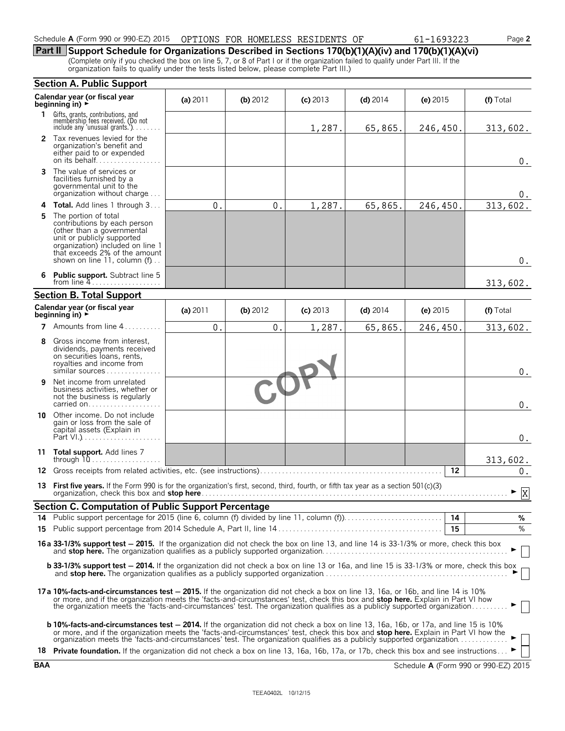Schedule A (Form 990 or 990-EZ) 2015 OPTIONS FOR HOMELESS RESIDENTS OF 61-1693223 Page 2

## Part II Support Schedule for Organizations Described in Sections 170(b)(1)(A)(iv) and 170(b)(1)(A)(vi)

(Complete only if you checked the box on line 5, 7, or 8 of Part I or if the organization failed to qualify under Part III. If the organization fails to qualify under the tests listed below, please complete Part III.)

### Section A. Public Support

| Calendar year (or fiscal year beginning in) ► | (a) 2011 | (b) 2012 | (c) 2013 | (d) 2014 | (e) 2015 | (f) Total |
|---|---|---|---|---|---|---|
| 1 Gifts, grants, contributions, and membership fees received. (Do not include any 'unusual grants.') | | | 1,287. | 65,865. | 246,450. | 313,602. |
| 2 Tax revenues levied for the organization's benefit and either paid to or expended on its behalf | | | | | | 0. |
| 3 The value of services or facilities furnished by a governmental unit to the organization without charge | | | | | | 0. |
| 4 **Total.** Add lines 1 through 3 | 0. | 0. | 1,287. | 65,865. | 246,450. | 313,602. |
| 5 The portion of total contributions by each person (other than a governmental unit or publicly supported organization) included on line 1 that exceeds 2% of the amount shown on line 11, column (f) | | | | | | 0. |
| 6 **Public support.** Subtract line 5 from line 4 | | | | | | 313,602. |

### Section B. Total Support

| Calendar year (or fiscal year beginning in) ► | (a) 2011 | (b) 2012 | (c) 2013 | (d) 2014 | (e) 2015 | (f) Total |
|---|---|---|---|---|---|---|
| 7 Amounts from line 4 | 0. | 0. | 1,287. | 65,865. | 246,450. | 313,602. |
| 8 Gross income from interest, dividends, payments received on securities loans, rents, royalties and income from similar sources | | | | | | 0. |
| 9 Net income from unrelated business activities, whether or not the business is regularly carried on | | | | | | 0. |
| 10 Other income. Do not include gain or loss from the sale of capital assets (Explain in Part VI.) | | | | | | 0. |
| 11 **Total support.** Add lines 7 through 10 | | | | | | 313,602. |

12 Gross receipts from related activities, etc. (see instructions) **12** 0.

13 **First five years.** If the Form 990 is for the organization's first, second, third, fourth, or fifth tax year as a section 501(c)(3) organization, check this box and **stop here** ► [X]

### Section C. Computation of Public Support Percentage

14 Public support percentage for 2015 (line 6, column (f) divided by line 11, column (f)) **14** %

15 Public support percentage from 2014 Schedule A, Part II, line 14 **15** %

**16a 33-1/3% support test — 2015.** If the organization did not check the box on line 13, and line 14 is 33-1/3% or more, check this box and **stop here.** The organization qualifies as a publicly supported organization ► [ ]

**b 33-1/3% support test — 2014.** If the organization did not check a box on line 13 or 16a, and line 15 is 33-1/3% or more, check this box and **stop here.** The organization qualifies as a publicly supported organization ► [ ]

**17a 10%-facts-and-circumstances test — 2015.** If the organization did not check a box on line 13, 16a, or 16b, and line 14 is 10% or more, and if the organization meets the 'facts-and-circumstances' test, check this box and **stop here.** Explain in Part VI how the organization meets the 'facts-and-circumstances' test. The organization qualifies as a publicly supported organization ► [ ]

**b 10%-facts-and-circumstances test — 2014.** If the organization did not check a box on line 13, 16a, 16b, or 17a, and line 15 is 10% or more, and if the organization meets the 'facts-and-circumstances' test, check this box and **stop here.** Explain in Part VI how the organization meets the 'facts-and-circumstances' test. The organization qualifies as a publicly supported organization ► [ ]

18 **Private foundation.** If the organization did not check a box on line 13, 16a, 16b, 17a, or 17b, check this box and see instructions ► [ ]

BAA Schedule A (Form 990 or 990-EZ) 2015

TEEA0402L 10/12/15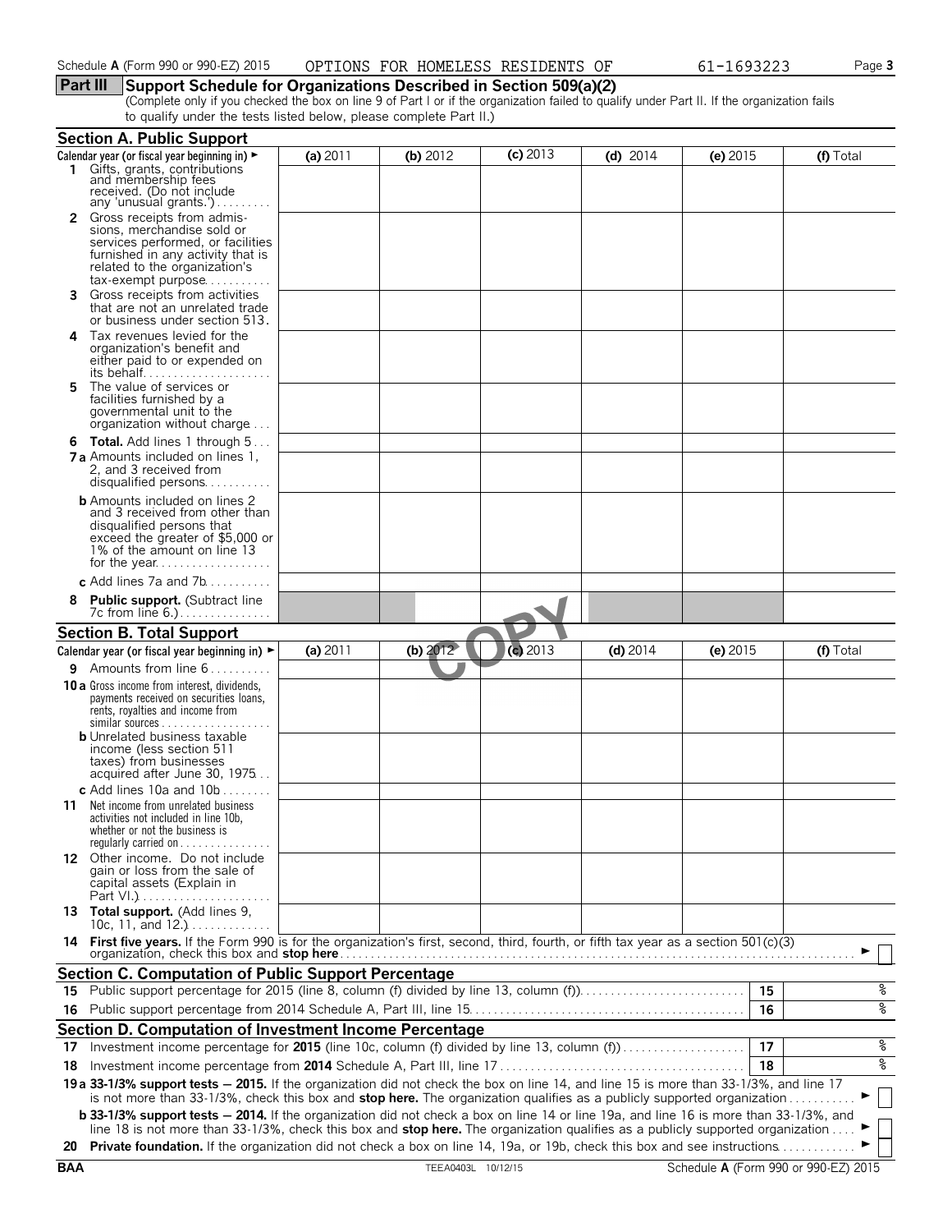Schedule **A** (Form 990 or 990-EZ) 2015 OPTIONS FOR HOMELESS RESIDENTS OF 61-1693223 Page **3**

## Part III Support Schedule for Organizations Described in Section 509(a)(2)

(Complete only if you checked the box on line 9 of Part I or if the organization failed to qualify under Part II. If the organization fails to qualify under the tests listed below, please complete Part II.)

### Section A. Public Support

| Calendar year (or fiscal year beginning in) ► | (a) 2011 | (b) 2012 | (c) 2013 | (d) 2014 | (e) 2015 | (f) Total |
|---|---|---|---|---|---|---|
| **1** Gifts, grants, contributions and membership fees received. (Do not include any 'unusual grants.') | | | | | | |
| **2** Gross receipts from admissions, merchandise sold or services performed, or facilities furnished in any activity that is related to the organization's tax-exempt purpose | | | | | | |
| **3** Gross receipts from activities that are not an unrelated trade or business under section 513. | | | | | | |
| **4** Tax revenues levied for the organization's benefit and either paid to or expended on its behalf | | | | | | |
| **5** The value of services or facilities furnished by a governmental unit to the organization without charge | | | | | | |
| **6 Total.** Add lines 1 through 5 | | | | | | |
| **7a** Amounts included on lines 1, 2, and 3 received from disqualified persons | | | | | | |
| **b** Amounts included on lines 2 and 3 received from other than disqualified persons that exceed the greater of $5,000 or 1% of the amount on line 13 for the year | | | | | | |
| **c** Add lines 7a and 7b | | | | | | |
| **8 Public support.** (Subtract line 7c from line 6.) | | | | | | |

### Section B. Total Support

| Calendar year (or fiscal year beginning in) ► | (a) 2011 | (b) 2012 | (c) 2013 | (d) 2014 | (e) 2015 | (f) Total |
|---|---|---|---|---|---|---|
| **9** Amounts from line 6 | | | | | | |
| **10a** Gross income from interest, dividends, payments received on securities loans, rents, royalties and income from similar sources | | | | | | |
| **b** Unrelated business taxable income (less section 511 taxes) from businesses acquired after June 30, 1975 | | | | | | |
| **c** Add lines 10a and 10b | | | | | | |
| **11** Net income from unrelated business activities not included in line 10b, whether or not the business is regularly carried on | | | | | | |
| **12** Other income. Do not include gain or loss from the sale of capital assets (Explain in Part VI.) | | | | | | |
| **13 Total support.** (Add lines 9, 10c, 11, and 12.) | | | | | | |

**14 First five years.** If the Form 990 is for the organization's first, second, third, fourth, or fifth tax year as a section 501(c)(3) organization, check this box and **stop here** ► ☐

### Section C. Computation of Public Support Percentage

| | | | |
|---|---|---|---|
| **15** | Public support percentage for 2015 (line 8, column (f) divided by line 13, column (f)) | 15 | % |
| **16** | Public support percentage from 2014 Schedule A, Part III, line 15 | 16 | % |

### Section D. Computation of Investment Income Percentage

| | | | |
|---|---|---|---|
| **17** | Investment income percentage for **2015** (line 10c, column (f) divided by line 13, column (f)) | 17 | % |
| **18** | Investment income percentage from **2014** Schedule A, Part III, line 17 | 18 | % |

**19a 33-1/3% support tests — 2015.** If the organization did not check the box on line 14, and line 15 is more than 33-1/3%, and line 17 is not more than 33-1/3%, check this box and **stop here.** The organization qualifies as a publicly supported organization ► ☐

**b 33-1/3% support tests — 2014.** If the organization did not check a box on line 14 or line 19a, and line 16 is more than 33-1/3%, and line 18 is not more than 33-1/3%, check this box and **stop here.** The organization qualifies as a publicly supported organization ► ☐

**20 Private foundation.** If the organization did not check a box on line 14, 19a, or 19b, check this box and see instructions ► ☐

BAA TEEA0403L 10/12/15 Schedule **A** (Form 990 or 990-EZ) 2015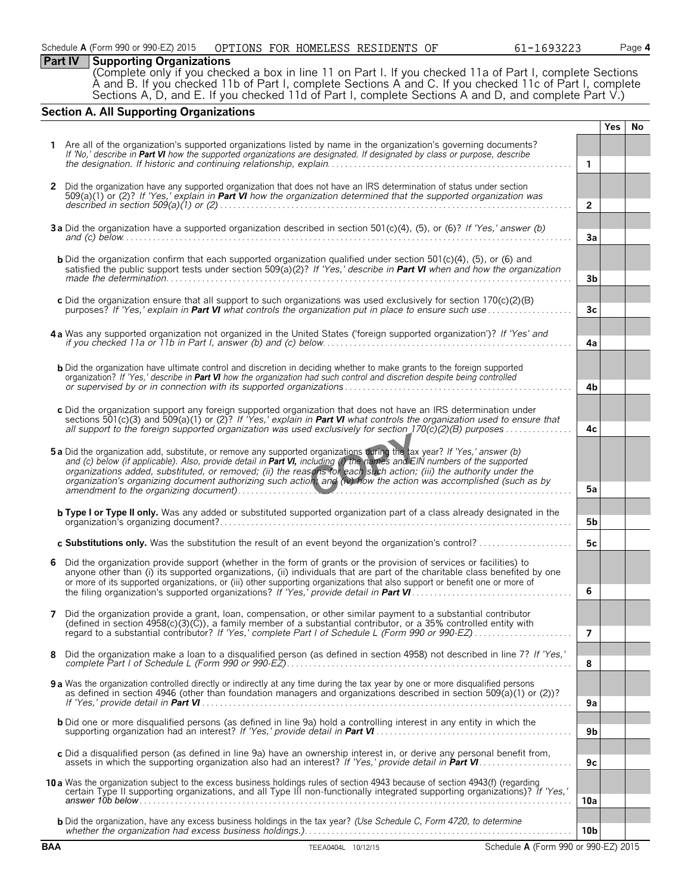Schedule A (Form 990 or 990-EZ) 2015 OPTIONS FOR HOMELESS RESIDENTS OF 61-1693223 Page 4

## Part IV Supporting Organizations

(Complete only if you checked a box in line 11 on Part I. If you checked 11a of Part I, complete Sections A and B. If you checked 11b of Part I, complete Sections A and C. If you checked 11c of Part I, complete Sections A, D, and E. If you checked 11d of Part I, complete Sections A and D, and complete Part V.)

### Section A. All Supporting Organizations

| | | | Yes | No |
|---|---|---|---|---|
| 1 | Are all of the organization's supported organizations listed by name in the organization's governing documents? *If 'No,' describe in* ***Part VI*** *how the supported organizations are designated. If designated by class or purpose, describe the designation. If historic and continuing relationship, explain.* | 1 | | |
| 2 | Did the organization have any supported organization that does not have an IRS determination of status under section 509(a)(1) or (2)? *If 'Yes,' explain in* ***Part VI*** *how the organization determined that the supported organization was described in section 509(a)(1) or (2)* | 2 | | |
| 3a | Did the organization have a supported organization described in section 501(c)(4), (5), or (6)? *If 'Yes,' answer (b) and (c) below.* | 3a | | |
| b | Did the organization confirm that each supported organization qualified under section 501(c)(4), (5), or (6) and satisfied the public support tests under section 509(a)(2)? *If 'Yes,' describe in* ***Part VI*** *when and how the organization made the determination.* | 3b | | |
| c | Did the organization ensure that all support to such organizations was used exclusively for section 170(c)(2)(B) purposes? *If 'Yes,' explain in* ***Part VI*** *what controls the organization put in place to ensure such use* | 3c | | |
| 4a | Was any supported organization not organized in the United States ('foreign supported organization')? *If 'Yes' and if you checked 11a or 11b in Part I, answer (b) and (c) below.* | 4a | | |
| b | Did the organization have ultimate control and discretion in deciding whether to make grants to the foreign supported organization? *If 'Yes,' describe in* ***Part VI*** *how the organization had such control and discretion despite being controlled or supervised by or in connection with its supported organizations* | 4b | | |
| c | Did the organization support any foreign supported organization that does not have an IRS determination under sections 501(c)(3) and 509(a)(1) or (2)? *If 'Yes,' explain in* ***Part VI*** *what controls the organization used to ensure that all support to the foreign supported organization was used exclusively for section 170(c)(2)(B) purposes* | 4c | | |
| 5a | Did the organization add, substitute, or remove any supported organizations during the tax year? *If 'Yes,' answer (b) and (c) below (if applicable). Also, provide detail in* ***Part VI,*** *including (i) the names and EIN numbers of the supported organizations added, substituted, or removed; (ii) the reasons for each such action; (iii) the authority under the organization's organizing document authorizing such action; and (iv) how the action was accomplished (such as by amendment to the organizing document)* | 5a | | |
| b | **Type I or Type II only.** Was any added or substituted supported organization part of a class already designated in the organization's organizing document? | 5b | | |
| c | **Substitutions only.** Was the substitution the result of an event beyond the organization's control? | 5c | | |
| 6 | Did the organization provide support (whether in the form of grants or the provision of services or facilities) to anyone other than (i) its supported organizations, (ii) individuals that are part of the charitable class benefited by one or more of its supported organizations, or (iii) other supporting organizations that also support or benefit one or more of the filing organization's supported organizations? *If 'Yes,' provide detail in* ***Part VI*** | 6 | | |
| 7 | Did the organization provide a grant, loan, compensation, or other similar payment to a substantial contributor (defined in section 4958(c)(3)(C)), a family member of a substantial contributor, or a 35% controlled entity with regard to a substantial contributor? *If 'Yes,' complete Part I of Schedule L (Form 990 or 990-EZ)* | 7 | | |
| 8 | Did the organization make a loan to a disqualified person (as defined in section 4958) not described in line 7? *If 'Yes,' complete Part I of Schedule L (Form 990 or 990-EZ)* | 8 | | |
| 9a | Was the organization controlled directly or indirectly at any time during the tax year by one or more disqualified persons as defined in section 4946 (other than foundation managers and organizations described in section 509(a)(1) or (2))? *If 'Yes,' provide detail in* ***Part VI*** | 9a | | |
| b | Did one or more disqualified persons (as defined in line 9a) hold a controlling interest in any entity in which the supporting organization had an interest? *If 'Yes,' provide detail in* ***Part VI*** | 9b | | |
| c | Did a disqualified person (as defined in line 9a) have an ownership interest in, or derive any personal benefit from, assets in which the supporting organization also had an interest? *If 'Yes,' provide detail in* ***Part VI*** | 9c | | |
| 10a | Was the organization subject to the excess business holdings rules of section 4943 because of section 4943(f) (regarding certain Type II supporting organizations, and all Type III non-functionally integrated supporting organizations)? *If 'Yes,' answer 10b below* | 10a | | |
| b | Did the organization, have any excess business holdings in the tax year? *(Use Schedule C, Form 4720, to determine whether the organization had excess business holdings.)* | 10b | | |

BAA TEEA0404L 10/12/15 Schedule A (Form 990 or 990-EZ) 2015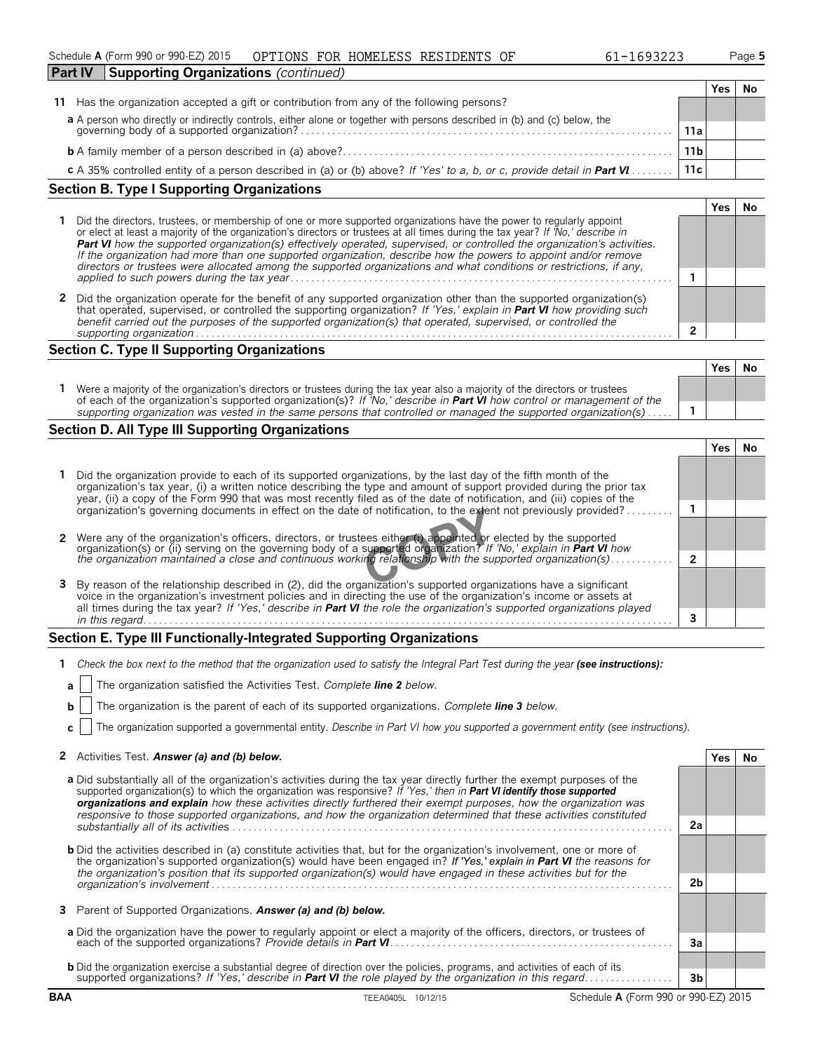Schedule A (Form 990 or 990-EZ) 2015 OPTIONS FOR HOMELESS RESIDENTS OF 61-1693223

## Part IV Supporting Organizations *(continued)*

| | | | Yes | No |
|---|---|---|---|---|
| **11** | Has the organization accepted a gift or contribution from any of the following persons? | | | |
| **a** | A person who directly or indirectly controls, either alone or together with persons described in (b) and (c) below, the governing body of a supported organization? | 11a | | |
| **b** | A family member of a person described in (a) above? | 11b | | |
| **c** | A 35% controlled entity of a person described in (a) or (b) above? *If 'Yes' to a, b, or c, provide detail in **Part VI*** | 11c | | |

### Section B. Type I Supporting Organizations

| | | | Yes | No |
|---|---|---|---|---|
| **1** | Did the directors, trustees, or membership of one or more supported organizations have the power to regularly appoint or elect at least a majority of the organization's directors or trustees at all times during the tax year? *If 'No,' describe in **Part VI** how the supported organization(s) effectively operated, supervised, or controlled the organization's activities. If the organization had more than one supported organization, describe how the powers to appoint and/or remove directors or trustees were allocated among the supported organizations and what conditions or restrictions, if any, applied to such powers during the tax year* | 1 | | |
| **2** | Did the organization operate for the benefit of any supported organization other than the supported organization(s) that operated, supervised, or controlled the supporting organization? *If 'Yes,' explain in **Part VI** how providing such benefit carried out the purposes of the supported organization(s) that operated, supervised, or controlled the supporting organization* | 2 | | |

### Section C. Type II Supporting Organizations

| | | | Yes | No |
|---|---|---|---|---|
| **1** | Were a majority of the organization's directors or trustees during the tax year also a majority of the directors or trustees of each of the organization's supported organization(s)? *If 'No,' describe in **Part VI** how control or management of the supporting organization was vested in the same persons that controlled or managed the supported organization(s)* | 1 | | |

### Section D. All Type III Supporting Organizations

| | | | Yes | No |
|---|---|---|---|---|
| **1** | Did the organization provide to each of its supported organizations, by the last day of the fifth month of the organization's tax year, (i) a written notice describing the type and amount of support provided during the prior tax year, (ii) a copy of the Form 990 that was most recently filed as of the date of notification, and (iii) copies of the organization's governing documents in effect on the date of notification, to the extent not previously provided? | 1 | | |
| **2** | Were any of the organization's officers, directors, or trustees either (i) appointed or elected by the supported organization(s) or (ii) serving on the governing body of a supported organization? *If 'No,' explain in **Part VI** how the organization maintained a close and continuous working relationship with the supported organization(s)* | 2 | | |
| **3** | By reason of the relationship described in (2), did the organization's supported organizations have a significant voice in the organization's investment policies and in directing the use of the organization's income or assets at all times during the tax year? *If 'Yes,' describe in **Part VI** the role the organization's supported organizations played in this regard* | 3 | | |

COPY

### Section E. Type III Functionally-Integrated Supporting Organizations

**1** *Check the box next to the method that the organization used to satisfy the Integral Part Test during the year **(see instructions):***

**a** ☐ The organization satisfied the Activities Test. *Complete **line 2** below.*

**b** ☐ The organization is the parent of each of its supported organizations. *Complete **line 3** below.*

**c** ☐ The organization supported a governmental entity. *Describe in Part VI how you supported a government entity (see instructions).*

| | | | Yes | No |
|---|---|---|---|---|
| **2** | Activities Test. ***Answer (a) and (b) below.*** | | | |
| **a** | Did substantially all of the organization's activities during the tax year directly further the exempt purposes of the supported organization(s) to which the organization was responsive? *If 'Yes,' then in **Part VI identify those supported organizations and explain** how these activities directly furthered their exempt purposes, how the organization was responsive to those supported organizations, and how the organization determined that these activities constituted substantially all of its activities* | 2a | | |
| **b** | Did the activities described in (a) constitute activities that, but for the organization's involvement, one or more of the organization's supported organization(s) would have been engaged in? ***If 'Yes,' explain in Part VI** the reasons for the organization's position that its supported organization(s) would have engaged in these activities but for the organization's involvement* | 2b | | |
| **3** | Parent of Supported Organizations. ***Answer (a) and (b) below.*** | | | |
| **a** | Did the organization have the power to regularly appoint or elect a majority of the officers, directors, or trustees of each of the supported organizations? *Provide details in **Part VI*** | 3a | | |
| **b** | Did the organization exercise a substantial degree of direction over the policies, programs, and activities of each of its supported organizations? *If 'Yes,' describe in **Part VI** the role played by the organization in this regard* | 3b | | |

BAA TEEA0405L 10/12/15 Schedule A (Form 990 or 990-EZ) 2015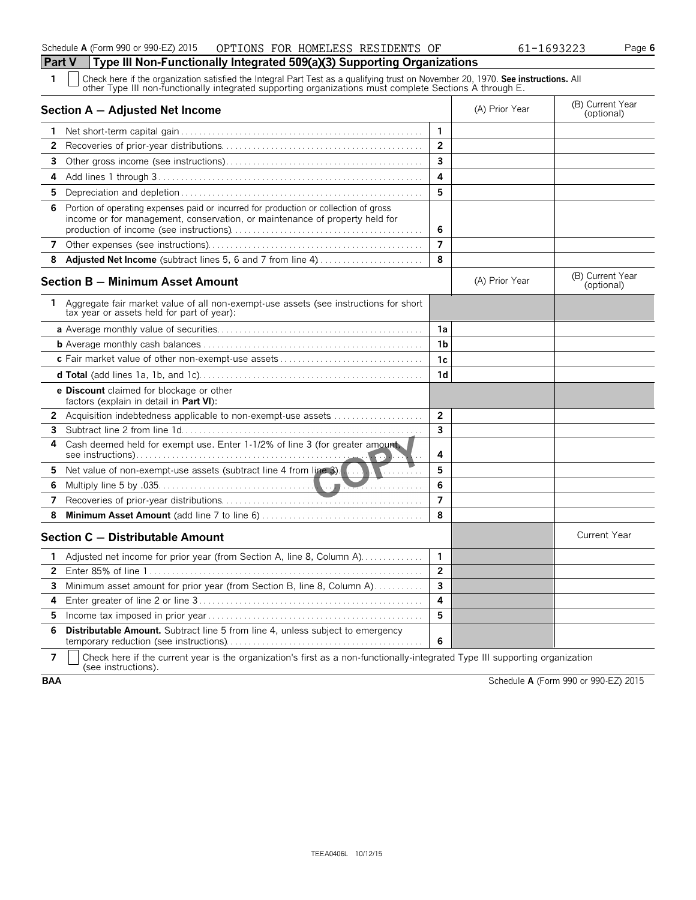Schedule A (Form 990 or 990-EZ) 2015 OPTIONS FOR HOMELESS RESIDENTS OF 61-1693223 Page 6

## Part V Type III Non-Functionally Integrated 509(a)(3) Supporting Organizations

**1** ☐ Check here if the organization satisfied the Integral Part Test as a qualifying trust on November 20, 1970. **See instructions.** All other Type III non-functionally integrated supporting organizations must complete Sections A through E.

| Section A — Adjusted Net Income | | (A) Prior Year | (B) Current Year (optional) |
|---|---|---|---|
| **1** Net short-term capital gain | 1 | | |
| **2** Recoveries of prior-year distributions | 2 | | |
| **3** Other gross income (see instructions) | 3 | | |
| **4** Add lines 1 through 3 | 4 | | |
| **5** Depreciation and depletion | 5 | | |
| **6** Portion of operating expenses paid or incurred for production or collection of gross income or for management, conservation, or maintenance of property held for production of income (see instructions) | 6 | | |
| **7** Other expenses (see instructions) | 7 | | |
| **8** **Adjusted Net Income** (subtract lines 5, 6 and 7 from line 4) | 8 | | |

| Section B — Minimum Asset Amount | | (A) Prior Year | (B) Current Year (optional) |
|---|---|---|---|
| **1** Aggregate fair market value of all non-exempt-use assets (see instructions for short tax year or assets held for part of year): | | | |
| **a** Average monthly value of securities | 1a | | |
| **b** Average monthly cash balances | 1b | | |
| **c** Fair market value of other non-exempt-use assets | 1c | | |
| **d Total** (add lines 1a, 1b, and 1c) | 1d | | |
| **e Discount** claimed for blockage or other factors (explain in detail in **Part VI**): | | | |
| **2** Acquisition indebtedness applicable to non-exempt-use assets | 2 | | |
| **3** Subtract line 2 from line 1d | 3 | | |
| **4** Cash deemed held for exempt use. Enter 1-1/2% of line 3 (for greater amount, see instructions) | 4 | | |
| **5** Net value of non-exempt-use assets (subtract line 4 from line 3) | 5 | | |
| **6** Multiply line 5 by .035 | 6 | | |
| **7** Recoveries of prior-year distributions | 7 | | |
| **8** **Minimum Asset Amount** (add line 7 to line 6) | 8 | | |

| Section C — Distributable Amount | | | Current Year |
|---|---|---|---|
| **1** Adjusted net income for prior year (from Section A, line 8, Column A) | 1 | | |
| **2** Enter 85% of line 1 | 2 | | |
| **3** Minimum asset amount for prior year (from Section B, line 8, Column A) | 3 | | |
| **4** Enter greater of line 2 or line 3 | 4 | | |
| **5** Income tax imposed in prior year | 5 | | |
| **6** **Distributable Amount.** Subtract line 5 from line 4, unless subject to emergency temporary reduction (see instructions) | 6 | | |

**7** ☐ Check here if the current year is the organization's first as a non-functionally-integrated Type III supporting organization (see instructions).

BAA Schedule A (Form 990 or 990-EZ) 2015

TEEA0406L 10/12/15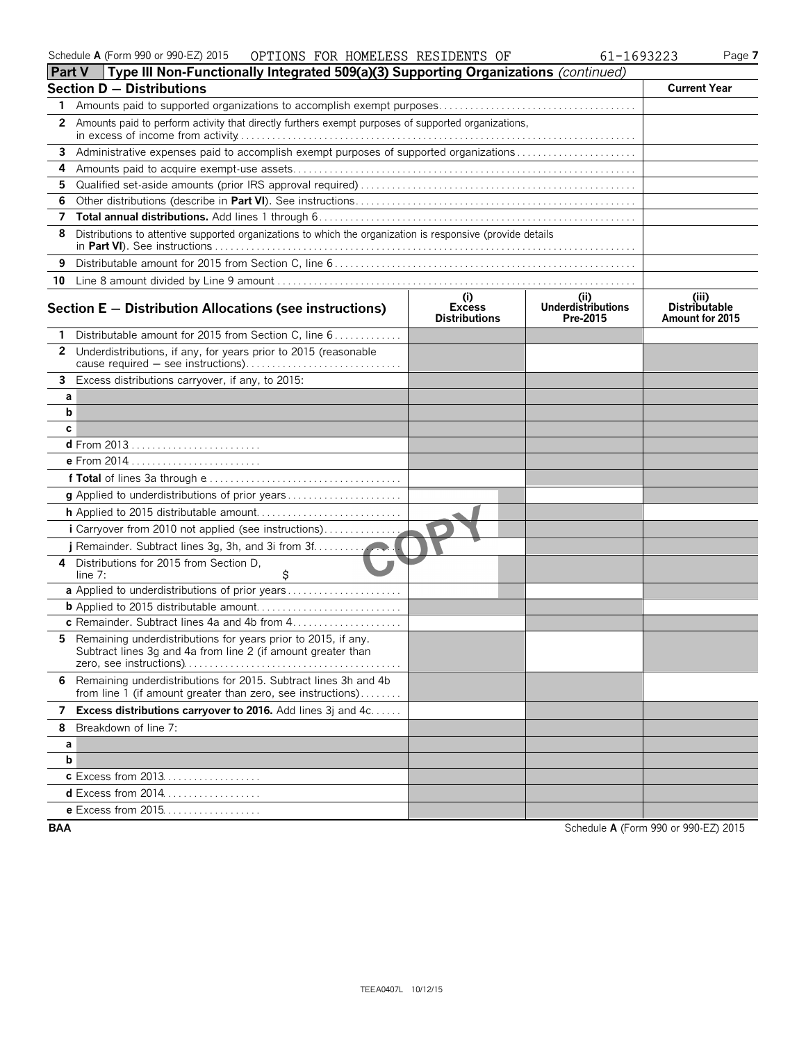Schedule A (Form 990 or 990-EZ) 2015 OPTIONS FOR HOMELESS RESIDENTS OF 61-1693223 Page 7

## Part V Type III Non-Functionally Integrated 509(a)(3) Supporting Organizations *(continued)*

| Section D — Distributions | | Current Year |
|---|---|---|
| 1 | Amounts paid to supported organizations to accomplish exempt purposes | |
| 2 | Amounts paid to perform activity that directly furthers exempt purposes of supported organizations, in excess of income from activity | |
| 3 | Administrative expenses paid to accomplish exempt purposes of supported organizations | |
| 4 | Amounts paid to acquire exempt-use assets | |
| 5 | Qualified set-aside amounts (prior IRS approval required) | |
| 6 | Other distributions (describe in **Part VI**). See instructions | |
| 7 | **Total annual distributions.** Add lines 1 through 6 | |
| 8 | Distributions to attentive supported organizations to which the organization is responsive (provide details in **Part VI**). See instructions | |
| 9 | Distributable amount for 2015 from Section C, line 6 | |
| 10 | Line 8 amount divided by Line 9 amount | |

| Section E — Distribution Allocations (see instructions) | (i) Excess Distributions | (ii) Underdistributions Pre-2015 | (iii) Distributable Amount for 2015 |
|---|---|---|---|
| 1 Distributable amount for 2015 from Section C, line 6 | | | |
| 2 Underdistributions, if any, for years prior to 2015 (reasonable cause required — see instructions) | | | |
| 3 Excess distributions carryover, if any, to 2015: | | | |
| a | | | |
| b | | | |
| c | | | |
| d From 2013 | | | |
| e From 2014 | | | |
| f **Total** of lines 3a through e | | | |
| g Applied to underdistributions of prior years | | | |
| h Applied to 2015 distributable amount | | | |
| i Carryover from 2010 not applied (see instructions) | | | |
| j Remainder. Subtract lines 3g, 3h, and 3i from 3f | | | |
| 4 Distributions for 2015 from Section D, line 7: $ | | | |
| a Applied to underdistributions of prior years | | | |
| b Applied to 2015 distributable amount | | | |
| c Remainder. Subtract lines 4a and 4b from 4 | | | |
| 5 Remaining underdistributions for years prior to 2015, if any. Subtract lines 3g and 4a from line 2 (if amount greater than zero, see instructions) | | | |
| 6 Remaining underdistributions for 2015. Subtract lines 3h and 4b from line 1 (if amount greater than zero, see instructions) | | | |
| 7 **Excess distributions carryover to 2016.** Add lines 3j and 4c | | | |
| 8 Breakdown of line 7: | | | |
| a | | | |
| b | | | |
| c Excess from 2013 | | | |
| d Excess from 2014 | | | |
| e Excess from 2015 | | | |

BAA Schedule A (Form 990 or 990-EZ) 2015

TEEA0407L 10/12/15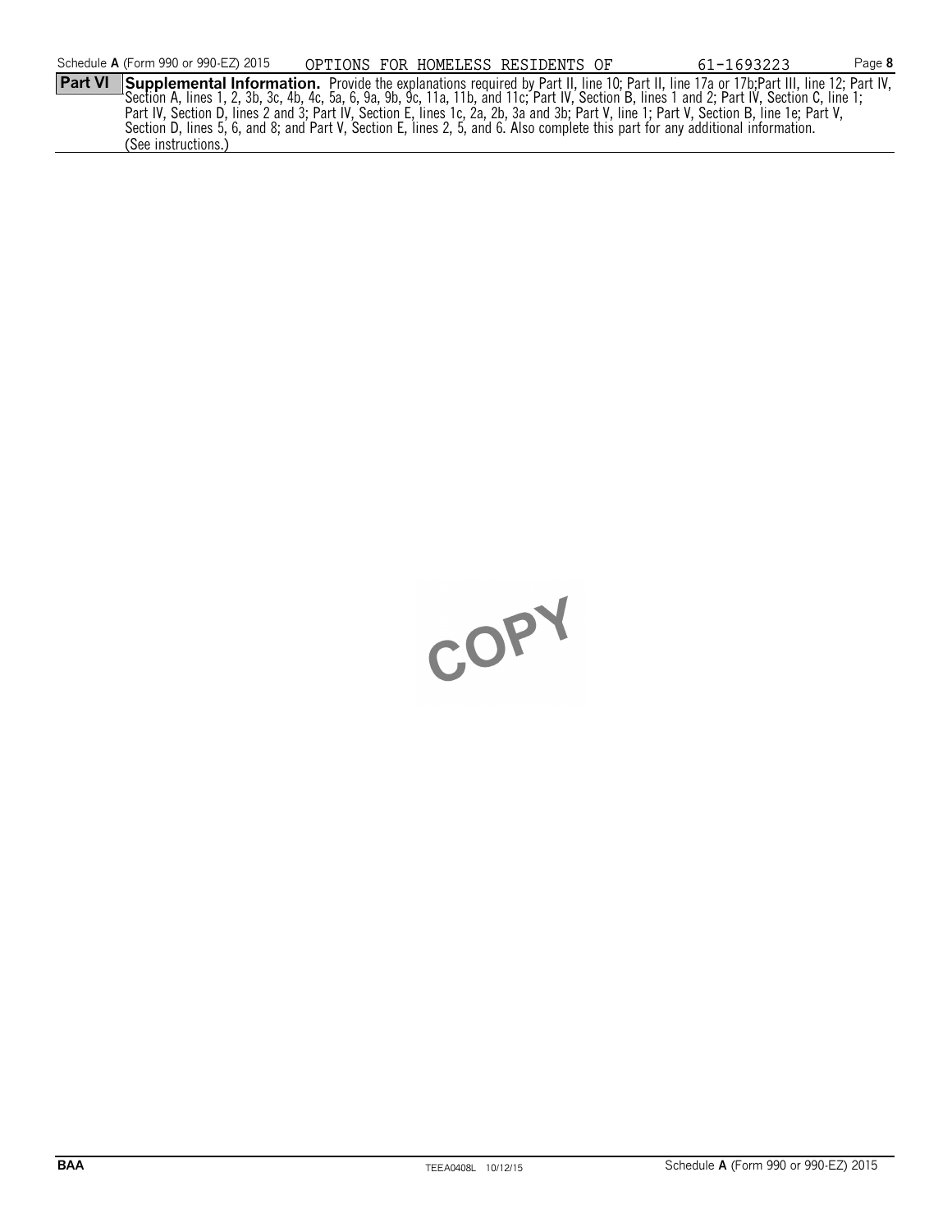Schedule **A** (Form 990 or 990-EZ) 2015 OPTIONS FOR HOMELESS RESIDENTS OF 61-1693223 Page **8**

**Part VI** **Supplemental Information.** Provide the explanations required by Part II, line 10; Part II, line 17a or 17b;Part III, line 12; Part IV, Section A, lines 1, 2, 3b, 3c, 4b, 4c, 5a, 6, 9a, 9b, 9c, 11a, 11b, and 11c; Part IV, Section B, lines 1 and 2; Part IV, Section C, line 1; Part IV, Section D, lines 2 and 3; Part IV, Section E, lines 1c, 2a, 2b, 3a and 3b; Part V, line 1; Part V, Section B, line 1e; Part V, Section D, lines 5, 6, and 8; and Part V, Section E, lines 2, 5, and 6. Also complete this part for any additional information. (See instructions.)

COPY

BAA TEEA0408L 10/12/15 Schedule **A** (Form 990 or 990-EZ) 2015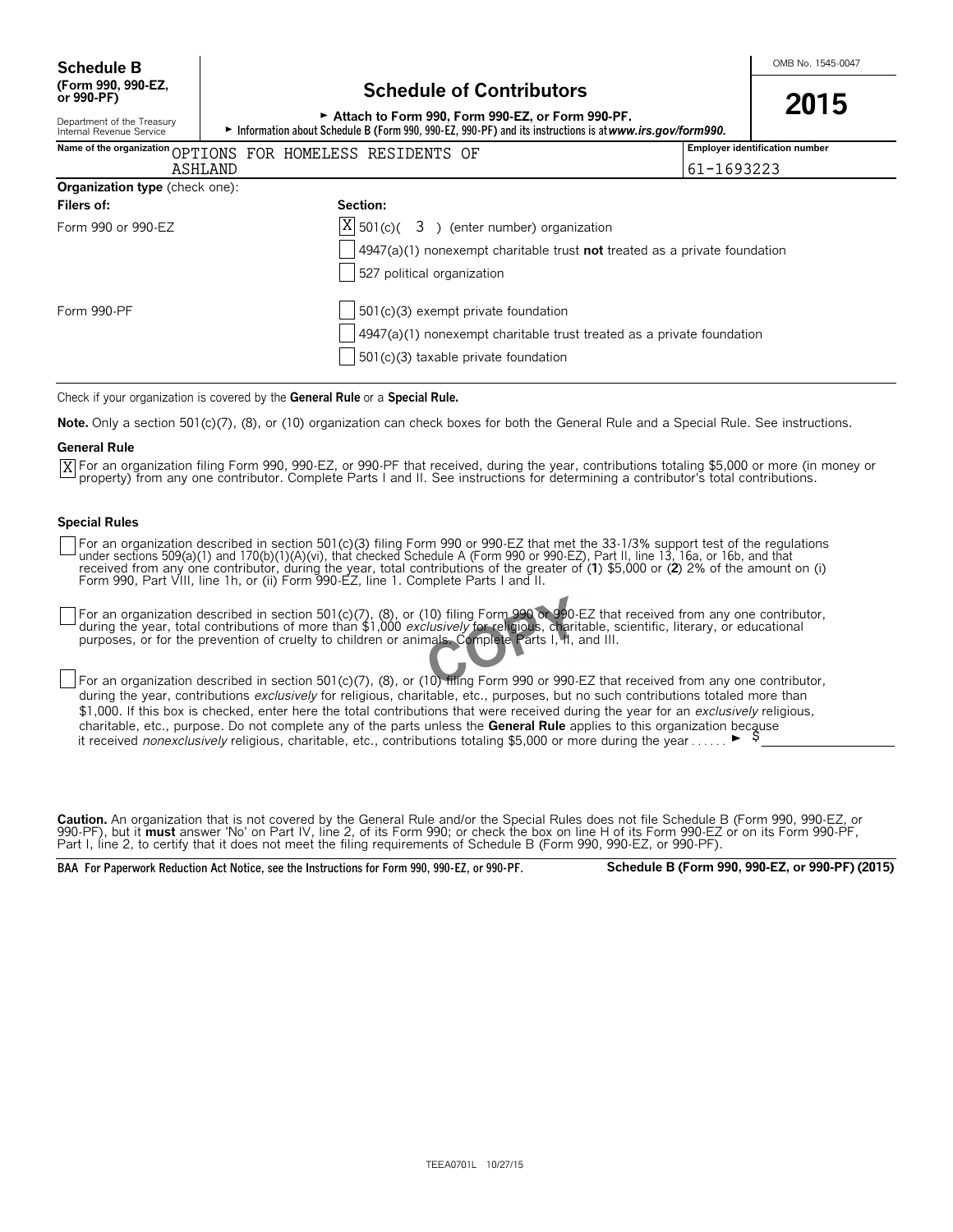**Schedule B**
**(Form 990, 990-EZ, or 990-PF)**

Department of the Treasury
Internal Revenue Service

# Schedule of Contributors

► Attach to Form 990, Form 990-EZ, or Form 990-PF.
► Information about Schedule B (Form 990, 990-EZ, 990-PF) and its instructions is at *www.irs.gov/form990.*

OMB No. 1545-0047

**2015**

| Name of the organization | Employer identification number |
|---|---|
| OPTIONS FOR HOMELESS RESIDENTS OF ASHLAND | 61-1693223 |

**Organization type** (check one):

| Filers of: | Section: |
|---|---|
| Form 990 or 990-EZ | [X] 501(c)( 3 ) (enter number) organization |
| | [ ] 4947(a)(1) nonexempt charitable trust **not** treated as a private foundation |
| | [ ] 527 political organization |
| Form 990-PF | [ ] 501(c)(3) exempt private foundation |
| | [ ] 4947(a)(1) nonexempt charitable trust treated as a private foundation |
| | [ ] 501(c)(3) taxable private foundation |

Check if your organization is covered by the **General Rule** or a **Special Rule.**

**Note.** Only a section 501(c)(7), (8), or (10) organization can check boxes for both the General Rule and a Special Rule. See instructions.

**General Rule**

[X] For an organization filing Form 990, 990-EZ, or 990-PF that received, during the year, contributions totaling $5,000 or more (in money or property) from any one contributor. Complete Parts I and II. See instructions for determining a contributor's total contributions.

**Special Rules**

[ ] For an organization described in section 501(c)(3) filing Form 990 or 990-EZ that met the 33-1/3% support test of the regulations under sections 509(a)(1) and 170(b)(1)(A)(vi), that checked Schedule A (Form 990 or 990-EZ), Part II, line 13, 16a, or 16b, and that received from any one contributor, during the year, total contributions of the greater of (**1**) $5,000 or (**2**) 2% of the amount on (i) Form 990, Part VIII, line 1h, or (ii) Form 990-EZ, line 1. Complete Parts I and II.

[ ] For an organization described in section 501(c)(7), (8), or (10) filing Form 990 or 990-EZ that received from any one contributor, during the year, total contributions of more than $1,000 *exclusively* for religious, charitable, scientific, literary, or educational purposes, or for the prevention of cruelty to children or animals. Complete Parts I, II, and III.

[ ] For an organization described in section 501(c)(7), (8), or (10) filing Form 990 or 990-EZ that received from any one contributor, during the year, contributions *exclusively* for religious, charitable, etc., purposes, but no such contributions totaled more than $1,000. If this box is checked, enter here the total contributions that were received during the year for an *exclusively* religious, charitable, etc., purpose. Do not complete any of the parts unless the **General Rule** applies to this organization because it received *nonexclusively* religious, charitable, etc., contributions totaling $5,000 or more during the year . . . . . . ► $

**Caution.** An organization that is not covered by the General Rule and/or the Special Rules does not file Schedule B (Form 990, 990-EZ, or 990-PF), but it **must** answer 'No' on Part IV, line 2, of its Form 990; or check the box on line H of its Form 990-EZ or on its Form 990-PF, Part I, line 2, to certify that it does not meet the filing requirements of Schedule B (Form 990, 990-EZ, or 990-PF).

**BAA For Paperwork Reduction Act Notice, see the Instructions for Form 990, 990-EZ, or 990-PF.** **Schedule B (Form 990, 990-EZ, or 990-PF) (2015)**

TEEA0701L 10/27/15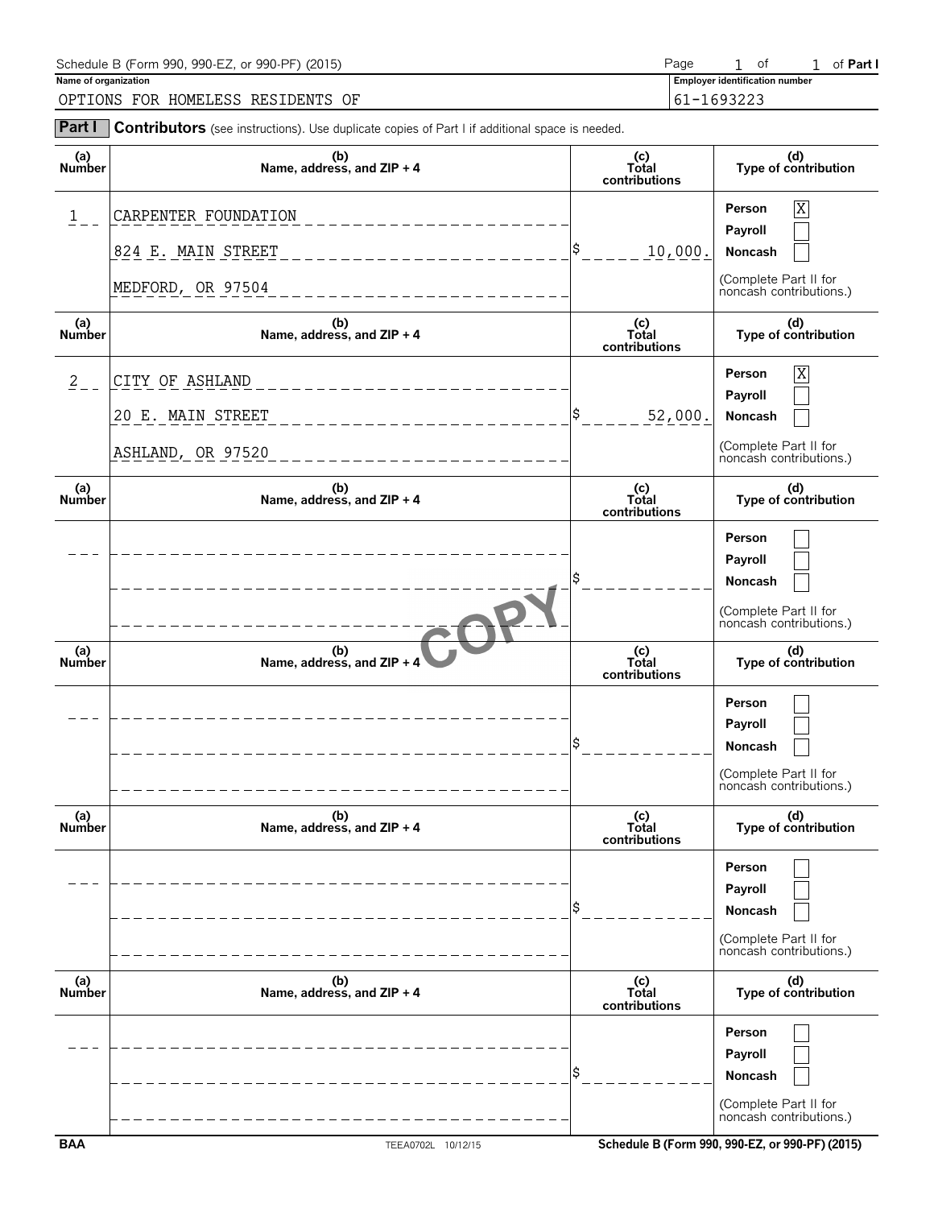Schedule B (Form 990, 990-EZ, or 990-PF) (2015) Page 1 of 1 of Part I

**Name of organization**
OPTIONS FOR HOMELESS RESIDENTS OF

**Employer identification number**
61-1693223

## Part I Contributors (see instructions). Use duplicate copies of Part I if additional space is needed.

| (a) Number | (b) Name, address, and ZIP + 4 | (c) Total contributions | (d) Type of contribution |
|---|---|---|---|
| 1 | CARPENTER FOUNDATION<br>824 E. MAIN STREET<br>MEDFORD, OR 97504 | $ 10,000. | Person [X]<br>Payroll [ ]<br>Noncash [ ]<br>(Complete Part II for noncash contributions.) |
| 2 | CITY OF ASHLAND<br>20 E. MAIN STREET<br>ASHLAND, OR 97520 | $ 52,000. | Person [X]<br>Payroll [ ]<br>Noncash [ ]<br>(Complete Part II for noncash contributions.) |
| | | $ | Person [ ]<br>Payroll [ ]<br>Noncash [ ]<br>(Complete Part II for noncash contributions.) |
| | | $ | Person [ ]<br>Payroll [ ]<br>Noncash [ ]<br>(Complete Part II for noncash contributions.) |
| | | $ | Person [ ]<br>Payroll [ ]<br>Noncash [ ]<br>(Complete Part II for noncash contributions.) |
| | | $ | Person [ ]<br>Payroll [ ]<br>Noncash [ ]<br>(Complete Part II for noncash contributions.) |

COPY

BAA TEEA0702L 10/12/15 Schedule B (Form 990, 990-EZ, or 990-PF) (2015)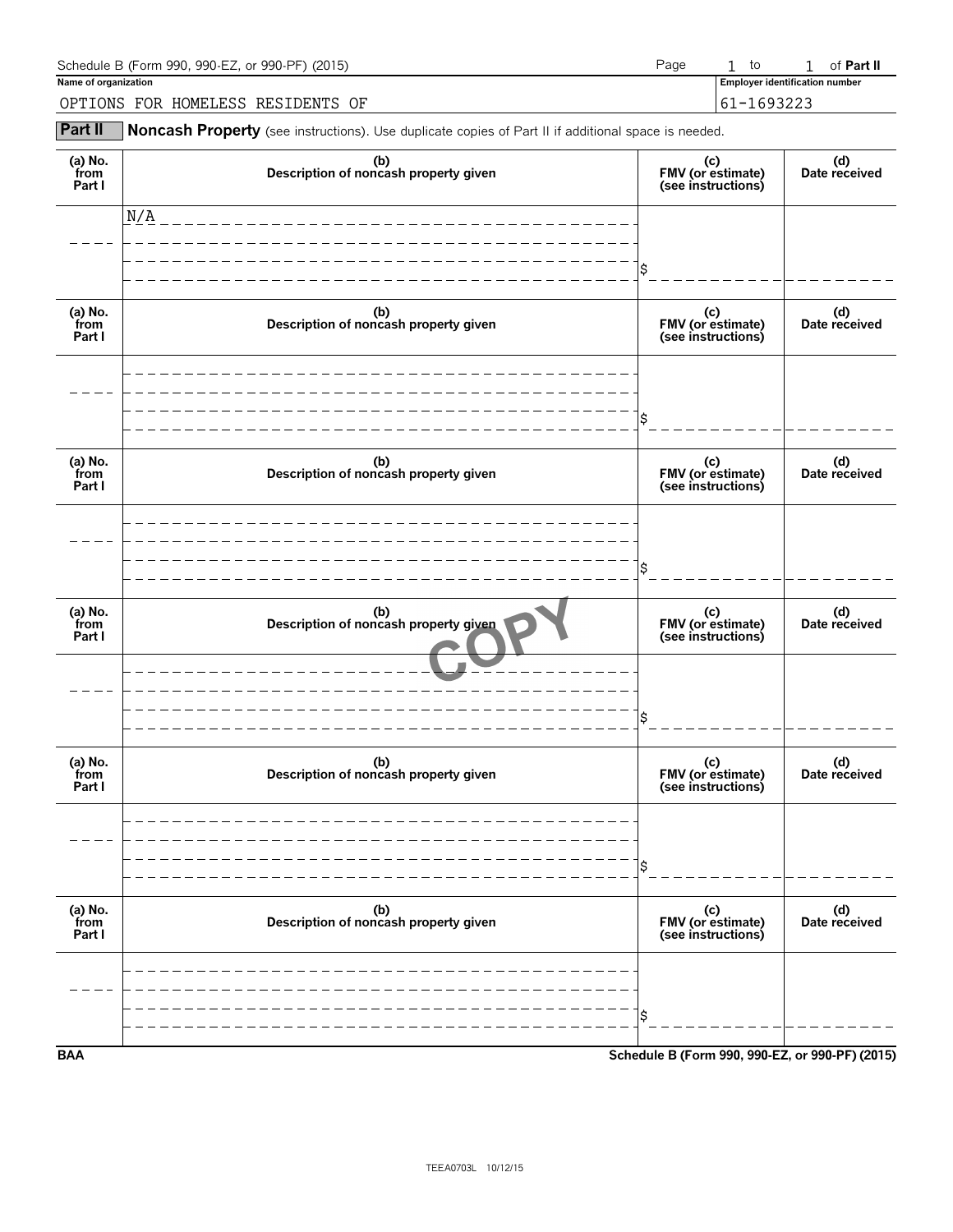Schedule B (Form 990, 990-EZ, or 990-PF) (2015) Page 1 to 1 of **Part II**

**Name of organization**

OPTIONS FOR HOMELESS RESIDENTS OF

**Employer identification number**

61-1693223

**Part II** **Noncash Property** (see instructions). Use duplicate copies of Part II if additional space is needed.

| (a) No. from Part I | (b) Description of noncash property given | (c) FMV (or estimate) (see instructions) | (d) Date received |
|---|---|---|---|
| | N/A | $ | |

| (a) No. from Part I | (b) Description of noncash property given | (c) FMV (or estimate) (see instructions) | (d) Date received |
|---|---|---|---|
| | | $ | |

| (a) No. from Part I | (b) Description of noncash property given | (c) FMV (or estimate) (see instructions) | (d) Date received |
|---|---|---|---|
| | | $ | |

| (a) No. from Part I | (b) Description of noncash property given | (c) FMV (or estimate) (see instructions) | (d) Date received |
|---|---|---|---|
| | | $ | |

| (a) No. from Part I | (b) Description of noncash property given | (c) FMV (or estimate) (see instructions) | (d) Date received |
|---|---|---|---|
| | | $ | |

| (a) No. from Part I | (b) Description of noncash property given | (c) FMV (or estimate) (see instructions) | (d) Date received |
|---|---|---|---|
| | | $ | |

COPY

**BAA** **Schedule B (Form 990, 990-EZ, or 990-PF) (2015)**

TEEA0703L 10/12/15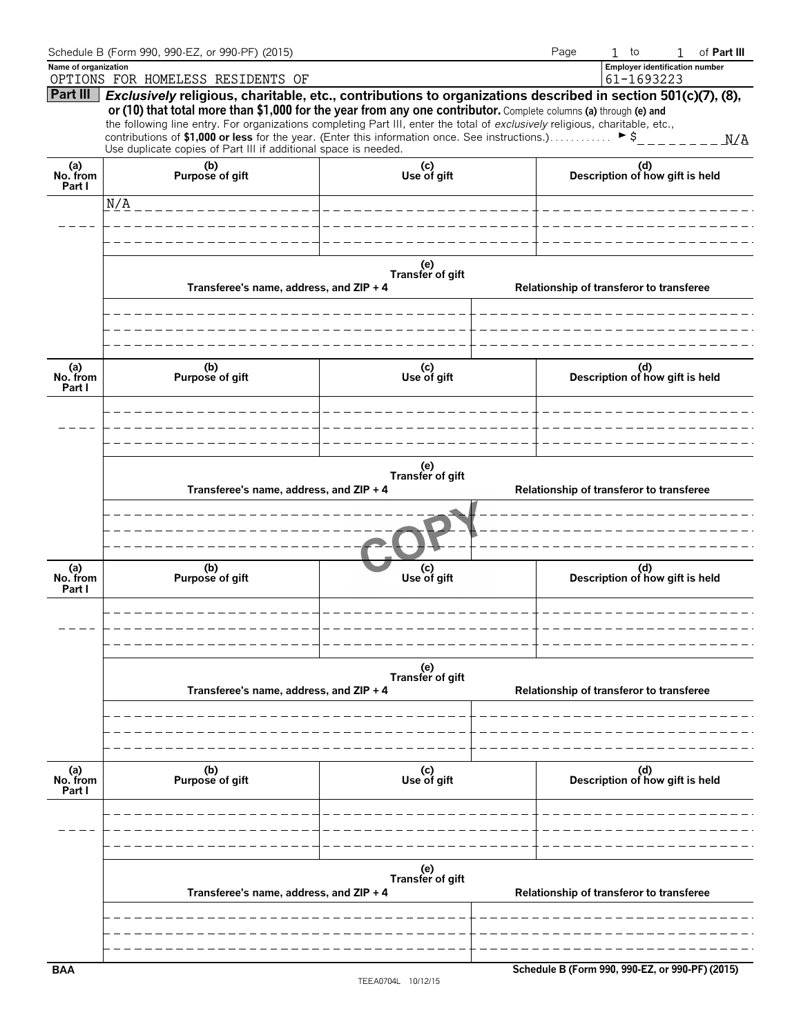Schedule B (Form 990, 990-EZ, or 990-PF) (2015) Page 1 to 1 of **Part III**

**Name of organization**
OPTIONS FOR HOMELESS RESIDENTS OF

**Employer identification number**
61-1693223

**Part III** ***Exclusively*** **religious, charitable, etc., contributions to organizations described in section 501(c)(7), (8), or (10) that total more than $1,000 for the year from any one contributor.** Complete columns **(a)** through **(e)** and the following line entry. For organizations completing Part III, enter the total of *exclusively* religious, charitable, etc., contributions of **$1,000 or less** for the year. (Enter this information once. See instructions.) . . . . . . . . . . . ► $ N/A

Use duplicate copies of Part III if additional space is needed.

| (a) No. from Part I | (b) Purpose of gift | (c) Use of gift | (d) Description of how gift is held |
|---|---|---|---|
| | N/A | | |

| (e) Transfer of gift | |
|---|---|
| Transferee's name, address, and ZIP + 4 | Relationship of transferor to transferee |
| | |

| (a) No. from Part I | (b) Purpose of gift | (c) Use of gift | (d) Description of how gift is held |
|---|---|---|---|
| | | | |

| (e) Transfer of gift | |
|---|---|
| Transferee's name, address, and ZIP + 4 | Relationship of transferor to transferee |
| | |

COPY

| (a) No. from Part I | (b) Purpose of gift | (c) Use of gift | (d) Description of how gift is held |
|---|---|---|---|
| | | | |

| (e) Transfer of gift | |
|---|---|
| Transferee's name, address, and ZIP + 4 | Relationship of transferor to transferee |
| | |

| (a) No. from Part I | (b) Purpose of gift | (c) Use of gift | (d) Description of how gift is held |
|---|---|---|---|
| | | | |

| (e) Transfer of gift | |
|---|---|
| Transferee's name, address, and ZIP + 4 | Relationship of transferor to transferee |
| | |

BAA Schedule B (Form 990, 990-EZ, or 990-PF) (2015)

TEEA0704L 10/12/15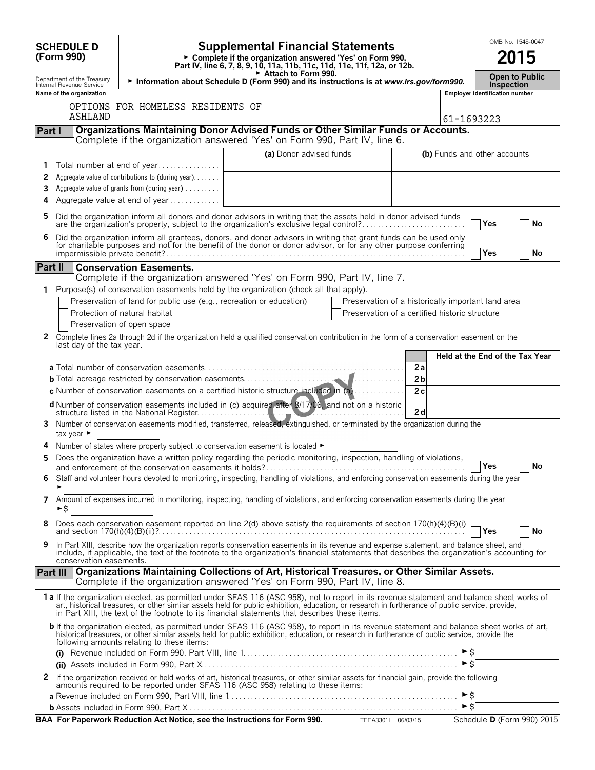**SCHEDULE D (Form 990)**

Department of the Treasury
Internal Revenue Service

# Supplemental Financial Statements

► Complete if the organization answered 'Yes' on Form 990, Part IV, line 6, 7, 8, 9, 10, 11a, 11b, 11c, 11d, 11e, 11f, 12a, or 12b.
► Attach to Form 990.
► Information about Schedule D (Form 990) and its instructions is at *www.irs.gov/form990*.

OMB No. 1545-0047
**2015**
**Open to Public Inspection**

**Name of the organization**
OPTIONS FOR HOMELESS RESIDENTS OF ASHLAND

**Employer identification number**
61-1693223

## Part I | Organizations Maintaining Donor Advised Funds or Other Similar Funds or Accounts.

Complete if the organization answered 'Yes' on Form 990, Part IV, line 6.

| | | (a) Donor advised funds | (b) Funds and other accounts |
|---|---|---|---|
| 1 | Total number at end of year | | |
| 2 | Aggregate value of contributions to (during year) | | |
| 3 | Aggregate value of grants from (during year) | | |
| 4 | Aggregate value at end of year | | |

5 Did the organization inform all donors and donor advisors in writing that the assets held in donor advised funds are the organization's property, subject to the organization's exclusive legal control? ☐ Yes ☐ No

6 Did the organization inform all grantees, donors, and donor advisors in writing that grant funds can be used only for charitable purposes and not for the benefit of the donor or donor advisor, or for any other purpose conferring impermissible private benefit? ☐ Yes ☐ No

## Part II | Conservation Easements.

Complete if the organization answered 'Yes' on Form 990, Part IV, line 7.

1 Purpose(s) of conservation easements held by the organization (check all that apply).

☐ Preservation of land for public use (e.g., recreation or education)
☐ Protection of natural habitat
☐ Preservation of open space
☐ Preservation of a historically important land area
☐ Preservation of a certified historic structure

2 Complete lines 2a through 2d if the organization held a qualified conservation contribution in the form of a conservation easement on the last day of the tax year.

| | | Held at the End of the Tax Year |
|---|---|---|
| **a** Total number of conservation easements | 2a | |
| **b** Total acreage restricted by conservation easements | 2b | |
| **c** Number of conservation easements on a certified historic structure included in (a) | 2c | |
| **d** Number of conservation easements included in (c) acquired after 8/17/06, and not on a historic structure listed in the National Register | 2d | |

3 Number of conservation easements modified, transferred, released, extinguished, or terminated by the organization during the tax year ►

4 Number of states where property subject to conservation easement is located ►

5 Does the organization have a written policy regarding the periodic monitoring, inspection, handling of violations, and enforcement of the conservation easements it holds? ☐ Yes ☐ No

6 Staff and volunteer hours devoted to monitoring, inspecting, handling of violations, and enforcing conservation easements during the year ►

7 Amount of expenses incurred in monitoring, inspecting, handling of violations, and enforcing conservation easements during the year ►$

8 Does each conservation easement reported on line 2(d) above satisfy the requirements of section 170(h)(4)(B)(i) and section 170(h)(4)(B)(ii)? ☐ Yes ☐ No

9 In Part XIII, describe how the organization reports conservation easements in its revenue and expense statement, and balance sheet, and include, if applicable, the text of the footnote to the organization's financial statements that describes the organization's accounting for conservation easements.

## Part III | Organizations Maintaining Collections of Art, Historical Treasures, or Other Similar Assets.

Complete if the organization answered 'Yes' on Form 990, Part IV, line 8.

**1 a** If the organization elected, as permitted under SFAS 116 (ASC 958), not to report in its revenue statement and balance sheet works of art, historical treasures, or other similar assets held for public exhibition, education, or research in furtherance of public service, provide, in Part XIII, the text of the footnote to its financial statements that describes these items.

**b** If the organization elected, as permitted under SFAS 116 (ASC 958), to report in its revenue statement and balance sheet works of art, historical treasures, or other similar assets held for public exhibition, education, or research in furtherance of public service, provide the following amounts relating to these items:

**(i)** Revenue included on Form 990, Part VIII, line 1 ►$

**(ii)** Assets included in Form 990, Part X ►$

2 If the organization received or held works of art, historical treasures, or other similar assets for financial gain, provide the following amounts required to be reported under SFAS 116 (ASC 958) relating to these items:

**a** Revenue included on Form 990, Part VIII, line 1 ►$

**b** Assets included in Form 990, Part X ►$

**BAA For Paperwork Reduction Act Notice, see the Instructions for Form 990.** TEEA3301L 06/03/15 Schedule **D** (Form 990) 2015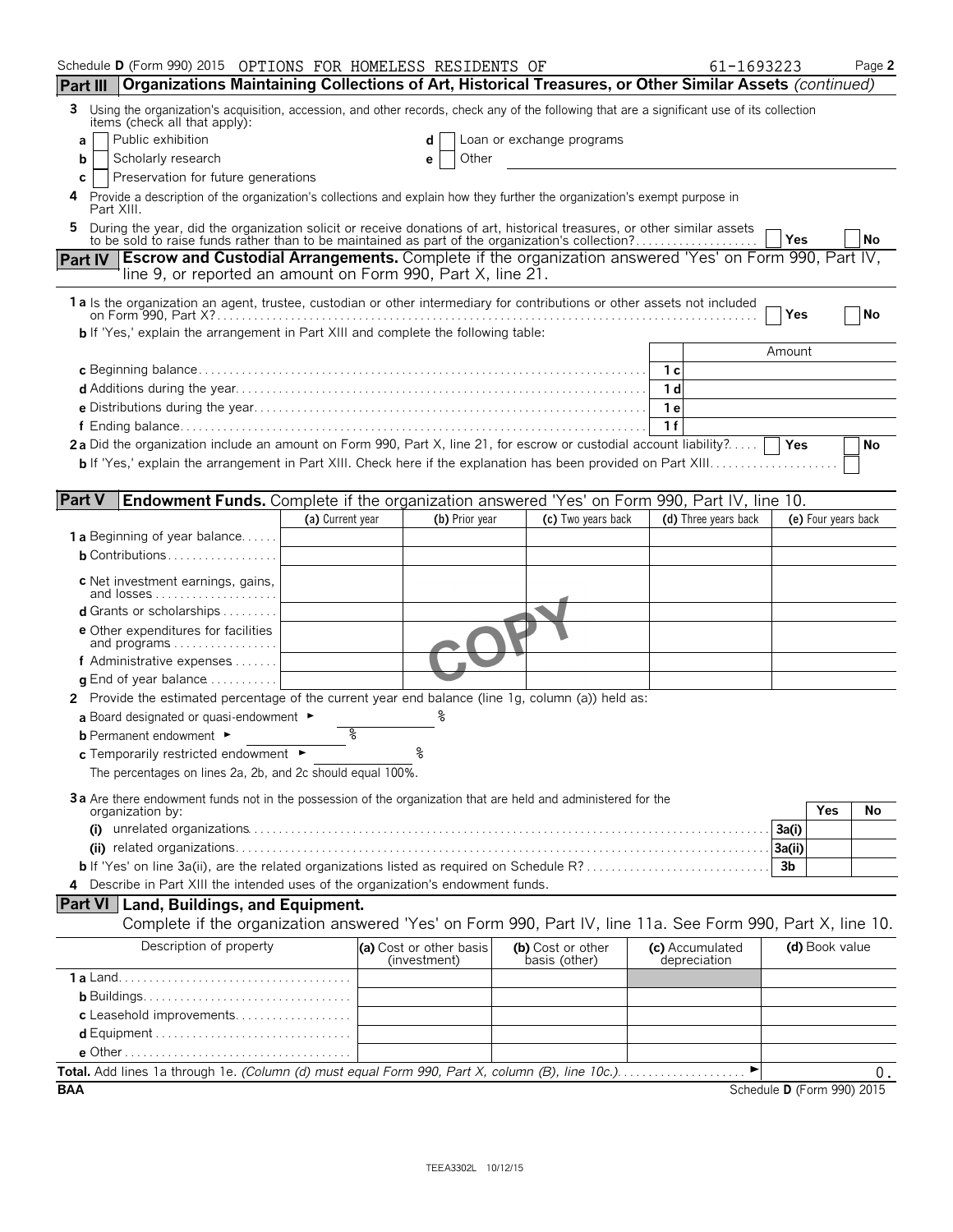Schedule D (Form 990) 2015 OPTIONS FOR HOMELESS RESIDENTS OF 61-1693223 Page 2

## Part III Organizations Maintaining Collections of Art, Historical Treasures, or Other Similar Assets *(continued)*

**3** Using the organization's acquisition, accession, and other records, check any of the following that are a significant use of its collection items (check all that apply):

- **a** ☐ Public exhibition
- **b** ☐ Scholarly research
- **c** ☐ Preservation for future generations
- **d** ☐ Loan or exchange programs
- **e** ☐ Other

**4** Provide a description of the organization's collections and explain how they further the organization's exempt purpose in Part XIII.

**5** During the year, did the organization solicit or receive donations of art, historical treasures, or other similar assets to be sold to raise funds rather than to be maintained as part of the organization's collection? ☐ Yes ☐ No

## Part IV Escrow and Custodial Arrangements. 
Complete if the organization answered 'Yes' on Form 990, Part IV, line 9, or reported an amount on Form 990, Part X, line 21.

**1 a** Is the organization an agent, trustee, custodian or other intermediary for contributions or other assets not included on Form 990, Part X? ☐ Yes ☐ No

**b** If 'Yes,' explain the arrangement in Part XIII and complete the following table:

| | | Amount |
|---|---|---|
| **c** Beginning balance | 1 c | |
| **d** Additions during the year | 1 d | |
| **e** Distributions during the year | 1 e | |
| **f** Ending balance | 1 f | |

**2 a** Did the organization include an amount on Form 990, Part X, line 21, for escrow or custodial account liability? ☐ Yes ☐ No

**b** If 'Yes,' explain the arrangement in Part XIII. Check here if the explanation has been provided on Part XIII ☐

## Part V Endowment Funds. 
Complete if the organization answered 'Yes' on Form 990, Part IV, line 10.

| | (a) Current year | (b) Prior year | (c) Two years back | (d) Three years back | (e) Four years back |
|---|---|---|---|---|---|
| **1 a** Beginning of year balance | | | | | |
| **b** Contributions | | | | | |
| **c** Net investment earnings, gains, and losses | | | | | |
| **d** Grants or scholarships | | | | | |
| **e** Other expenditures for facilities and programs | | | | | |
| **f** Administrative expenses | | | | | |
| **g** End of year balance | | | | | |

**2** Provide the estimated percentage of the current year end balance (line 1g, column (a)) held as:

- **a** Board designated or quasi-endowment ► %
- **b** Permanent endowment ► %
- **c** Temporarily restricted endowment ► %

The percentages on lines 2a, 2b, and 2c should equal 100%.

**3 a** Are there endowment funds not in the possession of the organization that are held and administered for the organization by:

| | | Yes | No |
|---|---|---|---|
| **(i)** unrelated organizations | 3a(i) | | |
| **(ii)** related organizations | 3a(ii) | | |
| **b** If 'Yes' on line 3a(ii), are the related organizations listed as required on Schedule R? | 3b | | |

**4** Describe in Part XIII the intended uses of the organization's endowment funds.

## Part VI Land, Buildings, and Equipment.
Complete if the organization answered 'Yes' on Form 990, Part IV, line 11a. See Form 990, Part X, line 10.

| Description of property | (a) Cost or other basis (investment) | (b) Cost or other basis (other) | (c) Accumulated depreciation | (d) Book value |
|---|---|---|---|---|
| **1 a** Land | | | | |
| **b** Buildings | | | | |
| **c** Leasehold improvements | | | | |
| **d** Equipment | | | | |
| **e** Other | | | | |

**Total.** Add lines 1a through 1e. *(Column (d) must equal Form 990, Part X, column (B), line 10c.)* ► 0.

BAA Schedule D (Form 990) 2015

TEEA3302L 10/12/15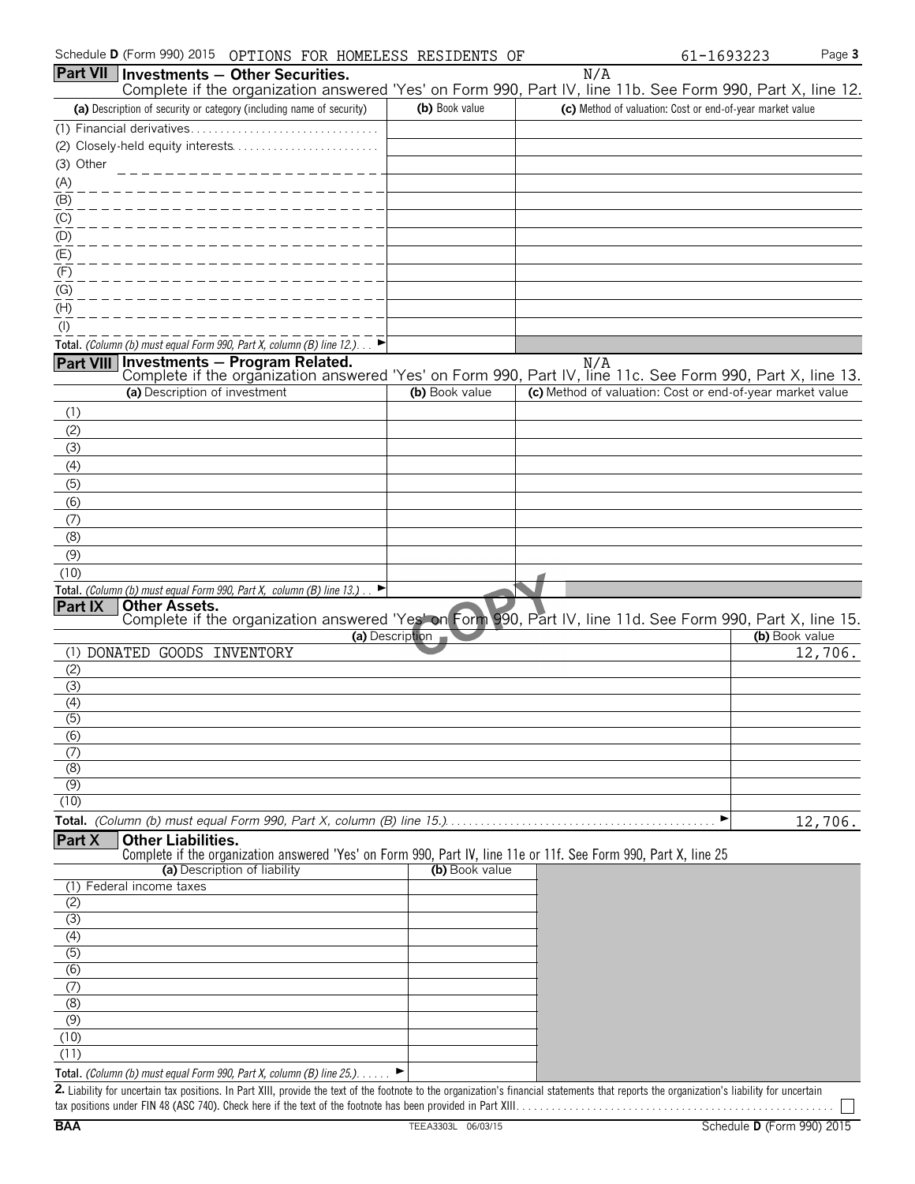Schedule D (Form 990) 2015 OPTIONS FOR HOMELESS RESIDENTS OF 61-1693223

## Part VII Investments — Other Securities.

N/A

Complete if the organization answered 'Yes' on Form 990, Part IV, line 11b. See Form 990, Part X, line 12.

| (a) Description of security or category (including name of security) | (b) Book value | (c) Method of valuation: Cost or end-of-year market value |
|---|---|---|
| (1) Financial derivatives | | |
| (2) Closely-held equity interests | | |
| (3) Other | | |
| (A) | | |
| (B) | | |
| (C) | | |
| (D) | | |
| (E) | | |
| (F) | | |
| (G) | | |
| (H) | | |
| (I) | | |
| **Total.** *(Column (b) must equal Form 990, Part X, column (B) line 12.)* ► | | |

## Part VIII Investments — Program Related.

N/A

Complete if the organization answered 'Yes' on Form 990, Part IV, line 11c. See Form 990, Part X, line 13.

| (a) Description of investment | (b) Book value | (c) Method of valuation: Cost or end-of-year market value |
|---|---|---|
| (1) | | |
| (2) | | |
| (3) | | |
| (4) | | |
| (5) | | |
| (6) | | |
| (7) | | |
| (8) | | |
| (9) | | |
| (10) | | |
| **Total.** *(Column (b) must equal Form 990, Part X, column (B) line 13.)* ► | | |

## Part IX Other Assets.

Complete if the organization answered 'Yes' on Form 990, Part IV, line 11d. See Form 990, Part X, line 15.

| (a) Description | (b) Book value |
|---|---|
| (1) DONATED GOODS INVENTORY | 12,706. |
| (2) | |
| (3) | |
| (4) | |
| (5) | |
| (6) | |
| (7) | |
| (8) | |
| (9) | |
| (10) | |
| **Total.** *(Column (b) must equal Form 990, Part X, column (B) line 15.)* ► | 12,706. |

## Part X Other Liabilities.

Complete if the organization answered 'Yes' on Form 990, Part IV, line 11e or 11f. See Form 990, Part X, line 25

| (a) Description of liability | (b) Book value |
|---|---|
| (1) Federal income taxes | |
| (2) | |
| (3) | |
| (4) | |
| (5) | |
| (6) | |
| (7) | |
| (8) | |
| (9) | |
| (10) | |
| (11) | |
| **Total.** *(Column (b) must equal Form 990, Part X, column (B) line 25.)* ► | |

**2.** Liability for uncertain tax positions. In Part XIII, provide the text of the footnote to the organization's financial statements that reports the organization's liability for uncertain tax positions under FIN 48 (ASC 740). Check here if the text of the footnote has been provided in Part XIII ☐

BAA TEEA3303L 06/03/15 Schedule D (Form 990) 2015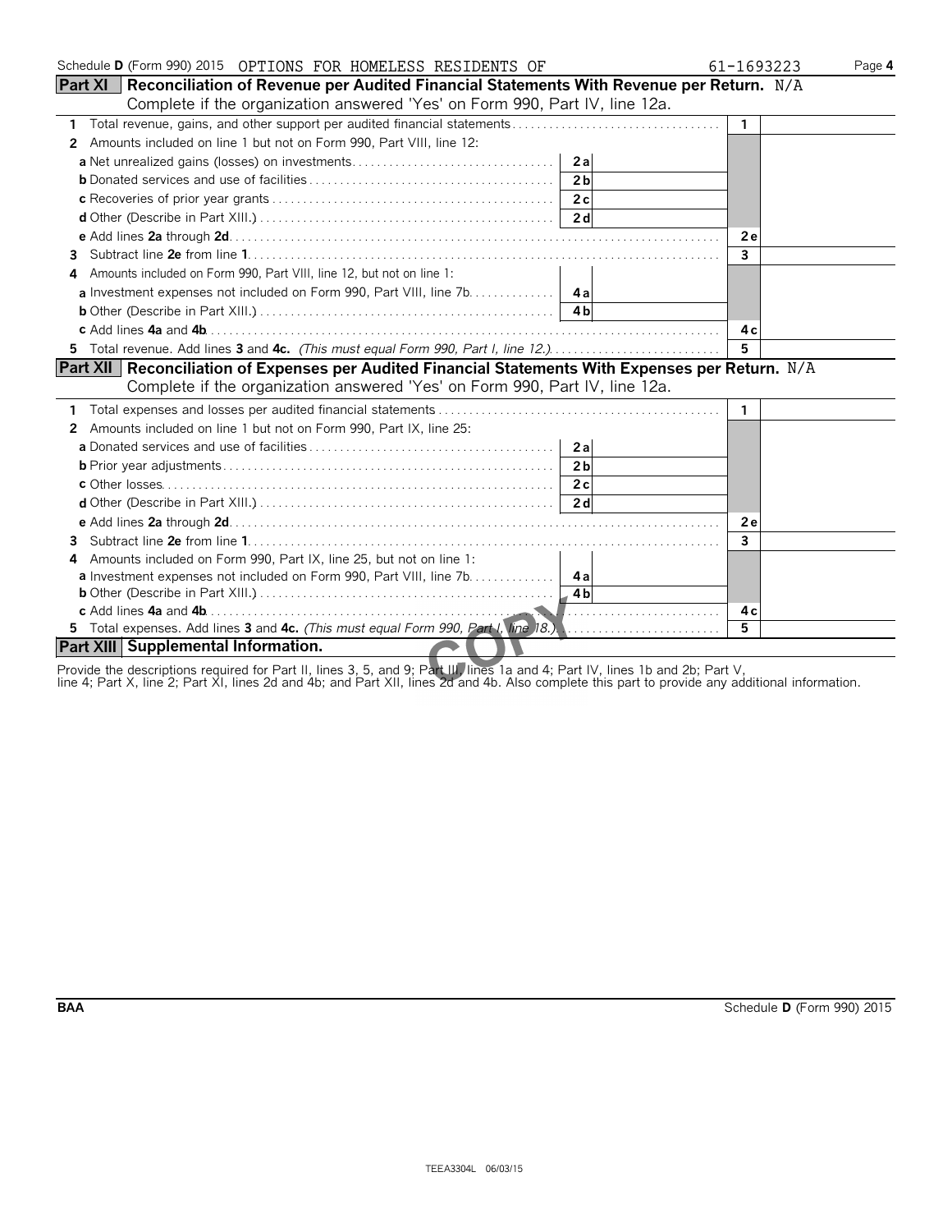Schedule **D** (Form 990) 2015 OPTIONS FOR HOMELESS RESIDENTS OF 61-1693223

## Part XI Reconciliation of Revenue per Audited Financial Statements With Revenue per Return. N/A

Complete if the organization answered 'Yes' on Form 990, Part IV, line 12a.

| | | | | |
|---|---|---|---|---|
| **1** Total revenue, gains, and other support per audited financial statements | | | 1 | |
| **2** Amounts included on line 1 but not on Form 990, Part VIII, line 12: | | | | |
| **a** Net unrealized gains (losses) on investments | 2a | | | |
| **b** Donated services and use of facilities | 2b | | | |
| **c** Recoveries of prior year grants | 2c | | | |
| **d** Other (Describe in Part XIII.) | 2d | | | |
| **e** Add lines **2a** through **2d** | | | 2e | |
| **3** Subtract line **2e** from line **1** | | | 3 | |
| **4** Amounts included on Form 990, Part VIII, line 12, but not on line 1: | | | | |
| **a** Investment expenses not included on Form 990, Part VIII, line 7b | 4a | | | |
| **b** Other (Describe in Part XIII.) | 4b | | | |
| **c** Add lines **4a** and **4b** | | | 4c | |
| **5** Total revenue. Add lines **3** and **4c.** *(This must equal Form 990, Part I, line 12.)* | | | 5 | |

## Part XII Reconciliation of Expenses per Audited Financial Statements With Expenses per Return. N/A

Complete if the organization answered 'Yes' on Form 990, Part IV, line 12a.

| | | | | |
|---|---|---|---|---|
| **1** Total expenses and losses per audited financial statements | | | 1 | |
| **2** Amounts included on line 1 but not on Form 990, Part IX, line 25: | | | | |
| **a** Donated services and use of facilities | 2a | | | |
| **b** Prior year adjustments | 2b | | | |
| **c** Other losses | 2c | | | |
| **d** Other (Describe in Part XIII.) | 2d | | | |
| **e** Add lines **2a** through **2d** | | | 2e | |
| **3** Subtract line **2e** from line **1** | | | 3 | |
| **4** Amounts included on Form 990, Part IX, line 25, but not on line 1: | | | | |
| **a** Investment expenses not included on Form 990, Part VIII, line 7b | 4a | | | |
| **b** Other (Describe in Part XIII.) | 4b | | | |
| **c** Add lines **4a** and **4b** | | | 4c | |
| **5** Total expenses. Add lines **3** and **4c.** *(This must equal Form 990, Part I, line 18.)* | | | 5 | |

## Part XIII Supplemental Information.

Provide the descriptions required for Part II, lines 3, 5, and 9; Part III, lines 1a and 4; Part IV, lines 1b and 2b; Part V, line 4; Part X, line 2; Part XI, lines 2d and 4b; and Part XII, lines 2d and 4b. Also complete this part to provide any additional information.

COPY

BAA Schedule **D** (Form 990) 2015

TEEA3304L 06/03/15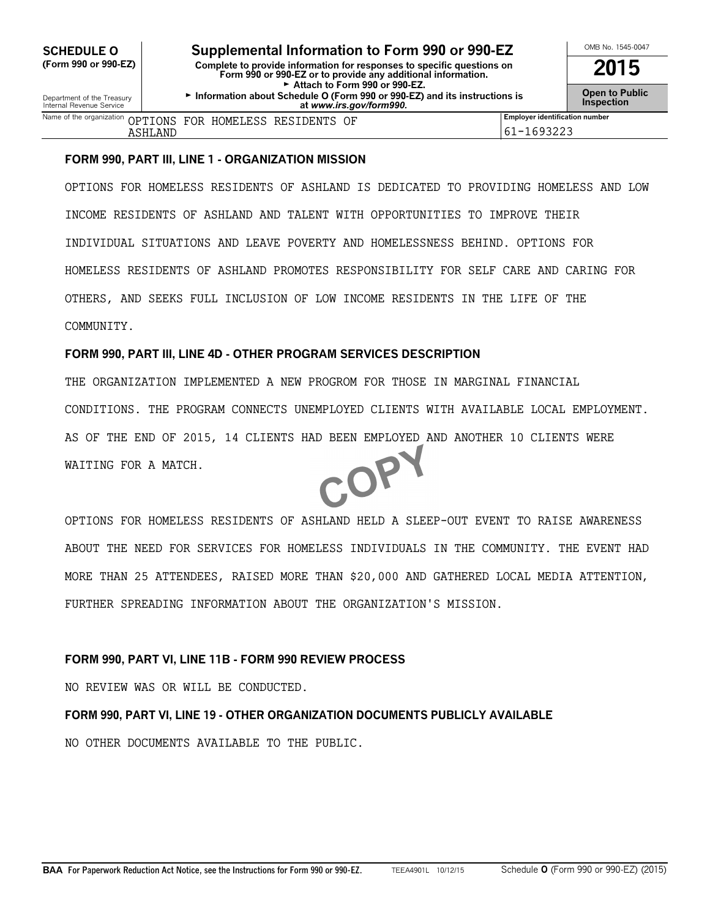**SCHEDULE O** **(Form 990 or 990-EZ)**

Department of the Treasury Internal Revenue Service

# Supplemental Information to Form 990 or 990-EZ

**Complete to provide information for responses to specific questions on Form 990 or 990-EZ or to provide any additional information.**
**► Attach to Form 990 or 990-EZ.**
**► Information about Schedule O (Form 990 or 990-EZ) and its instructions is at *www.irs.gov/form990.***

OMB No. 1545-0047

**2015**

**Open to Public Inspection**

| Name of the organization | Employer identification number |
|---|---|
| OPTIONS FOR HOMELESS RESIDENTS OF ASHLAND | 61-1693223 |

**FORM 990, PART III, LINE 1 - ORGANIZATION MISSION**

OPTIONS FOR HOMELESS RESIDENTS OF ASHLAND IS DEDICATED TO PROVIDING HOMELESS AND LOW INCOME RESIDENTS OF ASHLAND AND TALENT WITH OPPORTUNITIES TO IMPROVE THEIR INDIVIDUAL SITUATIONS AND LEAVE POVERTY AND HOMELESSNESS BEHIND. OPTIONS FOR HOMELESS RESIDENTS OF ASHLAND PROMOTES RESPONSIBILITY FOR SELF CARE AND CARING FOR OTHERS, AND SEEKS FULL INCLUSION OF LOW INCOME RESIDENTS IN THE LIFE OF THE COMMUNITY.

**FORM 990, PART III, LINE 4D - OTHER PROGRAM SERVICES DESCRIPTION**

THE ORGANIZATION IMPLEMENTED A NEW PROGROM FOR THOSE IN MARGINAL FINANCIAL CONDITIONS. THE PROGRAM CONNECTS UNEMPLOYED CLIENTS WITH AVAILABLE LOCAL EMPLOYMENT. AS OF THE END OF 2015, 14 CLIENTS HAD BEEN EMPLOYED AND ANOTHER 10 CLIENTS WERE WAITING FOR A MATCH.

OPTIONS FOR HOMELESS RESIDENTS OF ASHLAND HELD A SLEEP-OUT EVENT TO RAISE AWARENESS ABOUT THE NEED FOR SERVICES FOR HOMELESS INDIVIDUALS IN THE COMMUNITY. THE EVENT HAD MORE THAN 25 ATTENDEES, RAISED MORE THAN $20,000 AND GATHERED LOCAL MEDIA ATTENTION, FURTHER SPREADING INFORMATION ABOUT THE ORGANIZATION'S MISSION.

**FORM 990, PART VI, LINE 11B - FORM 990 REVIEW PROCESS**

NO REVIEW WAS OR WILL BE CONDUCTED.

**FORM 990, PART VI, LINE 19 - OTHER ORGANIZATION DOCUMENTS PUBLICLY AVAILABLE**

NO OTHER DOCUMENTS AVAILABLE TO THE PUBLIC.

**BAA For Paperwork Reduction Act Notice, see the Instructions for Form 990 or 990-EZ.** TEEA4901L 10/12/15 Schedule **O** (Form 990 or 990-EZ) (2015)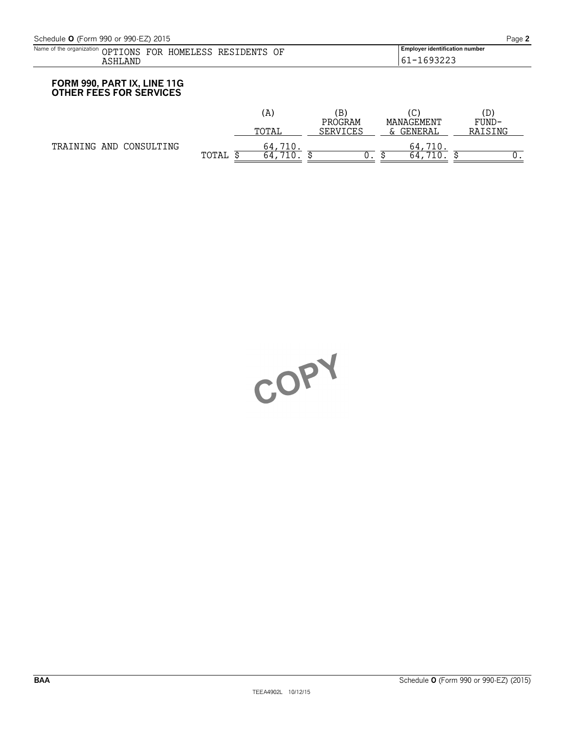Name of the organization OPTIONS FOR HOMELESS RESIDENTS OF ASHLAND

Employer identification number 61-1693223

**FORM 990, PART IX, LINE 11G**
**OTHER FEES FOR SERVICES**

| | (A) TOTAL | (B) PROGRAM SERVICES | (C) MANAGEMENT & GENERAL | (D) FUND-RAISING |
|---|---|---|---|---|
| TRAINING AND CONSULTING | 64,710. | | 64,710. | |
| TOTAL | $ 64,710. | $ 0. | $ 64,710. | $ 0. |

COPY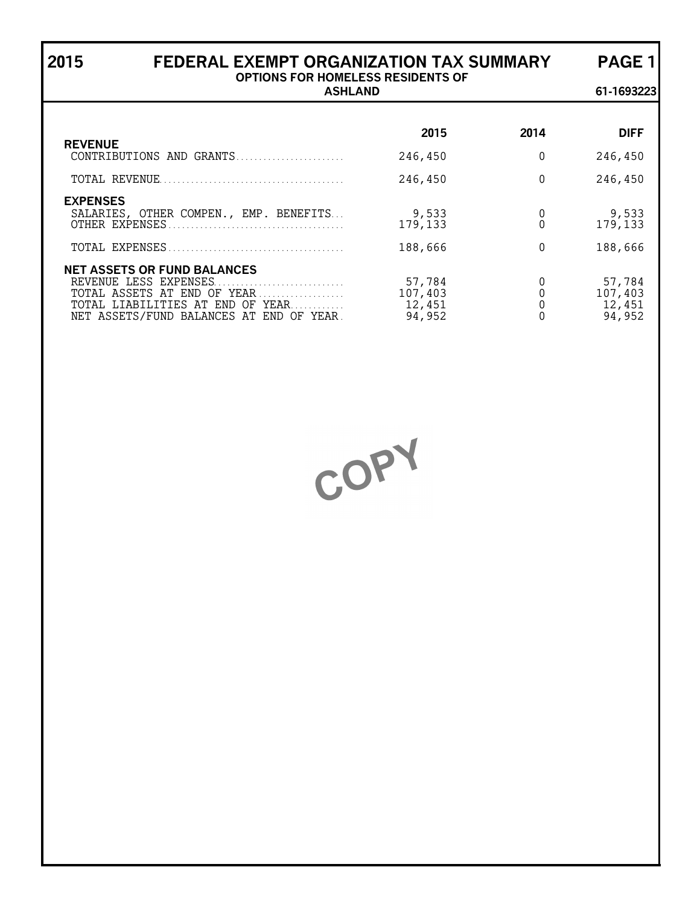# 2015 FEDERAL EXEMPT ORGANIZATION TAX SUMMARY

**OPTIONS FOR HOMELESS RESIDENTS OF ASHLAND**

**61-1693223**

| | 2015 | 2014 | DIFF |
|---|---|---|---|
| **REVENUE** | | | |
| CONTRIBUTIONS AND GRANTS | 246,450 | 0 | 246,450 |
| TOTAL REVENUE | 246,450 | 0 | 246,450 |
| **EXPENSES** | | | |
| SALARIES, OTHER COMPEN., EMP. BENEFITS | 9,533 | 0 | 9,533 |
| OTHER EXPENSES | 179,133 | 0 | 179,133 |
| TOTAL EXPENSES | 188,666 | 0 | 188,666 |
| **NET ASSETS OR FUND BALANCES** | | | |
| REVENUE LESS EXPENSES | 57,784 | 0 | 57,784 |
| TOTAL ASSETS AT END OF YEAR | 107,403 | 0 | 107,403 |
| TOTAL LIABILITIES AT END OF YEAR | 12,451 | 0 | 12,451 |
| NET ASSETS/FUND BALANCES AT END OF YEAR | 94,952 | 0 | 94,952 |

COPY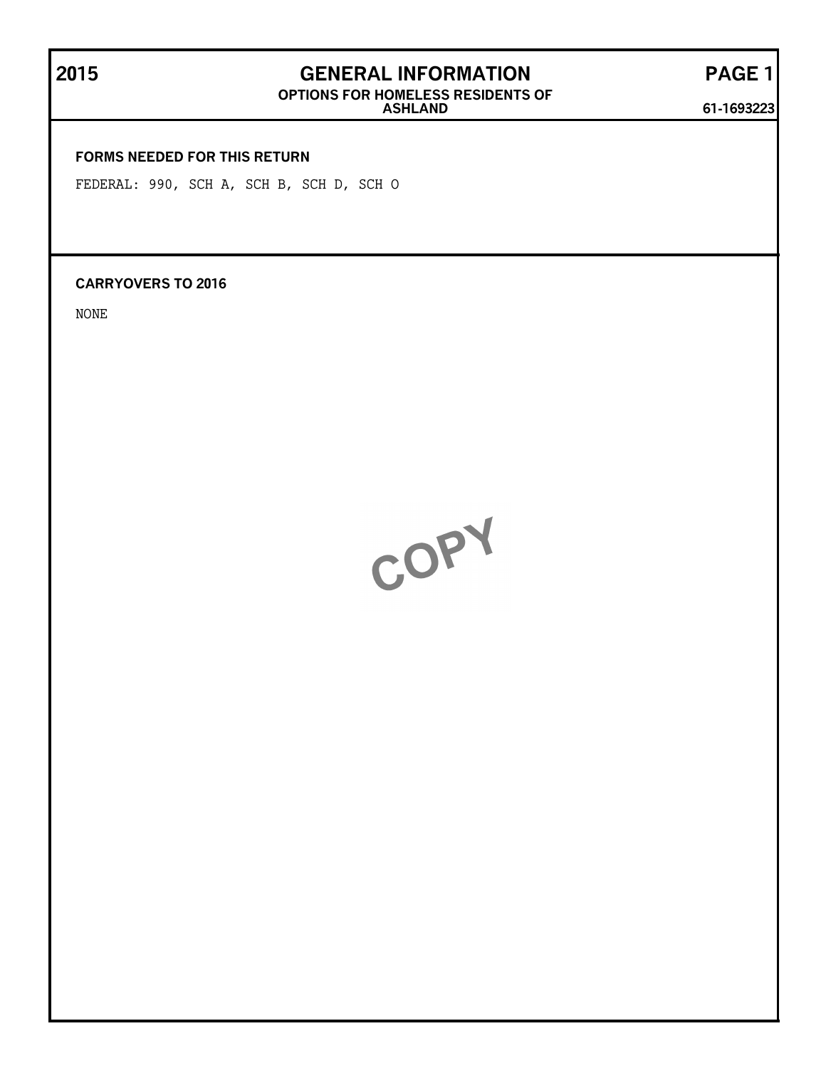# 2015 GENERAL INFORMATION

**OPTIONS FOR HOMELESS RESIDENTS OF ASHLAND**

**61-1693223**

### FORMS NEEDED FOR THIS RETURN

FEDERAL: 990, SCH A, SCH B, SCH D, SCH O

### CARRYOVERS TO 2016

NONE

COPY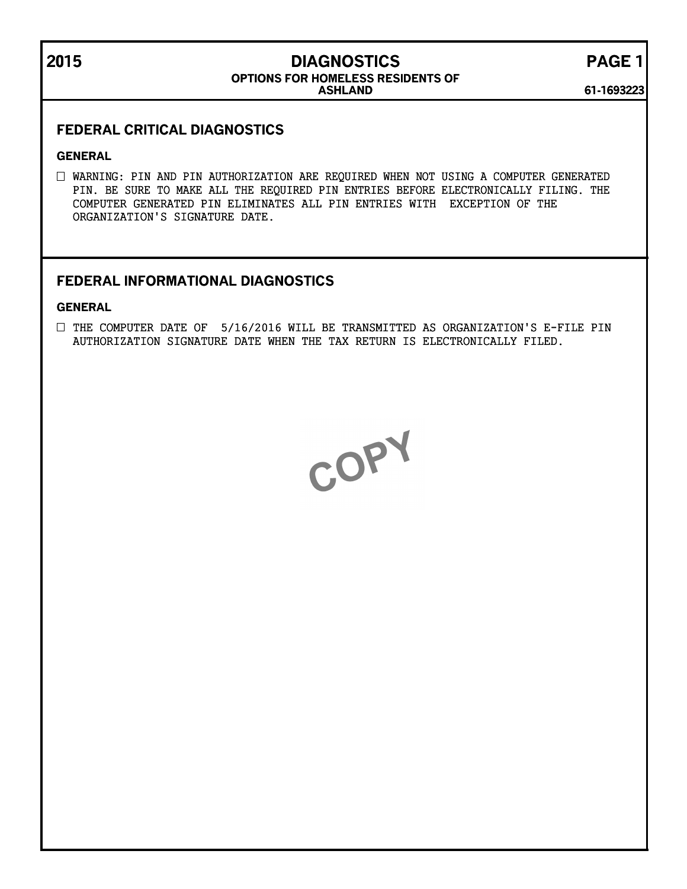# 2015 DIAGNOSTICS PAGE 1

**OPTIONS FOR HOMELESS RESIDENTS OF ASHLAND**

**61-1693223**

## FEDERAL CRITICAL DIAGNOSTICS

### GENERAL

- ☐ WARNING: PIN AND PIN AUTHORIZATION ARE REQUIRED WHEN NOT USING A COMPUTER GENERATED PIN. BE SURE TO MAKE ALL THE REQUIRED PIN ENTRIES BEFORE ELECTRONICALLY FILING. THE COMPUTER GENERATED PIN ELIMINATES ALL PIN ENTRIES WITH EXCEPTION OF THE ORGANIZATION'S SIGNATURE DATE.

## FEDERAL INFORMATIONAL DIAGNOSTICS

### GENERAL

- ☐ THE COMPUTER DATE OF 5/16/2016 WILL BE TRANSMITTED AS ORGANIZATION'S E-FILE PIN AUTHORIZATION SIGNATURE DATE WHEN THE TAX RETURN IS ELECTRONICALLY FILED.

COPY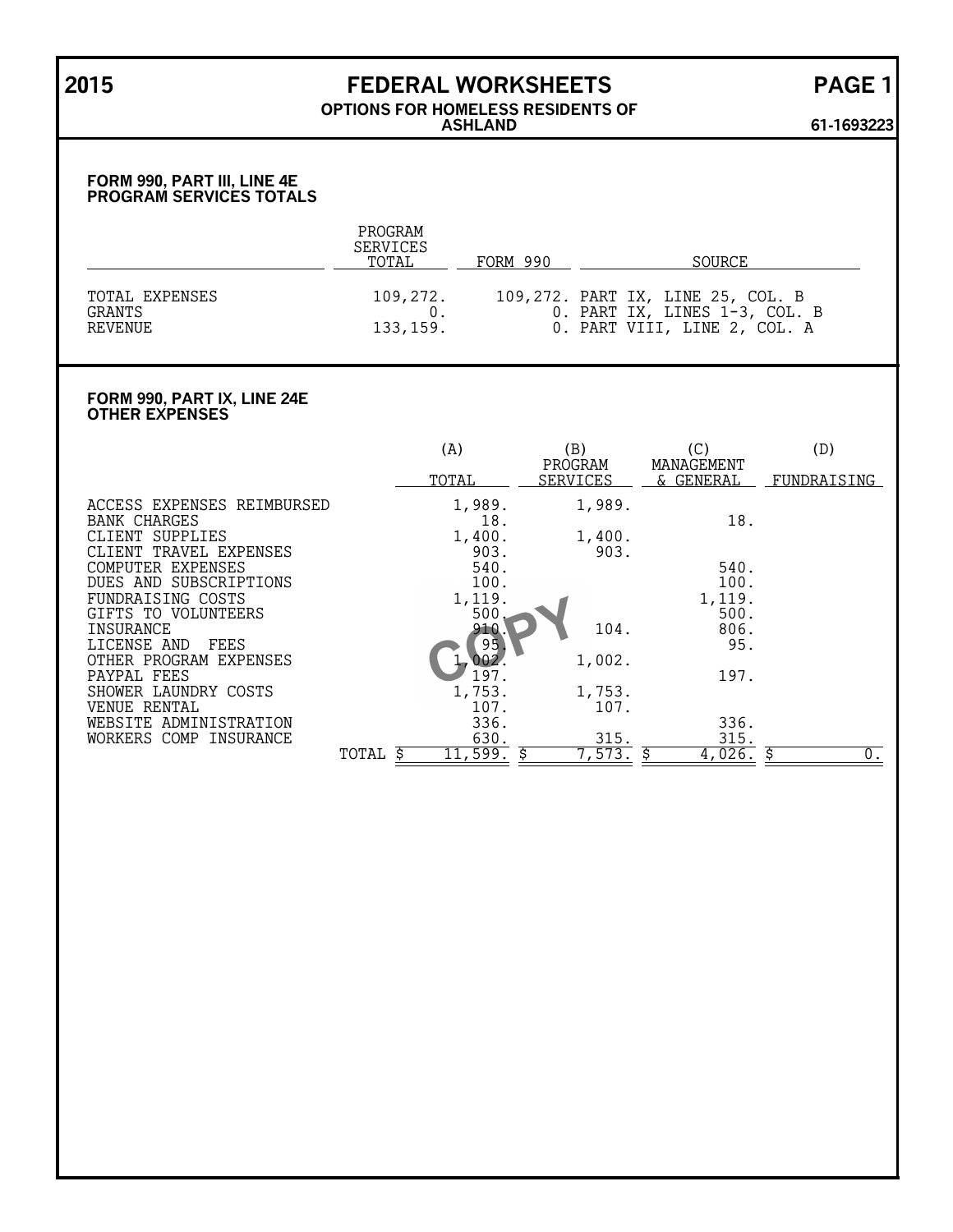# 2015 FEDERAL WORKSHEETS

**OPTIONS FOR HOMELESS RESIDENTS OF ASHLAND**

**61-1693223**

## FORM 990, PART III, LINE 4E PROGRAM SERVICES TOTALS

| | PROGRAM SERVICES TOTAL | FORM 990 | SOURCE |
|---|---|---|---|
| TOTAL EXPENSES | 109,272. | 109,272. | PART IX, LINE 25, COL. B |
| GRANTS | 0. | 0. | PART IX, LINES 1-3, COL. B |
| REVENUE | 133,159. | 0. | PART VIII, LINE 2, COL. A |

## FORM 990, PART IX, LINE 24E OTHER EXPENSES

| | (A) TOTAL | (B) PROGRAM SERVICES | (C) MANAGEMENT & GENERAL | (D) FUNDRAISING |
|---|---|---|---|---|
| ACCESS EXPENSES REIMBURSED | 1,989. | 1,989. | | |
| BANK CHARGES | 18. | | 18. | |
| CLIENT SUPPLIES | 1,400. | 1,400. | | |
| CLIENT TRAVEL EXPENSES | 903. | 903. | | |
| COMPUTER EXPENSES | 540. | | 540. | |
| DUES AND SUBSCRIPTIONS | 100. | | 100. | |
| FUNDRAISING COSTS | 1,119. | | 1,119. | |
| GIFTS TO VOLUNTEERS | 500. | | 500. | |
| INSURANCE | 910. | 104. | 806. | |
| LICENSE AND FEES | 95. | | 95. | |
| OTHER PROGRAM EXPENSES | 1,002. | 1,002. | | |
| PAYPAL FEES | 197. | | 197. | |
| SHOWER LAUNDRY COSTS | 1,753. | 1,753. | | |
| VENUE RENTAL | 107. | 107. | | |
| WEBSITE ADMINISTRATION | 336. | | 336. | |
| WORKERS COMP INSURANCE | 630. | 315. | 315. | |
| TOTAL | $ 11,599. | $ 7,573. | $ 4,026. | $ 0. |

COPY